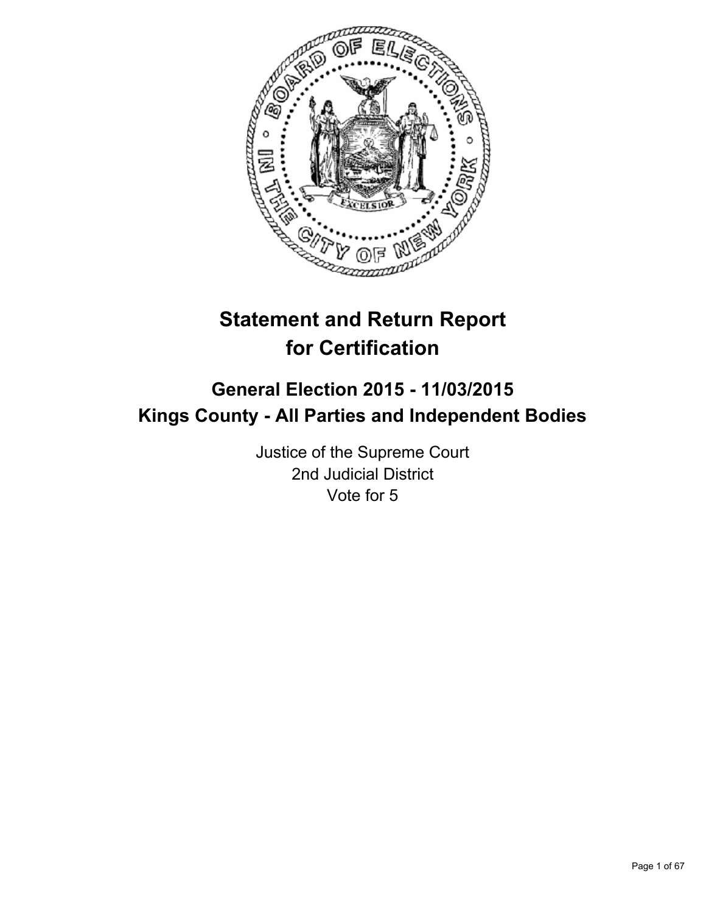# Statement and Return Report for Certification

## General Election 2015 - 11/03/2015
## Kings County - All Parties and Independent Bodies

Justice of the Supreme Court
2nd Judicial District
Vote for 5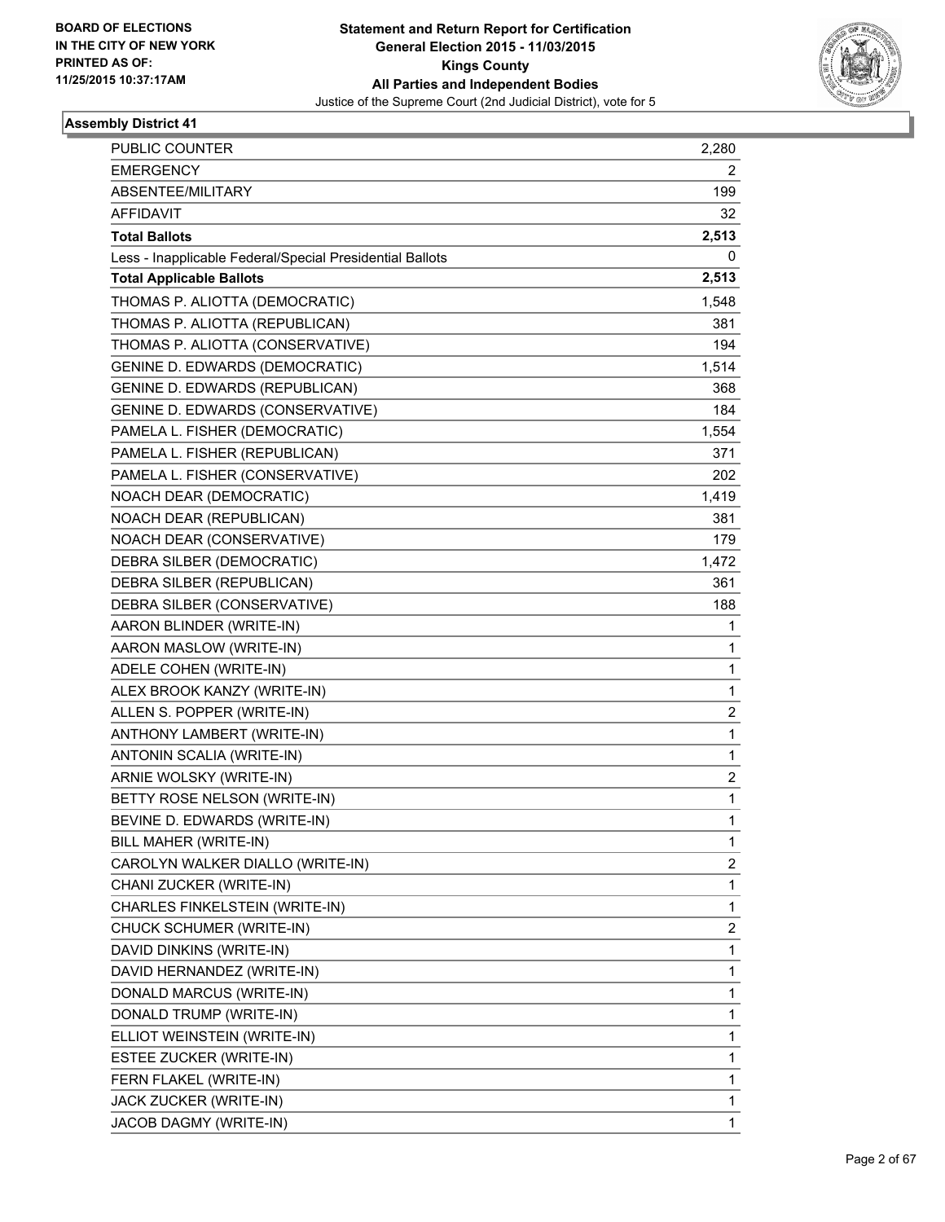BOARD OF ELECTIONS
IN THE CITY OF NEW YORK
PRINTED AS OF:
11/25/2015 10:37:17AM

**Statement and Return Report for Certification**
**General Election 2015 - 11/03/2015**
**Kings County**
**All Parties and Independent Bodies**
Justice of the Supreme Court (2nd Judicial District), vote for 5

### Assembly District 41

| | |
|---|---|
| PUBLIC COUNTER | 2,280 |
| EMERGENCY | 2 |
| ABSENTEE/MILITARY | 199 |
| AFFIDAVIT | 32 |
| **Total Ballots** | **2,513** |
| Less - Inapplicable Federal/Special Presidential Ballots | 0 |
| **Total Applicable Ballots** | **2,513** |
| THOMAS P. ALIOTTA (DEMOCRATIC) | 1,548 |
| THOMAS P. ALIOTTA (REPUBLICAN) | 381 |
| THOMAS P. ALIOTTA (CONSERVATIVE) | 194 |
| GENINE D. EDWARDS (DEMOCRATIC) | 1,514 |
| GENINE D. EDWARDS (REPUBLICAN) | 368 |
| GENINE D. EDWARDS (CONSERVATIVE) | 184 |
| PAMELA L. FISHER (DEMOCRATIC) | 1,554 |
| PAMELA L. FISHER (REPUBLICAN) | 371 |
| PAMELA L. FISHER (CONSERVATIVE) | 202 |
| NOACH DEAR (DEMOCRATIC) | 1,419 |
| NOACH DEAR (REPUBLICAN) | 381 |
| NOACH DEAR (CONSERVATIVE) | 179 |
| DEBRA SILBER (DEMOCRATIC) | 1,472 |
| DEBRA SILBER (REPUBLICAN) | 361 |
| DEBRA SILBER (CONSERVATIVE) | 188 |
| AARON BLINDER (WRITE-IN) | 1 |
| AARON MASLOW (WRITE-IN) | 1 |
| ADELE COHEN (WRITE-IN) | 1 |
| ALEX BROOK KANZY (WRITE-IN) | 1 |
| ALLEN S. POPPER (WRITE-IN) | 2 |
| ANTHONY LAMBERT (WRITE-IN) | 1 |
| ANTONIN SCALIA (WRITE-IN) | 1 |
| ARNIE WOLSKY (WRITE-IN) | 2 |
| BETTY ROSE NELSON (WRITE-IN) | 1 |
| BEVINE D. EDWARDS (WRITE-IN) | 1 |
| BILL MAHER (WRITE-IN) | 1 |
| CAROLYN WALKER DIALLO (WRITE-IN) | 2 |
| CHANI ZUCKER (WRITE-IN) | 1 |
| CHARLES FINKELSTEIN (WRITE-IN) | 1 |
| CHUCK SCHUMER (WRITE-IN) | 2 |
| DAVID DINKINS (WRITE-IN) | 1 |
| DAVID HERNANDEZ (WRITE-IN) | 1 |
| DONALD MARCUS (WRITE-IN) | 1 |
| DONALD TRUMP (WRITE-IN) | 1 |
| ELLIOT WEINSTEIN (WRITE-IN) | 1 |
| ESTEE ZUCKER (WRITE-IN) | 1 |
| FERN FLAKEL (WRITE-IN) | 1 |
| JACK ZUCKER (WRITE-IN) | 1 |
| JACOB DAGMY (WRITE-IN) | 1 |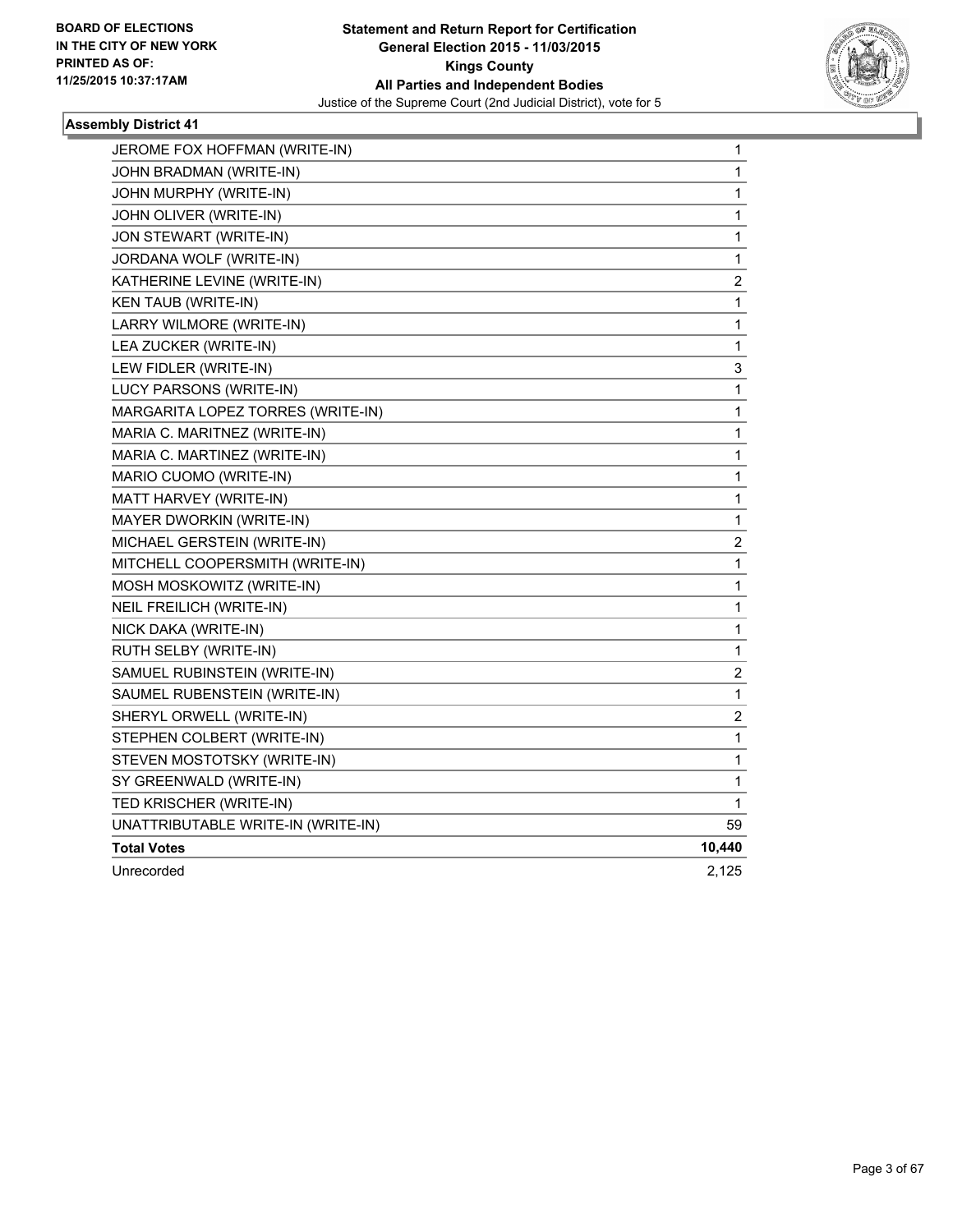BOARD OF ELECTIONS
IN THE CITY OF NEW YORK
PRINTED AS OF:
11/25/2015 10:37:17AM

**Statement and Return Report for Certification**
**General Election 2015 - 11/03/2015**
**Kings County**
**All Parties and Independent Bodies**
Justice of the Supreme Court (2nd Judicial District), vote for 5

### Assembly District 41

| | |
|---|---|
| JEROME FOX HOFFMAN (WRITE-IN) | 1 |
| JOHN BRADMAN (WRITE-IN) | 1 |
| JOHN MURPHY (WRITE-IN) | 1 |
| JOHN OLIVER (WRITE-IN) | 1 |
| JON STEWART (WRITE-IN) | 1 |
| JORDANA WOLF (WRITE-IN) | 1 |
| KATHERINE LEVINE (WRITE-IN) | 2 |
| KEN TAUB (WRITE-IN) | 1 |
| LARRY WILMORE (WRITE-IN) | 1 |
| LEA ZUCKER (WRITE-IN) | 1 |
| LEW FIDLER (WRITE-IN) | 3 |
| LUCY PARSONS (WRITE-IN) | 1 |
| MARGARITA LOPEZ TORRES (WRITE-IN) | 1 |
| MARIA C. MARITNEZ (WRITE-IN) | 1 |
| MARIA C. MARTINEZ (WRITE-IN) | 1 |
| MARIO CUOMO (WRITE-IN) | 1 |
| MATT HARVEY (WRITE-IN) | 1 |
| MAYER DWORKIN (WRITE-IN) | 1 |
| MICHAEL GERSTEIN (WRITE-IN) | 2 |
| MITCHELL COOPERSMITH (WRITE-IN) | 1 |
| MOSH MOSKOWITZ (WRITE-IN) | 1 |
| NEIL FREILICH (WRITE-IN) | 1 |
| NICK DAKA (WRITE-IN) | 1 |
| RUTH SELBY (WRITE-IN) | 1 |
| SAMUEL RUBINSTEIN (WRITE-IN) | 2 |
| SAUMEL RUBENSTEIN (WRITE-IN) | 1 |
| SHERYL ORWELL (WRITE-IN) | 2 |
| STEPHEN COLBERT (WRITE-IN) | 1 |
| STEVEN MOSTOTSKY (WRITE-IN) | 1 |
| SY GREENWALD (WRITE-IN) | 1 |
| TED KRISCHER (WRITE-IN) | 1 |
| UNATTRIBUTABLE WRITE-IN (WRITE-IN) | 59 |
| **Total Votes** | **10,440** |
| Unrecorded | 2,125 |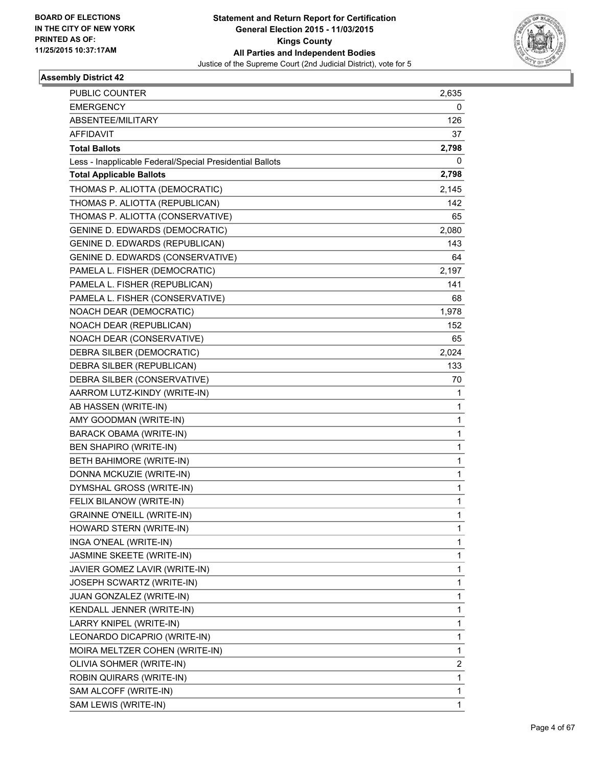**BOARD OF ELECTIONS IN THE CITY OF NEW YORK PRINTED AS OF: 11/25/2015 10:37:17AM**

**Statement and Return Report for Certification General Election 2015 - 11/03/2015 Kings County All Parties and Independent Bodies**

Justice of the Supreme Court (2nd Judicial District), vote for 5

### Assembly District 42

| | |
|---|---|
| PUBLIC COUNTER | 2,635 |
| EMERGENCY | 0 |
| ABSENTEE/MILITARY | 126 |
| AFFIDAVIT | 37 |
| **Total Ballots** | **2,798** |
| Less - Inapplicable Federal/Special Presidential Ballots | 0 |
| **Total Applicable Ballots** | **2,798** |
| THOMAS P. ALIOTTA (DEMOCRATIC) | 2,145 |
| THOMAS P. ALIOTTA (REPUBLICAN) | 142 |
| THOMAS P. ALIOTTA (CONSERVATIVE) | 65 |
| GENINE D. EDWARDS (DEMOCRATIC) | 2,080 |
| GENINE D. EDWARDS (REPUBLICAN) | 143 |
| GENINE D. EDWARDS (CONSERVATIVE) | 64 |
| PAMELA L. FISHER (DEMOCRATIC) | 2,197 |
| PAMELA L. FISHER (REPUBLICAN) | 141 |
| PAMELA L. FISHER (CONSERVATIVE) | 68 |
| NOACH DEAR (DEMOCRATIC) | 1,978 |
| NOACH DEAR (REPUBLICAN) | 152 |
| NOACH DEAR (CONSERVATIVE) | 65 |
| DEBRA SILBER (DEMOCRATIC) | 2,024 |
| DEBRA SILBER (REPUBLICAN) | 133 |
| DEBRA SILBER (CONSERVATIVE) | 70 |
| AARROM LUTZ-KINDY (WRITE-IN) | 1 |
| AB HASSEN (WRITE-IN) | 1 |
| AMY GOODMAN (WRITE-IN) | 1 |
| BARACK OBAMA (WRITE-IN) | 1 |
| BEN SHAPIRO (WRITE-IN) | 1 |
| BETH BAHIMORE (WRITE-IN) | 1 |
| DONNA MCKUZIE (WRITE-IN) | 1 |
| DYMSHAL GROSS (WRITE-IN) | 1 |
| FELIX BILANOW (WRITE-IN) | 1 |
| GRAINNE O'NEILL (WRITE-IN) | 1 |
| HOWARD STERN (WRITE-IN) | 1 |
| INGA O'NEAL (WRITE-IN) | 1 |
| JASMINE SKEETE (WRITE-IN) | 1 |
| JAVIER GOMEZ LAVIR (WRITE-IN) | 1 |
| JOSEPH SCWARTZ (WRITE-IN) | 1 |
| JUAN GONZALEZ (WRITE-IN) | 1 |
| KENDALL JENNER (WRITE-IN) | 1 |
| LARRY KNIPEL (WRITE-IN) | 1 |
| LEONARDO DICAPRIO (WRITE-IN) | 1 |
| MOIRA MELTZER COHEN (WRITE-IN) | 1 |
| OLIVIA SOHMER (WRITE-IN) | 2 |
| ROBIN QUIRARS (WRITE-IN) | 1 |
| SAM ALCOFF (WRITE-IN) | 1 |
| SAM LEWIS (WRITE-IN) | 1 |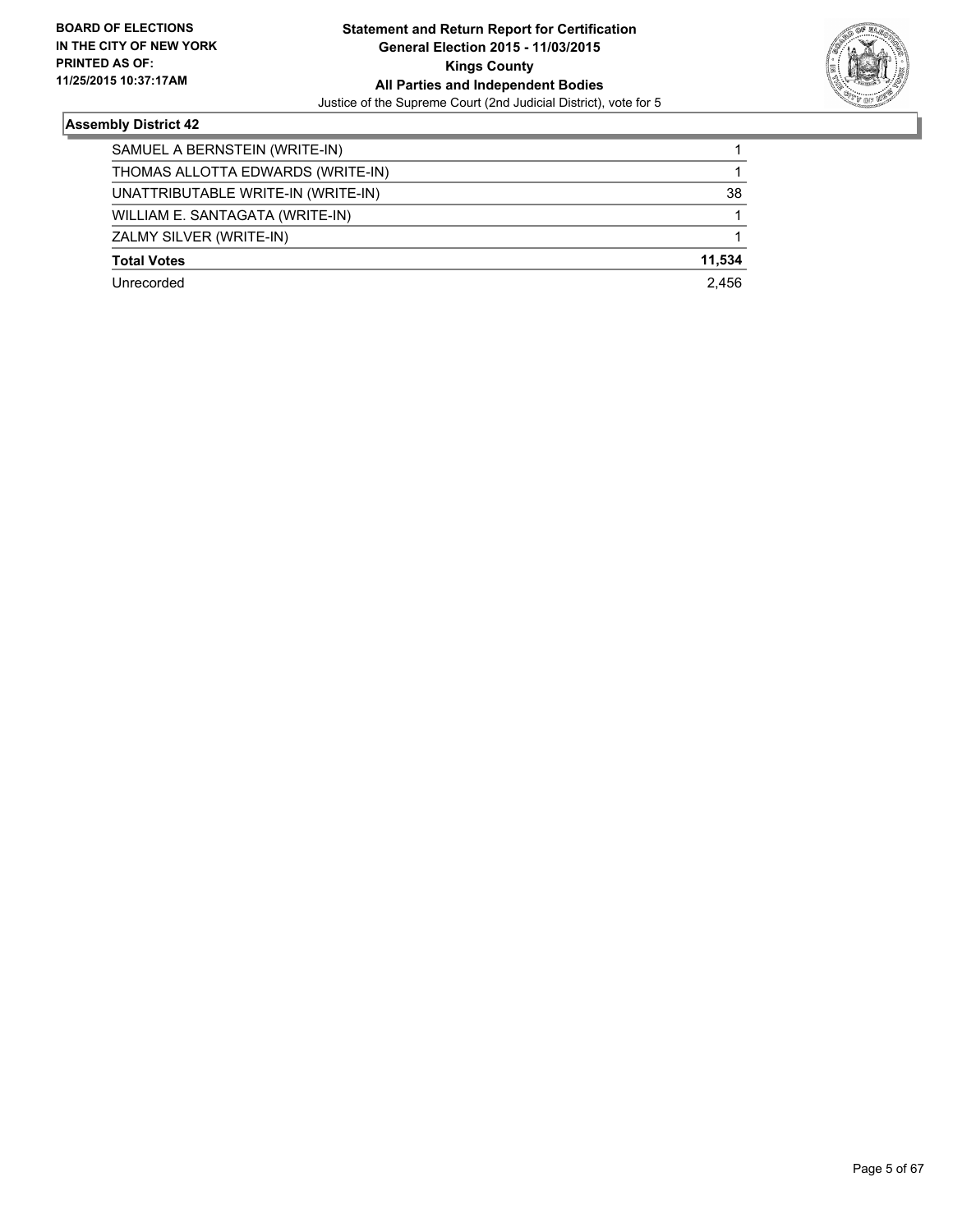BOARD OF ELECTIONS
IN THE CITY OF NEW YORK
PRINTED AS OF:
11/25/2015 10:37:17AM

**Statement and Return Report for Certification**
**General Election 2015 - 11/03/2015**
**Kings County**
**All Parties and Independent Bodies**
Justice of the Supreme Court (2nd Judicial District), vote for 5

### Assembly District 42

| | |
|---|---|
| SAMUEL A BERNSTEIN (WRITE-IN) | 1 |
| THOMAS ALLOTTA EDWARDS (WRITE-IN) | 1 |
| UNATTRIBUTABLE WRITE-IN (WRITE-IN) | 38 |
| WILLIAM E. SANTAGATA (WRITE-IN) | 1 |
| ZALMY SILVER (WRITE-IN) | 1 |
| **Total Votes** | **11,534** |
| Unrecorded | 2,456 |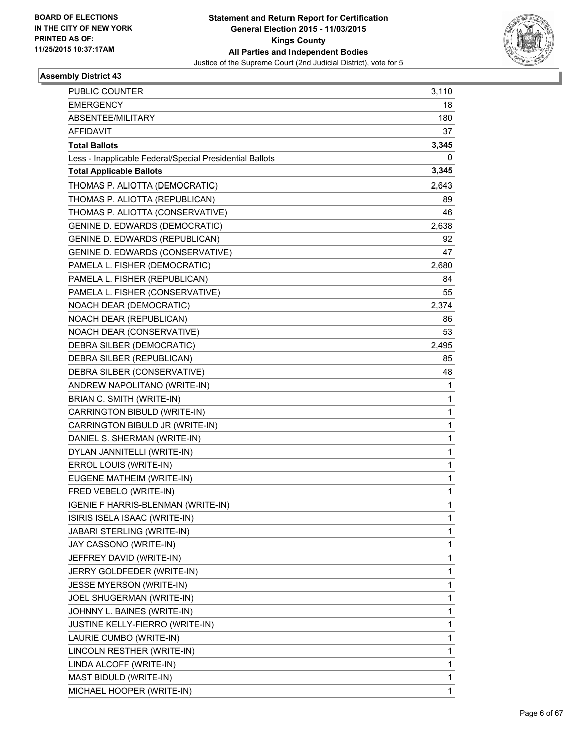**BOARD OF ELECTIONS IN THE CITY OF NEW YORK PRINTED AS OF: 11/25/2015 10:37:17AM**

# Statement and Return Report for Certification
## General Election 2015 - 11/03/2015
## Kings County
## All Parties and Independent Bodies
Justice of the Supreme Court (2nd Judicial District), vote for 5

### Assembly District 43

| | |
|---|---|
| PUBLIC COUNTER | 3,110 |
| EMERGENCY | 18 |
| ABSENTEE/MILITARY | 180 |
| AFFIDAVIT | 37 |
| **Total Ballots** | **3,345** |
| Less - Inapplicable Federal/Special Presidential Ballots | 0 |
| **Total Applicable Ballots** | **3,345** |
| THOMAS P. ALIOTTA (DEMOCRATIC) | 2,643 |
| THOMAS P. ALIOTTA (REPUBLICAN) | 89 |
| THOMAS P. ALIOTTA (CONSERVATIVE) | 46 |
| GENINE D. EDWARDS (DEMOCRATIC) | 2,638 |
| GENINE D. EDWARDS (REPUBLICAN) | 92 |
| GENINE D. EDWARDS (CONSERVATIVE) | 47 |
| PAMELA L. FISHER (DEMOCRATIC) | 2,680 |
| PAMELA L. FISHER (REPUBLICAN) | 84 |
| PAMELA L. FISHER (CONSERVATIVE) | 55 |
| NOACH DEAR (DEMOCRATIC) | 2,374 |
| NOACH DEAR (REPUBLICAN) | 86 |
| NOACH DEAR (CONSERVATIVE) | 53 |
| DEBRA SILBER (DEMOCRATIC) | 2,495 |
| DEBRA SILBER (REPUBLICAN) | 85 |
| DEBRA SILBER (CONSERVATIVE) | 48 |
| ANDREW NAPOLITANO (WRITE-IN) | 1 |
| BRIAN C. SMITH (WRITE-IN) | 1 |
| CARRINGTON BIBULD (WRITE-IN) | 1 |
| CARRINGTON BIBULD JR (WRITE-IN) | 1 |
| DANIEL S. SHERMAN (WRITE-IN) | 1 |
| DYLAN JANNITELLI (WRITE-IN) | 1 |
| ERROL LOUIS (WRITE-IN) | 1 |
| EUGENE MATHEIM (WRITE-IN) | 1 |
| FRED VEBELO (WRITE-IN) | 1 |
| IGENIE F HARRIS-BLENMAN (WRITE-IN) | 1 |
| ISIRIS ISELA ISAAC (WRITE-IN) | 1 |
| JABARI STERLING (WRITE-IN) | 1 |
| JAY CASSONO (WRITE-IN) | 1 |
| JEFFREY DAVID (WRITE-IN) | 1 |
| JERRY GOLDFEDER (WRITE-IN) | 1 |
| JESSE MYERSON (WRITE-IN) | 1 |
| JOEL SHUGERMAN (WRITE-IN) | 1 |
| JOHNNY L. BAINES (WRITE-IN) | 1 |
| JUSTINE KELLY-FIERRO (WRITE-IN) | 1 |
| LAURIE CUMBO (WRITE-IN) | 1 |
| LINCOLN RESTHER (WRITE-IN) | 1 |
| LINDA ALCOFF (WRITE-IN) | 1 |
| MAST BIDULD (WRITE-IN) | 1 |
| MICHAEL HOOPER (WRITE-IN) | 1 |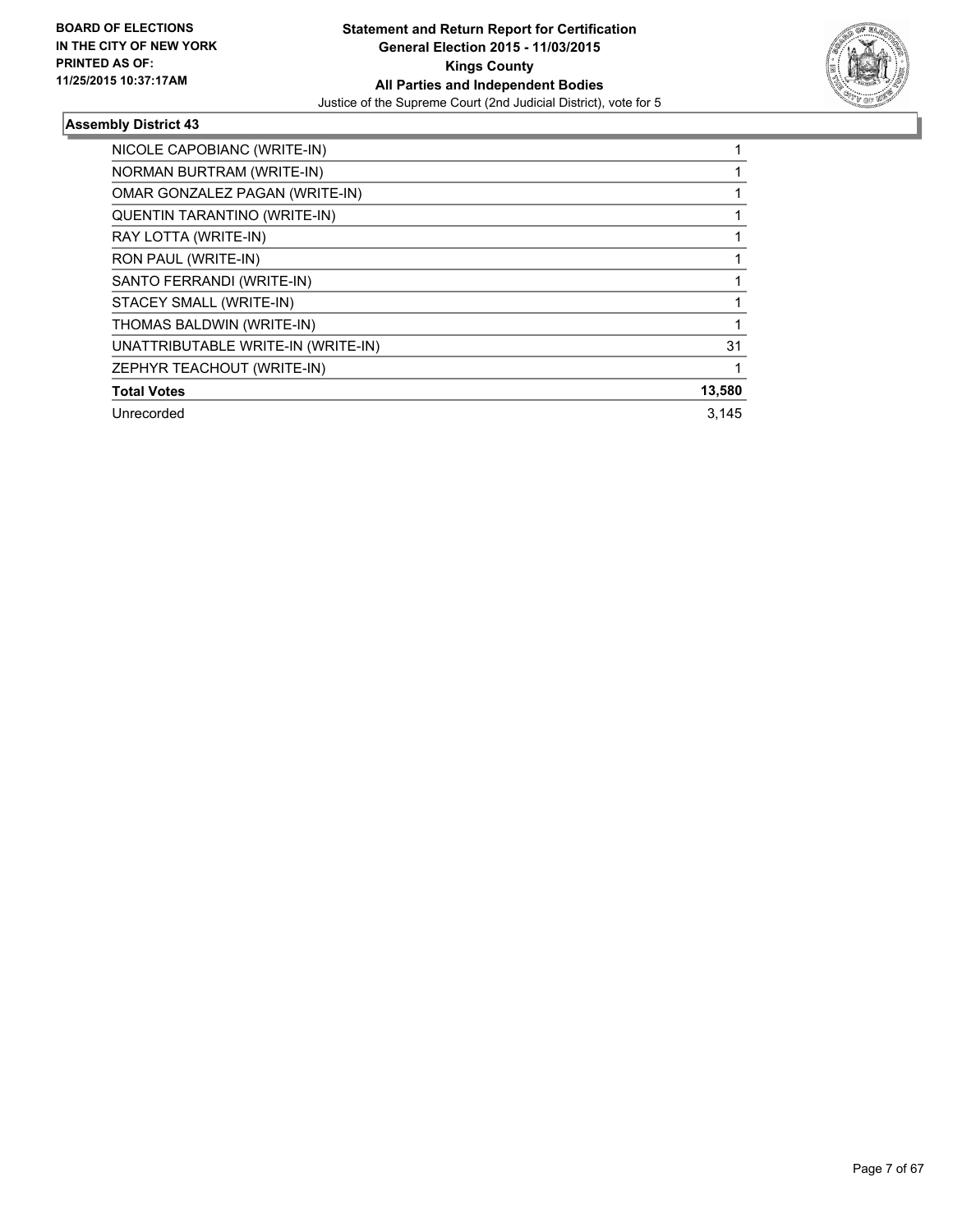**BOARD OF ELECTIONS IN THE CITY OF NEW YORK PRINTED AS OF: 11/25/2015 10:37:17AM**

**Statement and Return Report for Certification General Election 2015 - 11/03/2015 Kings County All Parties and Independent Bodies**

Justice of the Supreme Court (2nd Judicial District), vote for 5

### Assembly District 43

| | |
|---|---|
| NICOLE CAPOBIANC (WRITE-IN) | 1 |
| NORMAN BURTRAM (WRITE-IN) | 1 |
| OMAR GONZALEZ PAGAN (WRITE-IN) | 1 |
| QUENTIN TARANTINO (WRITE-IN) | 1 |
| RAY LOTTA (WRITE-IN) | 1 |
| RON PAUL (WRITE-IN) | 1 |
| SANTO FERRANDI (WRITE-IN) | 1 |
| STACEY SMALL (WRITE-IN) | 1 |
| THOMAS BALDWIN (WRITE-IN) | 1 |
| UNATTRIBUTABLE WRITE-IN (WRITE-IN) | 31 |
| ZEPHYR TEACHOUT (WRITE-IN) | 1 |
| **Total Votes** | **13,580** |
| Unrecorded | 3,145 |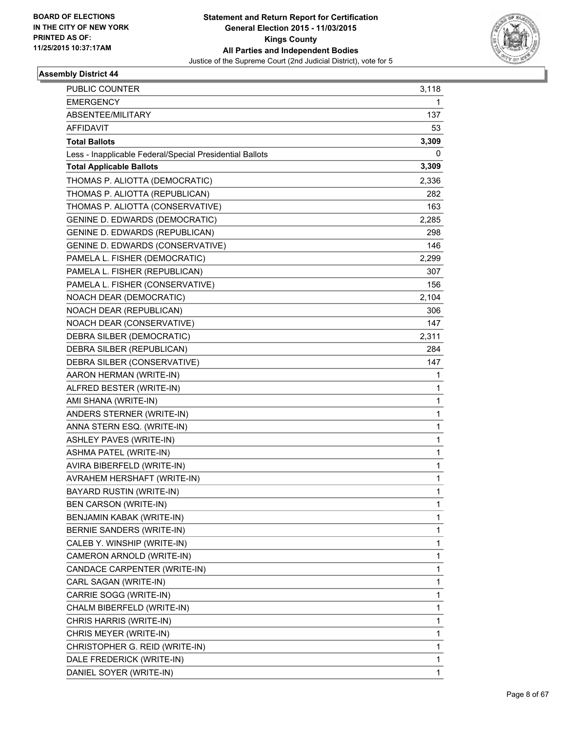BOARD OF ELECTIONS
IN THE CITY OF NEW YORK
PRINTED AS OF:
11/25/2015 10:37:17AM

**Statement and Return Report for Certification**
**General Election 2015 - 11/03/2015**
**Kings County**
**All Parties and Independent Bodies**
Justice of the Supreme Court (2nd Judicial District), vote for 5

### Assembly District 44

| | |
|---|---|
| PUBLIC COUNTER | 3,118 |
| EMERGENCY | 1 |
| ABSENTEE/MILITARY | 137 |
| AFFIDAVIT | 53 |
| **Total Ballots** | **3,309** |
| Less - Inapplicable Federal/Special Presidential Ballots | 0 |
| **Total Applicable Ballots** | **3,309** |
| THOMAS P. ALIOTTA (DEMOCRATIC) | 2,336 |
| THOMAS P. ALIOTTA (REPUBLICAN) | 282 |
| THOMAS P. ALIOTTA (CONSERVATIVE) | 163 |
| GENINE D. EDWARDS (DEMOCRATIC) | 2,285 |
| GENINE D. EDWARDS (REPUBLICAN) | 298 |
| GENINE D. EDWARDS (CONSERVATIVE) | 146 |
| PAMELA L. FISHER (DEMOCRATIC) | 2,299 |
| PAMELA L. FISHER (REPUBLICAN) | 307 |
| PAMELA L. FISHER (CONSERVATIVE) | 156 |
| NOACH DEAR (DEMOCRATIC) | 2,104 |
| NOACH DEAR (REPUBLICAN) | 306 |
| NOACH DEAR (CONSERVATIVE) | 147 |
| DEBRA SILBER (DEMOCRATIC) | 2,311 |
| DEBRA SILBER (REPUBLICAN) | 284 |
| DEBRA SILBER (CONSERVATIVE) | 147 |
| AARON HERMAN (WRITE-IN) | 1 |
| ALFRED BESTER (WRITE-IN) | 1 |
| AMI SHANA (WRITE-IN) | 1 |
| ANDERS STERNER (WRITE-IN) | 1 |
| ANNA STERN ESQ. (WRITE-IN) | 1 |
| ASHLEY PAVES (WRITE-IN) | 1 |
| ASHMA PATEL (WRITE-IN) | 1 |
| AVIRA BIBERFELD (WRITE-IN) | 1 |
| AVRAHEM HERSHAFT (WRITE-IN) | 1 |
| BAYARD RUSTIN (WRITE-IN) | 1 |
| BEN CARSON (WRITE-IN) | 1 |
| BENJAMIN KABAK (WRITE-IN) | 1 |
| BERNIE SANDERS (WRITE-IN) | 1 |
| CALEB Y. WINSHIP (WRITE-IN) | 1 |
| CAMERON ARNOLD (WRITE-IN) | 1 |
| CANDACE CARPENTER (WRITE-IN) | 1 |
| CARL SAGAN (WRITE-IN) | 1 |
| CARRIE SOGG (WRITE-IN) | 1 |
| CHALM BIBERFELD (WRITE-IN) | 1 |
| CHRIS HARRIS (WRITE-IN) | 1 |
| CHRIS MEYER (WRITE-IN) | 1 |
| CHRISTOPHER G. REID (WRITE-IN) | 1 |
| DALE FREDERICK (WRITE-IN) | 1 |
| DANIEL SOYER (WRITE-IN) | 1 |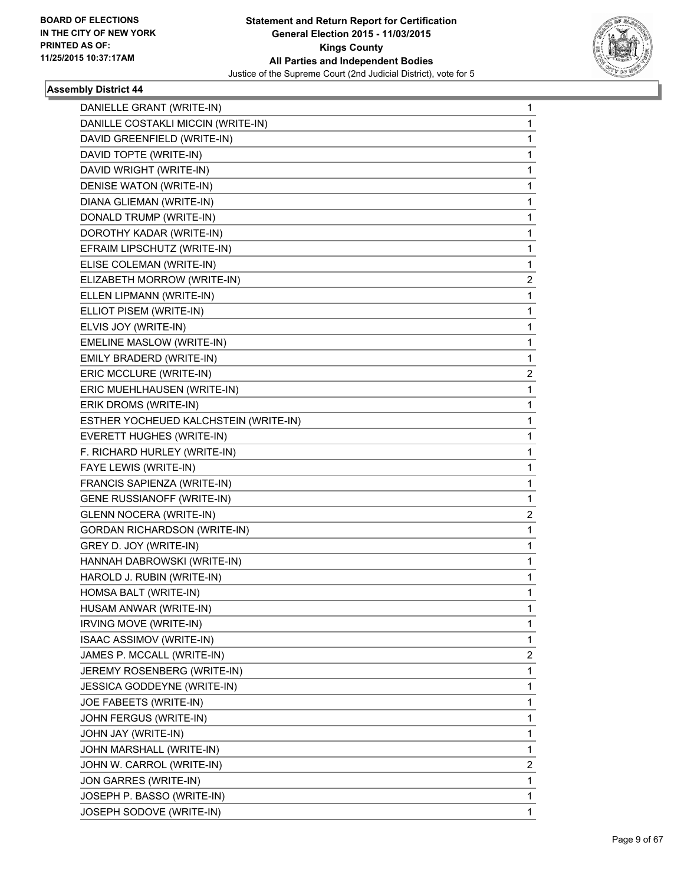**BOARD OF ELECTIONS IN THE CITY OF NEW YORK PRINTED AS OF: 11/25/2015 10:37:17AM**

**Statement and Return Report for Certification General Election 2015 - 11/03/2015 Kings County All Parties and Independent Bodies**

Justice of the Supreme Court (2nd Judicial District), vote for 5

### Assembly District 44

| | |
|---|---|
| DANIELLE GRANT (WRITE-IN) | 1 |
| DANILLE COSTAKLI MICCIN (WRITE-IN) | 1 |
| DAVID GREENFIELD (WRITE-IN) | 1 |
| DAVID TOPTE (WRITE-IN) | 1 |
| DAVID WRIGHT (WRITE-IN) | 1 |
| DENISE WATON (WRITE-IN) | 1 |
| DIANA GLIEMAN (WRITE-IN) | 1 |
| DONALD TRUMP (WRITE-IN) | 1 |
| DOROTHY KADAR (WRITE-IN) | 1 |
| EFRAIM LIPSCHUTZ (WRITE-IN) | 1 |
| ELISE COLEMAN (WRITE-IN) | 1 |
| ELIZABETH MORROW (WRITE-IN) | 2 |
| ELLEN LIPMANN (WRITE-IN) | 1 |
| ELLIOT PISEM (WRITE-IN) | 1 |
| ELVIS JOY (WRITE-IN) | 1 |
| EMELINE MASLOW (WRITE-IN) | 1 |
| EMILY BRADERD (WRITE-IN) | 1 |
| ERIC MCCLURE (WRITE-IN) | 2 |
| ERIC MUEHLHAUSEN (WRITE-IN) | 1 |
| ERIK DROMS (WRITE-IN) | 1 |
| ESTHER YOCHEUED KALCHSTEIN (WRITE-IN) | 1 |
| EVERETT HUGHES (WRITE-IN) | 1 |
| F. RICHARD HURLEY (WRITE-IN) | 1 |
| FAYE LEWIS (WRITE-IN) | 1 |
| FRANCIS SAPIENZA (WRITE-IN) | 1 |
| GENE RUSSIANOFF (WRITE-IN) | 1 |
| GLENN NOCERA (WRITE-IN) | 2 |
| GORDAN RICHARDSON (WRITE-IN) | 1 |
| GREY D. JOY (WRITE-IN) | 1 |
| HANNAH DABROWSKI (WRITE-IN) | 1 |
| HAROLD J. RUBIN (WRITE-IN) | 1 |
| HOMSA BALT (WRITE-IN) | 1 |
| HUSAM ANWAR (WRITE-IN) | 1 |
| IRVING MOVE (WRITE-IN) | 1 |
| ISAAC ASSIMOV (WRITE-IN) | 1 |
| JAMES P. MCCALL (WRITE-IN) | 2 |
| JEREMY ROSENBERG (WRITE-IN) | 1 |
| JESSICA GODDEYNE (WRITE-IN) | 1 |
| JOE FABEETS (WRITE-IN) | 1 |
| JOHN FERGUS (WRITE-IN) | 1 |
| JOHN JAY (WRITE-IN) | 1 |
| JOHN MARSHALL (WRITE-IN) | 1 |
| JOHN W. CARROL (WRITE-IN) | 2 |
| JON GARRES (WRITE-IN) | 1 |
| JOSEPH P. BASSO (WRITE-IN) | 1 |
| JOSEPH SODOVE (WRITE-IN) | 1 |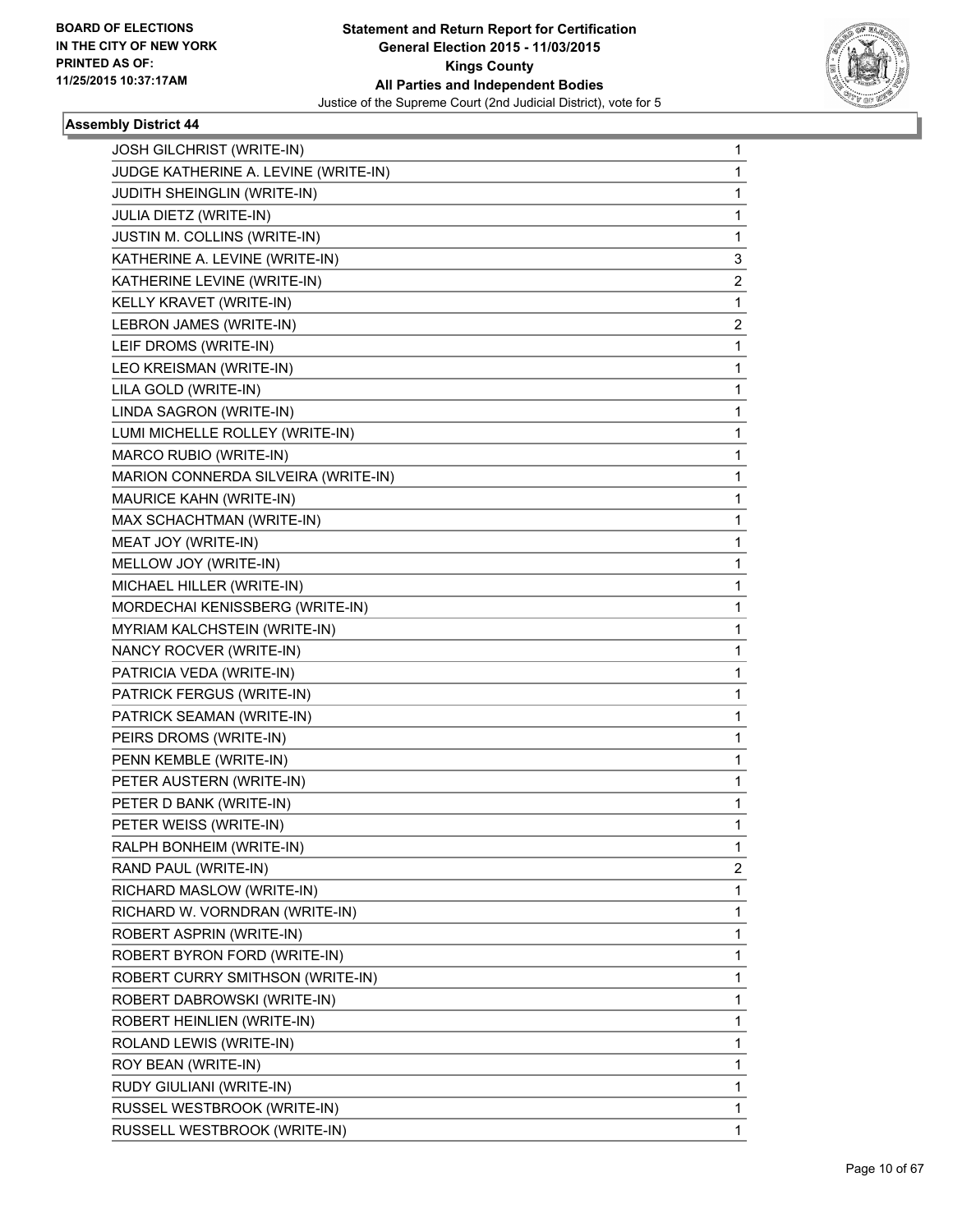**BOARD OF ELECTIONS IN THE CITY OF NEW YORK PRINTED AS OF: 11/25/2015 10:37:17AM**

**Statement and Return Report for Certification General Election 2015 - 11/03/2015 Kings County All Parties and Independent Bodies**
Justice of the Supreme Court (2nd Judicial District), vote for 5

### Assembly District 44

| | |
|---|---|
| JOSH GILCHRIST (WRITE-IN) | 1 |
| JUDGE KATHERINE A. LEVINE (WRITE-IN) | 1 |
| JUDITH SHEINGLIN (WRITE-IN) | 1 |
| JULIA DIETZ (WRITE-IN) | 1 |
| JUSTIN M. COLLINS (WRITE-IN) | 1 |
| KATHERINE A. LEVINE (WRITE-IN) | 3 |
| KATHERINE LEVINE (WRITE-IN) | 2 |
| KELLY KRAVET (WRITE-IN) | 1 |
| LEBRON JAMES (WRITE-IN) | 2 |
| LEIF DROMS (WRITE-IN) | 1 |
| LEO KREISMAN (WRITE-IN) | 1 |
| LILA GOLD (WRITE-IN) | 1 |
| LINDA SAGRON (WRITE-IN) | 1 |
| LUMI MICHELLE ROLLEY (WRITE-IN) | 1 |
| MARCO RUBIO (WRITE-IN) | 1 |
| MARION CONNERDA SILVEIRA (WRITE-IN) | 1 |
| MAURICE KAHN (WRITE-IN) | 1 |
| MAX SCHACHTMAN (WRITE-IN) | 1 |
| MEAT JOY (WRITE-IN) | 1 |
| MELLOW JOY (WRITE-IN) | 1 |
| MICHAEL HILLER (WRITE-IN) | 1 |
| MORDECHAI KENISSBERG (WRITE-IN) | 1 |
| MYRIAM KALCHSTEIN (WRITE-IN) | 1 |
| NANCY ROCVER (WRITE-IN) | 1 |
| PATRICIA VEDA (WRITE-IN) | 1 |
| PATRICK FERGUS (WRITE-IN) | 1 |
| PATRICK SEAMAN (WRITE-IN) | 1 |
| PEIRS DROMS (WRITE-IN) | 1 |
| PENN KEMBLE (WRITE-IN) | 1 |
| PETER AUSTERN (WRITE-IN) | 1 |
| PETER D BANK (WRITE-IN) | 1 |
| PETER WEISS (WRITE-IN) | 1 |
| RALPH BONHEIM (WRITE-IN) | 1 |
| RAND PAUL (WRITE-IN) | 2 |
| RICHARD MASLOW (WRITE-IN) | 1 |
| RICHARD W. VORNDRAN (WRITE-IN) | 1 |
| ROBERT ASPRIN (WRITE-IN) | 1 |
| ROBERT BYRON FORD (WRITE-IN) | 1 |
| ROBERT CURRY SMITHSON (WRITE-IN) | 1 |
| ROBERT DABROWSKI (WRITE-IN) | 1 |
| ROBERT HEINLIEN (WRITE-IN) | 1 |
| ROLAND LEWIS (WRITE-IN) | 1 |
| ROY BEAN (WRITE-IN) | 1 |
| RUDY GIULIANI (WRITE-IN) | 1 |
| RUSSEL WESTBROOK (WRITE-IN) | 1 |
| RUSSELL WESTBROOK (WRITE-IN) | 1 |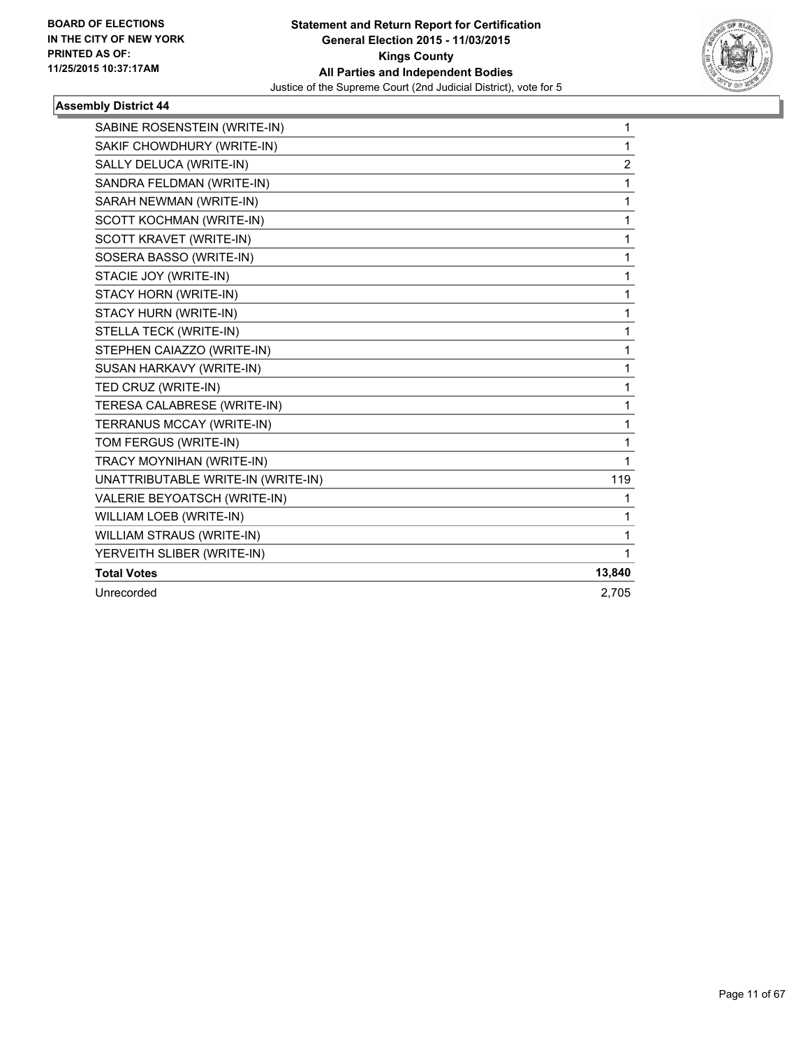BOARD OF ELECTIONS
IN THE CITY OF NEW YORK
PRINTED AS OF:
11/25/2015 10:37:17AM

**Statement and Return Report for Certification**
**General Election 2015 - 11/03/2015**
**Kings County**
**All Parties and Independent Bodies**
Justice of the Supreme Court (2nd Judicial District), vote for 5

### Assembly District 44

| | |
|---|---|
| SABINE ROSENSTEIN (WRITE-IN) | 1 |
| SAKIF CHOWDHURY (WRITE-IN) | 1 |
| SALLY DELUCA (WRITE-IN) | 2 |
| SANDRA FELDMAN (WRITE-IN) | 1 |
| SARAH NEWMAN (WRITE-IN) | 1 |
| SCOTT KOCHMAN (WRITE-IN) | 1 |
| SCOTT KRAVET (WRITE-IN) | 1 |
| SOSERA BASSO (WRITE-IN) | 1 |
| STACIE JOY (WRITE-IN) | 1 |
| STACY HORN (WRITE-IN) | 1 |
| STACY HURN (WRITE-IN) | 1 |
| STELLA TECK (WRITE-IN) | 1 |
| STEPHEN CAIAZZO (WRITE-IN) | 1 |
| SUSAN HARKAVY (WRITE-IN) | 1 |
| TED CRUZ (WRITE-IN) | 1 |
| TERESA CALABRESE (WRITE-IN) | 1 |
| TERRANUS MCCAY (WRITE-IN) | 1 |
| TOM FERGUS (WRITE-IN) | 1 |
| TRACY MOYNIHAN (WRITE-IN) | 1 |
| UNATTRIBUTABLE WRITE-IN (WRITE-IN) | 119 |
| VALERIE BEYOATSCH (WRITE-IN) | 1 |
| WILLIAM LOEB (WRITE-IN) | 1 |
| WILLIAM STRAUS (WRITE-IN) | 1 |
| YERVEITH SLIBER (WRITE-IN) | 1 |
| **Total Votes** | **13,840** |
| Unrecorded | 2,705 |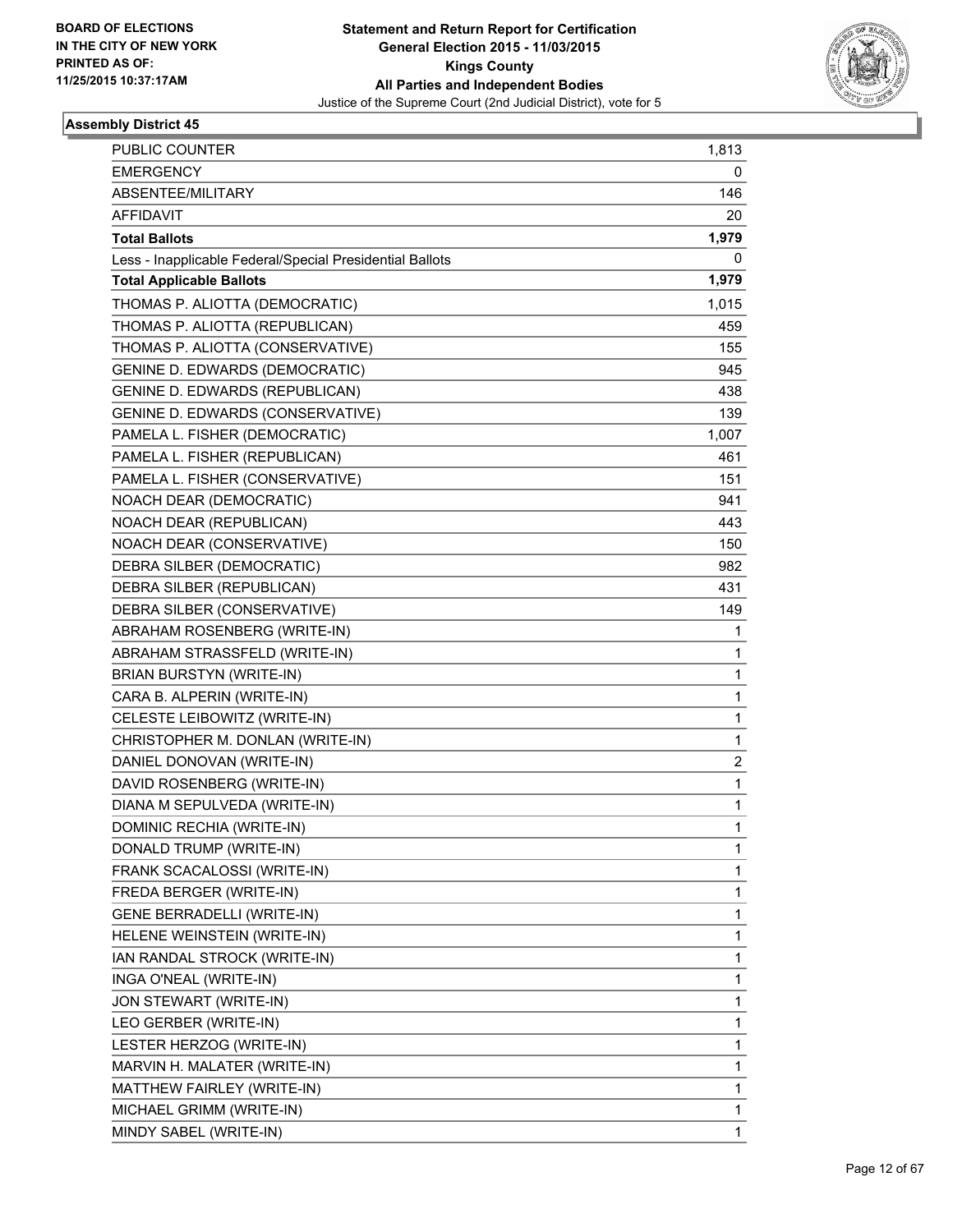BOARD OF ELECTIONS
IN THE CITY OF NEW YORK
PRINTED AS OF:
11/25/2015 10:37:17AM

**Statement and Return Report for Certification**
**General Election 2015 - 11/03/2015**
**Kings County**
**All Parties and Independent Bodies**
Justice of the Supreme Court (2nd Judicial District), vote for 5

### Assembly District 45

| | |
|---|---|
| PUBLIC COUNTER | 1,813 |
| EMERGENCY | 0 |
| ABSENTEE/MILITARY | 146 |
| AFFIDAVIT | 20 |
| **Total Ballots** | **1,979** |
| Less - Inapplicable Federal/Special Presidential Ballots | 0 |
| **Total Applicable Ballots** | **1,979** |
| THOMAS P. ALIOTTA (DEMOCRATIC) | 1,015 |
| THOMAS P. ALIOTTA (REPUBLICAN) | 459 |
| THOMAS P. ALIOTTA (CONSERVATIVE) | 155 |
| GENINE D. EDWARDS (DEMOCRATIC) | 945 |
| GENINE D. EDWARDS (REPUBLICAN) | 438 |
| GENINE D. EDWARDS (CONSERVATIVE) | 139 |
| PAMELA L. FISHER (DEMOCRATIC) | 1,007 |
| PAMELA L. FISHER (REPUBLICAN) | 461 |
| PAMELA L. FISHER (CONSERVATIVE) | 151 |
| NOACH DEAR (DEMOCRATIC) | 941 |
| NOACH DEAR (REPUBLICAN) | 443 |
| NOACH DEAR (CONSERVATIVE) | 150 |
| DEBRA SILBER (DEMOCRATIC) | 982 |
| DEBRA SILBER (REPUBLICAN) | 431 |
| DEBRA SILBER (CONSERVATIVE) | 149 |
| ABRAHAM ROSENBERG (WRITE-IN) | 1 |
| ABRAHAM STRASSFELD (WRITE-IN) | 1 |
| BRIAN BURSTYN (WRITE-IN) | 1 |
| CARA B. ALPERIN (WRITE-IN) | 1 |
| CELESTE LEIBOWITZ (WRITE-IN) | 1 |
| CHRISTOPHER M. DONLAN (WRITE-IN) | 1 |
| DANIEL DONOVAN (WRITE-IN) | 2 |
| DAVID ROSENBERG (WRITE-IN) | 1 |
| DIANA M SEPULVEDA (WRITE-IN) | 1 |
| DOMINIC RECHIA (WRITE-IN) | 1 |
| DONALD TRUMP (WRITE-IN) | 1 |
| FRANK SCACALOSSI (WRITE-IN) | 1 |
| FREDA BERGER (WRITE-IN) | 1 |
| GENE BERRADELLI (WRITE-IN) | 1 |
| HELENE WEINSTEIN (WRITE-IN) | 1 |
| IAN RANDAL STROCK (WRITE-IN) | 1 |
| INGA O'NEAL (WRITE-IN) | 1 |
| JON STEWART (WRITE-IN) | 1 |
| LEO GERBER (WRITE-IN) | 1 |
| LESTER HERZOG (WRITE-IN) | 1 |
| MARVIN H. MALATER (WRITE-IN) | 1 |
| MATTHEW FAIRLEY (WRITE-IN) | 1 |
| MICHAEL GRIMM (WRITE-IN) | 1 |
| MINDY SABEL (WRITE-IN) | 1 |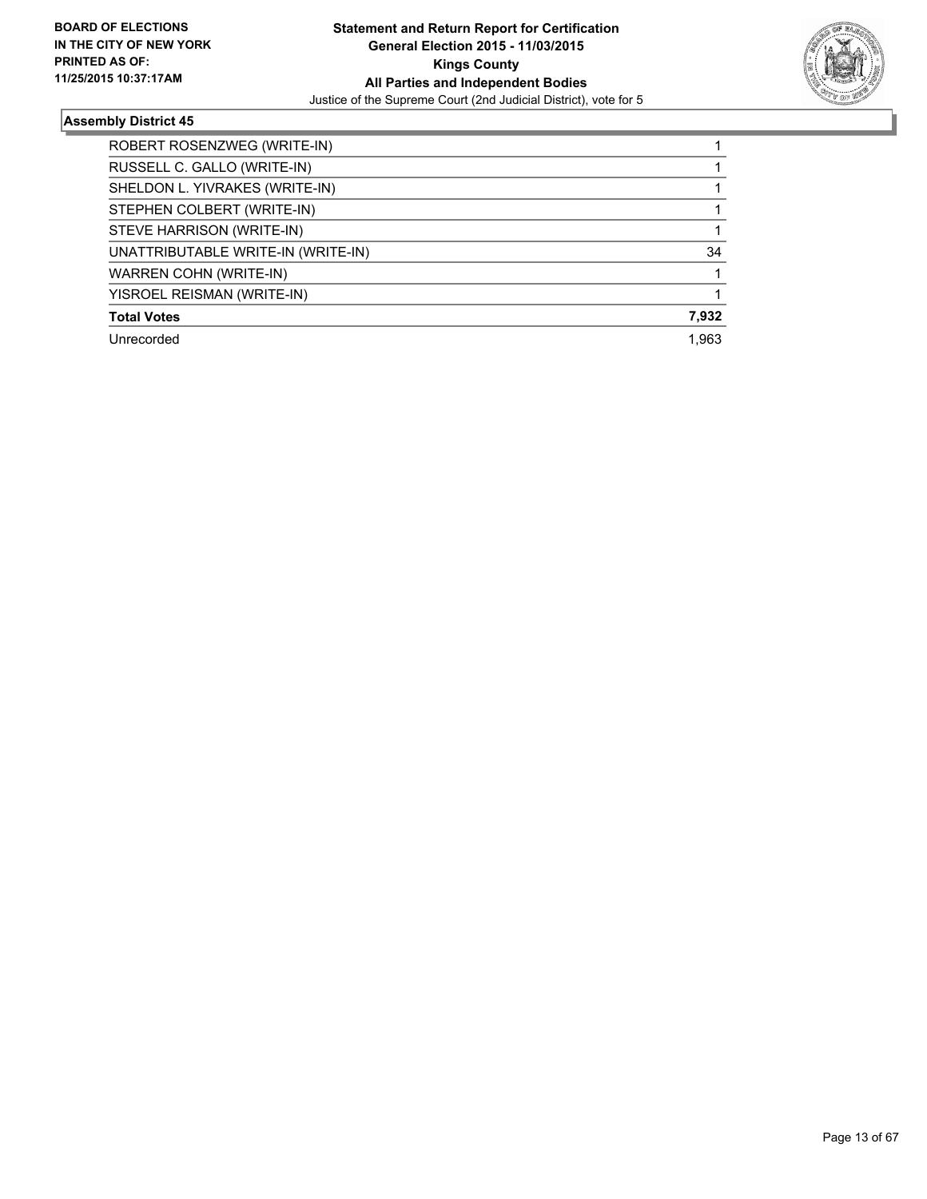**Statement and Return Report for Certification**
**General Election 2015 - 11/03/2015**
**Kings County**
**All Parties and Independent Bodies**
Justice of the Supreme Court (2nd Judicial District), vote for 5

**BOARD OF ELECTIONS IN THE CITY OF NEW YORK PRINTED AS OF: 11/25/2015 10:37:17AM**

### Assembly District 45

| | |
|---|---|
| ROBERT ROSENZWEG (WRITE-IN) | 1 |
| RUSSELL C. GALLO (WRITE-IN) | 1 |
| SHELDON L. YIVRAKES (WRITE-IN) | 1 |
| STEPHEN COLBERT (WRITE-IN) | 1 |
| STEVE HARRISON (WRITE-IN) | 1 |
| UNATTRIBUTABLE WRITE-IN (WRITE-IN) | 34 |
| WARREN COHN (WRITE-IN) | 1 |
| YISROEL REISMAN (WRITE-IN) | 1 |
| **Total Votes** | **7,932** |
| Unrecorded | 1,963 |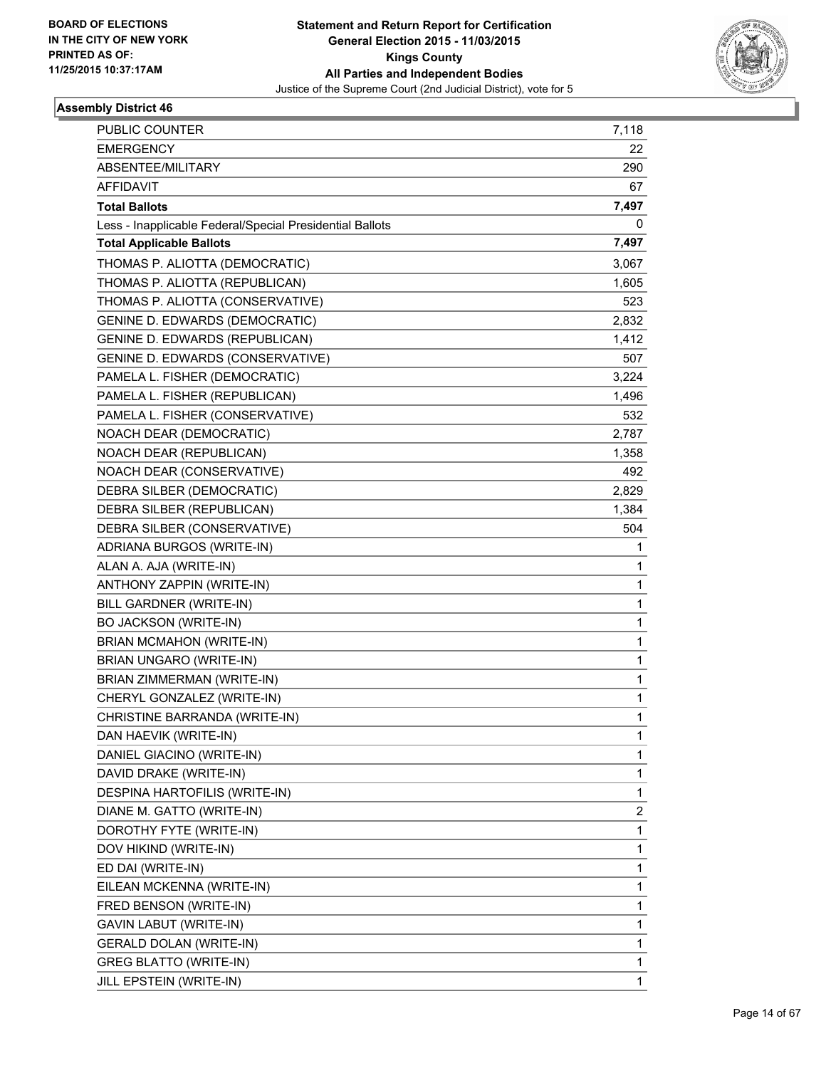BOARD OF ELECTIONS
IN THE CITY OF NEW YORK
PRINTED AS OF:
11/25/2015 10:37:17AM

**Statement and Return Report for Certification**
**General Election 2015 - 11/03/2015**
**Kings County**
**All Parties and Independent Bodies**
Justice of the Supreme Court (2nd Judicial District), vote for 5

### Assembly District 46

| | |
|---|---|
| PUBLIC COUNTER | 7,118 |
| EMERGENCY | 22 |
| ABSENTEE/MILITARY | 290 |
| AFFIDAVIT | 67 |
| **Total Ballots** | **7,497** |
| Less - Inapplicable Federal/Special Presidential Ballots | 0 |
| **Total Applicable Ballots** | **7,497** |
| THOMAS P. ALIOTTA (DEMOCRATIC) | 3,067 |
| THOMAS P. ALIOTTA (REPUBLICAN) | 1,605 |
| THOMAS P. ALIOTTA (CONSERVATIVE) | 523 |
| GENINE D. EDWARDS (DEMOCRATIC) | 2,832 |
| GENINE D. EDWARDS (REPUBLICAN) | 1,412 |
| GENINE D. EDWARDS (CONSERVATIVE) | 507 |
| PAMELA L. FISHER (DEMOCRATIC) | 3,224 |
| PAMELA L. FISHER (REPUBLICAN) | 1,496 |
| PAMELA L. FISHER (CONSERVATIVE) | 532 |
| NOACH DEAR (DEMOCRATIC) | 2,787 |
| NOACH DEAR (REPUBLICAN) | 1,358 |
| NOACH DEAR (CONSERVATIVE) | 492 |
| DEBRA SILBER (DEMOCRATIC) | 2,829 |
| DEBRA SILBER (REPUBLICAN) | 1,384 |
| DEBRA SILBER (CONSERVATIVE) | 504 |
| ADRIANA BURGOS (WRITE-IN) | 1 |
| ALAN A. AJA (WRITE-IN) | 1 |
| ANTHONY ZAPPIN (WRITE-IN) | 1 |
| BILL GARDNER (WRITE-IN) | 1 |
| BO JACKSON (WRITE-IN) | 1 |
| BRIAN MCMAHON (WRITE-IN) | 1 |
| BRIAN UNGARO (WRITE-IN) | 1 |
| BRIAN ZIMMERMAN (WRITE-IN) | 1 |
| CHERYL GONZALEZ (WRITE-IN) | 1 |
| CHRISTINE BARRANDA (WRITE-IN) | 1 |
| DAN HAEVIK (WRITE-IN) | 1 |
| DANIEL GIACINO (WRITE-IN) | 1 |
| DAVID DRAKE (WRITE-IN) | 1 |
| DESPINA HARTOFILIS (WRITE-IN) | 1 |
| DIANE M. GATTO (WRITE-IN) | 2 |
| DOROTHY FYTE (WRITE-IN) | 1 |
| DOV HIKIND (WRITE-IN) | 1 |
| ED DAI (WRITE-IN) | 1 |
| EILEAN MCKENNA (WRITE-IN) | 1 |
| FRED BENSON (WRITE-IN) | 1 |
| GAVIN LABUT (WRITE-IN) | 1 |
| GERALD DOLAN (WRITE-IN) | 1 |
| GREG BLATTO (WRITE-IN) | 1 |
| JILL EPSTEIN (WRITE-IN) | 1 |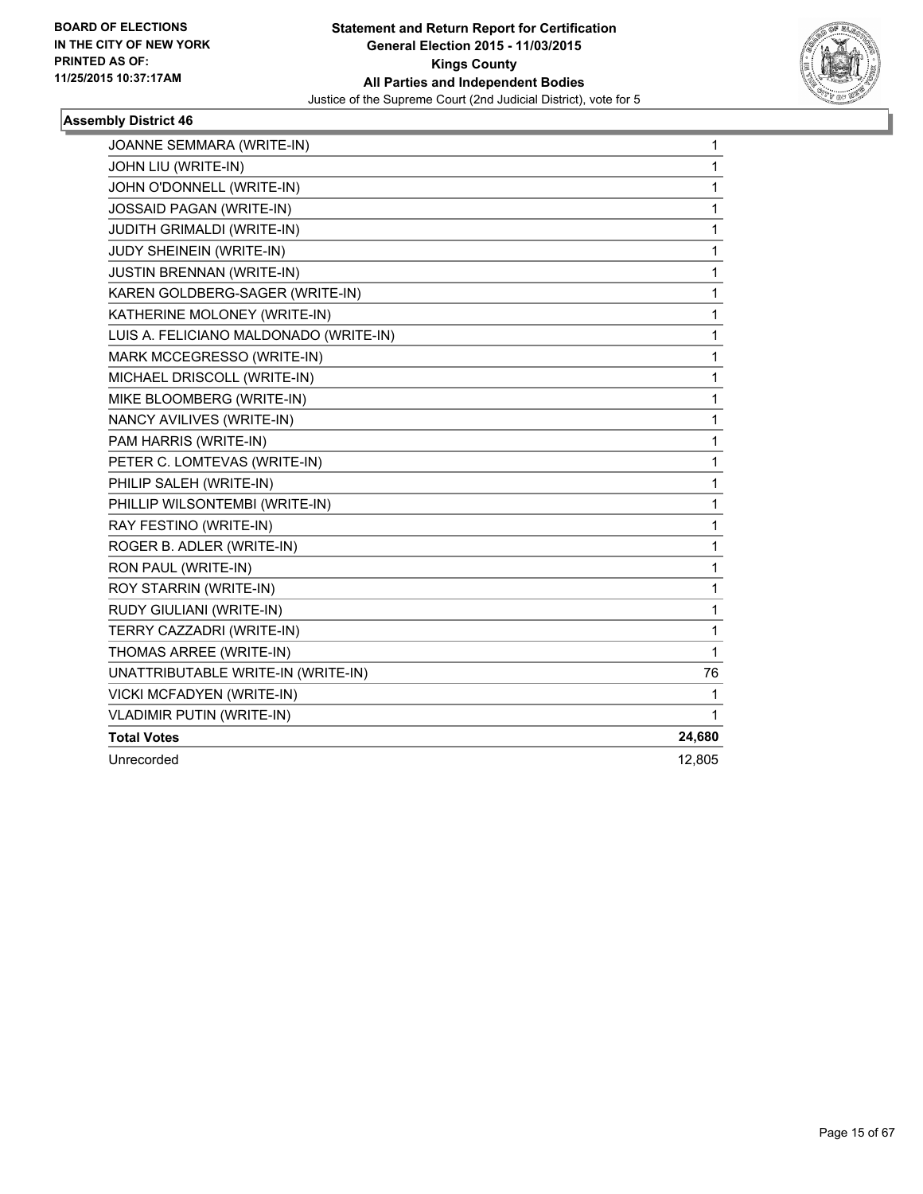**BOARD OF ELECTIONS IN THE CITY OF NEW YORK PRINTED AS OF: 11/25/2015 10:37:17AM**

**Statement and Return Report for Certification General Election 2015 - 11/03/2015 Kings County All Parties and Independent Bodies**

Justice of the Supreme Court (2nd Judicial District), vote for 5

### Assembly District 46

| | |
|---|---|
| JOANNE SEMMARA (WRITE-IN) | 1 |
| JOHN LIU (WRITE-IN) | 1 |
| JOHN O'DONNELL (WRITE-IN) | 1 |
| JOSSAID PAGAN (WRITE-IN) | 1 |
| JUDITH GRIMALDI (WRITE-IN) | 1 |
| JUDY SHEINEIN (WRITE-IN) | 1 |
| JUSTIN BRENNAN (WRITE-IN) | 1 |
| KAREN GOLDBERG-SAGER (WRITE-IN) | 1 |
| KATHERINE MOLONEY (WRITE-IN) | 1 |
| LUIS A. FELICIANO MALDONADO (WRITE-IN) | 1 |
| MARK MCCEGRESSO (WRITE-IN) | 1 |
| MICHAEL DRISCOLL (WRITE-IN) | 1 |
| MIKE BLOOMBERG (WRITE-IN) | 1 |
| NANCY AVILIVES (WRITE-IN) | 1 |
| PAM HARRIS (WRITE-IN) | 1 |
| PETER C. LOMTEVAS (WRITE-IN) | 1 |
| PHILIP SALEH (WRITE-IN) | 1 |
| PHILLIP WILSONTEMBI (WRITE-IN) | 1 |
| RAY FESTINO (WRITE-IN) | 1 |
| ROGER B. ADLER (WRITE-IN) | 1 |
| RON PAUL (WRITE-IN) | 1 |
| ROY STARRIN (WRITE-IN) | 1 |
| RUDY GIULIANI (WRITE-IN) | 1 |
| TERRY CAZZADRI (WRITE-IN) | 1 |
| THOMAS ARREE (WRITE-IN) | 1 |
| UNATTRIBUTABLE WRITE-IN (WRITE-IN) | 76 |
| VICKI MCFADYEN (WRITE-IN) | 1 |
| VLADIMIR PUTIN (WRITE-IN) | 1 |
| **Total Votes** | **24,680** |
| Unrecorded | 12,805 |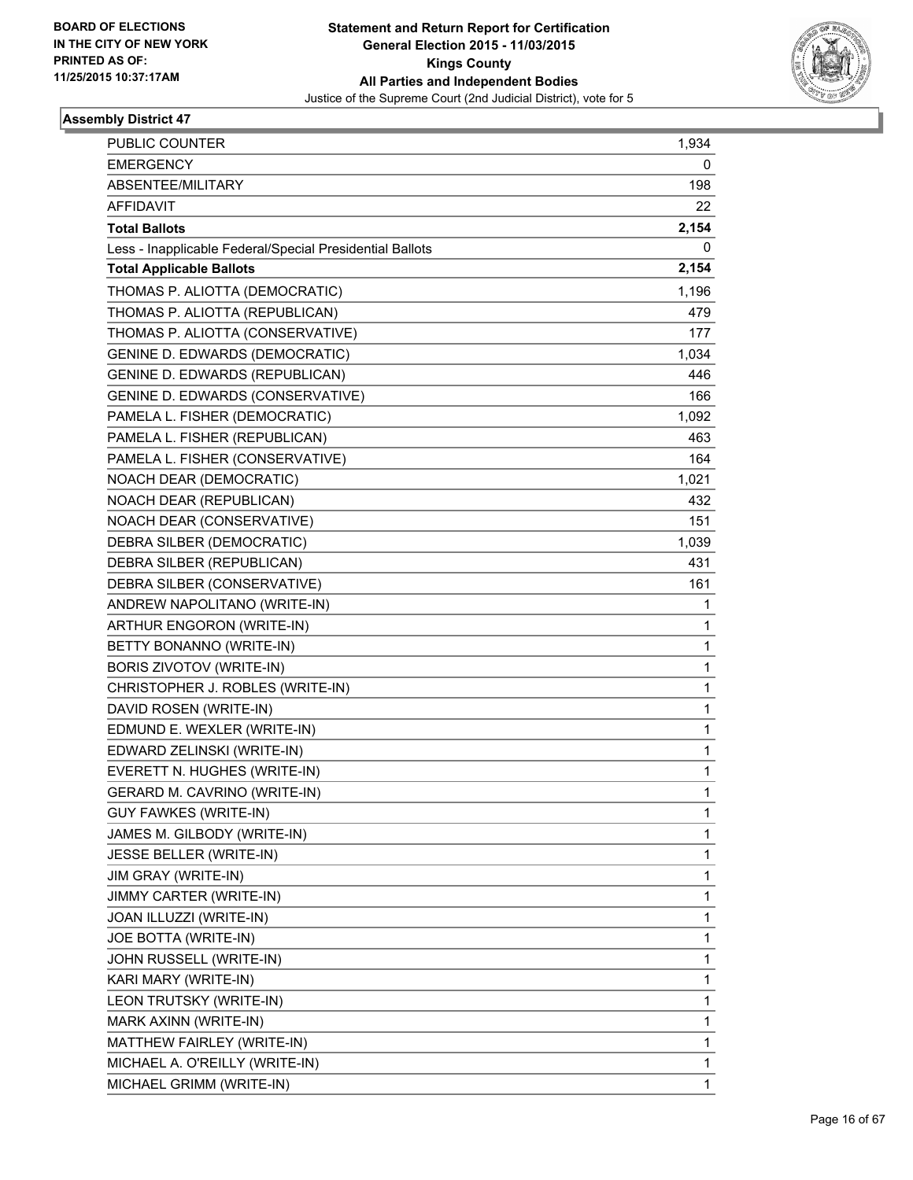BOARD OF ELECTIONS
IN THE CITY OF NEW YORK
PRINTED AS OF:
11/25/2015 10:37:17AM

**Statement and Return Report for Certification**
**General Election 2015 - 11/03/2015**
**Kings County**
**All Parties and Independent Bodies**
Justice of the Supreme Court (2nd Judicial District), vote for 5

### Assembly District 47

| | |
|---|---|
| PUBLIC COUNTER | 1,934 |
| EMERGENCY | 0 |
| ABSENTEE/MILITARY | 198 |
| AFFIDAVIT | 22 |
| **Total Ballots** | **2,154** |
| Less - Inapplicable Federal/Special Presidential Ballots | 0 |
| **Total Applicable Ballots** | **2,154** |
| THOMAS P. ALIOTTA (DEMOCRATIC) | 1,196 |
| THOMAS P. ALIOTTA (REPUBLICAN) | 479 |
| THOMAS P. ALIOTTA (CONSERVATIVE) | 177 |
| GENINE D. EDWARDS (DEMOCRATIC) | 1,034 |
| GENINE D. EDWARDS (REPUBLICAN) | 446 |
| GENINE D. EDWARDS (CONSERVATIVE) | 166 |
| PAMELA L. FISHER (DEMOCRATIC) | 1,092 |
| PAMELA L. FISHER (REPUBLICAN) | 463 |
| PAMELA L. FISHER (CONSERVATIVE) | 164 |
| NOACH DEAR (DEMOCRATIC) | 1,021 |
| NOACH DEAR (REPUBLICAN) | 432 |
| NOACH DEAR (CONSERVATIVE) | 151 |
| DEBRA SILBER (DEMOCRATIC) | 1,039 |
| DEBRA SILBER (REPUBLICAN) | 431 |
| DEBRA SILBER (CONSERVATIVE) | 161 |
| ANDREW NAPOLITANO (WRITE-IN) | 1 |
| ARTHUR ENGORON (WRITE-IN) | 1 |
| BETTY BONANNO (WRITE-IN) | 1 |
| BORIS ZIVOTOV (WRITE-IN) | 1 |
| CHRISTOPHER J. ROBLES (WRITE-IN) | 1 |
| DAVID ROSEN (WRITE-IN) | 1 |
| EDMUND E. WEXLER (WRITE-IN) | 1 |
| EDWARD ZELINSKI (WRITE-IN) | 1 |
| EVERETT N. HUGHES (WRITE-IN) | 1 |
| GERARD M. CAVRINO (WRITE-IN) | 1 |
| GUY FAWKES (WRITE-IN) | 1 |
| JAMES M. GILBODY (WRITE-IN) | 1 |
| JESSE BELLER (WRITE-IN) | 1 |
| JIM GRAY (WRITE-IN) | 1 |
| JIMMY CARTER (WRITE-IN) | 1 |
| JOAN ILLUZZI (WRITE-IN) | 1 |
| JOE BOTTA (WRITE-IN) | 1 |
| JOHN RUSSELL (WRITE-IN) | 1 |
| KARI MARY (WRITE-IN) | 1 |
| LEON TRUTSKY (WRITE-IN) | 1 |
| MARK AXINN (WRITE-IN) | 1 |
| MATTHEW FAIRLEY (WRITE-IN) | 1 |
| MICHAEL A. O'REILLY (WRITE-IN) | 1 |
| MICHAEL GRIMM (WRITE-IN) | 1 |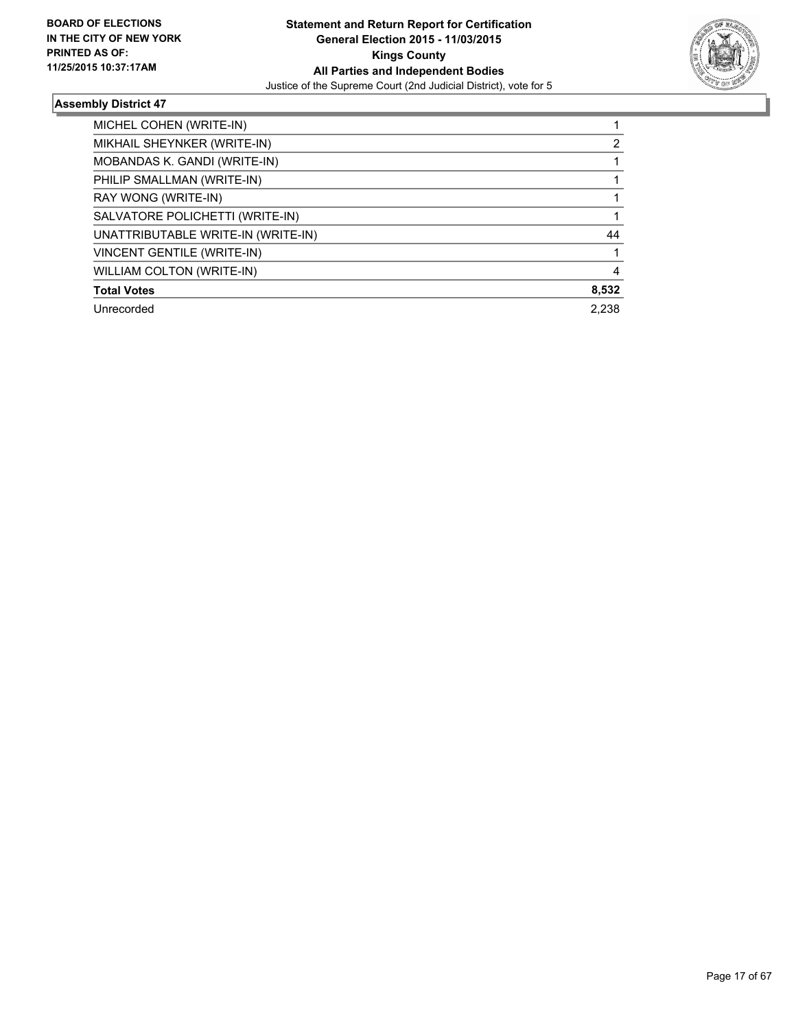**BOARD OF ELECTIONS IN THE CITY OF NEW YORK PRINTED AS OF: 11/25/2015 10:37:17AM**

**Statement and Return Report for Certification**
**General Election 2015 - 11/03/2015**
**Kings County**
**All Parties and Independent Bodies**
Justice of the Supreme Court (2nd Judicial District), vote for 5

### Assembly District 47

| | |
|---|---|
| MICHEL COHEN (WRITE-IN) | 1 |
| MIKHAIL SHEYNKER (WRITE-IN) | 2 |
| MOBANDAS K. GANDI (WRITE-IN) | 1 |
| PHILIP SMALLMAN (WRITE-IN) | 1 |
| RAY WONG (WRITE-IN) | 1 |
| SALVATORE POLICHETTI (WRITE-IN) | 1 |
| UNATTRIBUTABLE WRITE-IN (WRITE-IN) | 44 |
| VINCENT GENTILE (WRITE-IN) | 1 |
| WILLIAM COLTON (WRITE-IN) | 4 |
| **Total Votes** | **8,532** |
| Unrecorded | 2,238 |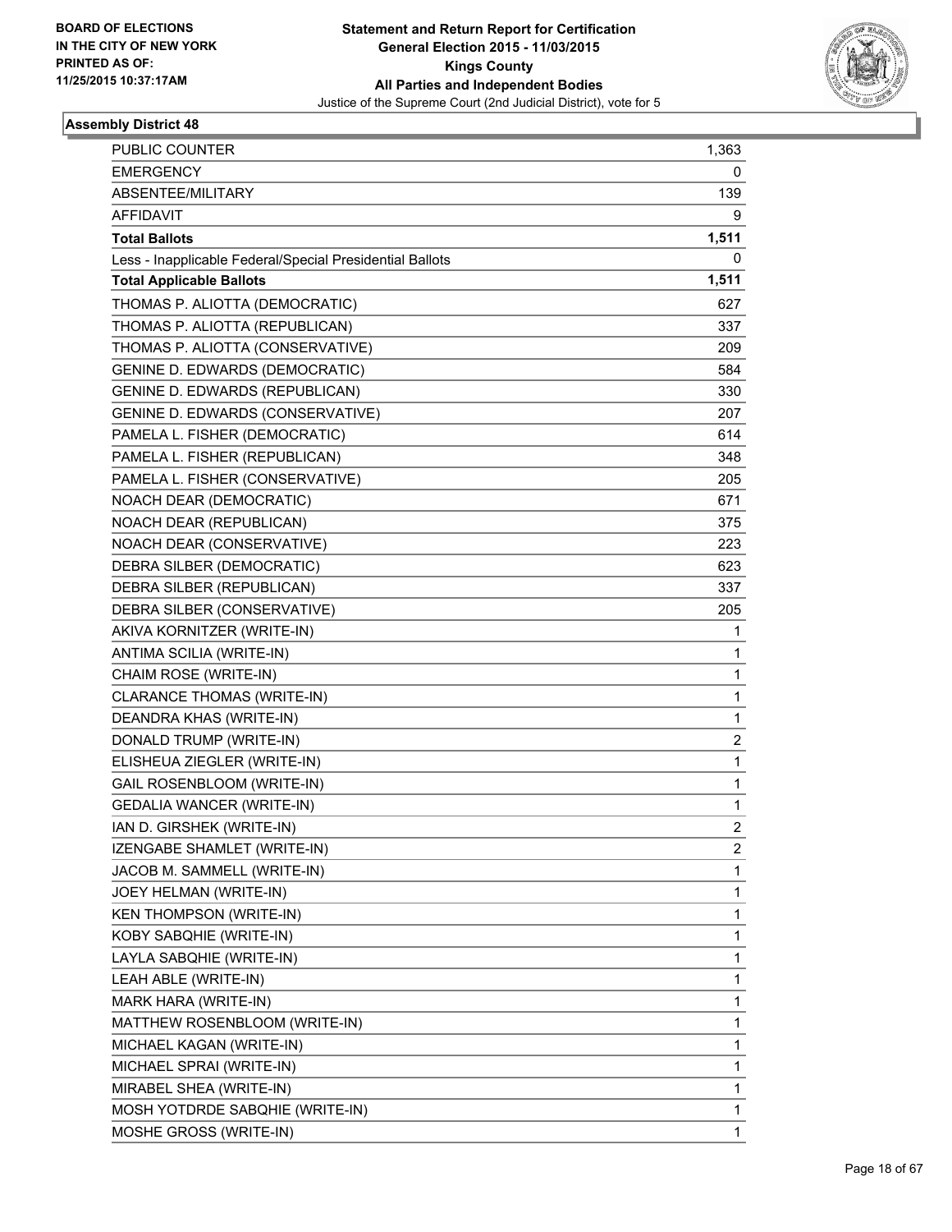BOARD OF ELECTIONS
IN THE CITY OF NEW YORK
PRINTED AS OF:
11/25/2015 10:37:17AM

**Statement and Return Report for Certification**
**General Election 2015 - 11/03/2015**
**Kings County**
**All Parties and Independent Bodies**
Justice of the Supreme Court (2nd Judicial District), vote for 5

### Assembly District 48

| | |
|---|---|
| PUBLIC COUNTER | 1,363 |
| EMERGENCY | 0 |
| ABSENTEE/MILITARY | 139 |
| AFFIDAVIT | 9 |
| **Total Ballots** | **1,511** |
| Less - Inapplicable Federal/Special Presidential Ballots | 0 |
| **Total Applicable Ballots** | **1,511** |
| THOMAS P. ALIOTTA (DEMOCRATIC) | 627 |
| THOMAS P. ALIOTTA (REPUBLICAN) | 337 |
| THOMAS P. ALIOTTA (CONSERVATIVE) | 209 |
| GENINE D. EDWARDS (DEMOCRATIC) | 584 |
| GENINE D. EDWARDS (REPUBLICAN) | 330 |
| GENINE D. EDWARDS (CONSERVATIVE) | 207 |
| PAMELA L. FISHER (DEMOCRATIC) | 614 |
| PAMELA L. FISHER (REPUBLICAN) | 348 |
| PAMELA L. FISHER (CONSERVATIVE) | 205 |
| NOACH DEAR (DEMOCRATIC) | 671 |
| NOACH DEAR (REPUBLICAN) | 375 |
| NOACH DEAR (CONSERVATIVE) | 223 |
| DEBRA SILBER (DEMOCRATIC) | 623 |
| DEBRA SILBER (REPUBLICAN) | 337 |
| DEBRA SILBER (CONSERVATIVE) | 205 |
| AKIVA KORNITZER (WRITE-IN) | 1 |
| ANTIMA SCILIA (WRITE-IN) | 1 |
| CHAIM ROSE (WRITE-IN) | 1 |
| CLARANCE THOMAS (WRITE-IN) | 1 |
| DEANDRA KHAS (WRITE-IN) | 1 |
| DONALD TRUMP (WRITE-IN) | 2 |
| ELISHEUA ZIEGLER (WRITE-IN) | 1 |
| GAIL ROSENBLOOM (WRITE-IN) | 1 |
| GEDALIA WANCER (WRITE-IN) | 1 |
| IAN D. GIRSHEK (WRITE-IN) | 2 |
| IZENGABE SHAMLET (WRITE-IN) | 2 |
| JACOB M. SAMMELL (WRITE-IN) | 1 |
| JOEY HELMAN (WRITE-IN) | 1 |
| KEN THOMPSON (WRITE-IN) | 1 |
| KOBY SABQHIE (WRITE-IN) | 1 |
| LAYLA SABQHIE (WRITE-IN) | 1 |
| LEAH ABLE (WRITE-IN) | 1 |
| MARK HARA (WRITE-IN) | 1 |
| MATTHEW ROSENBLOOM (WRITE-IN) | 1 |
| MICHAEL KAGAN (WRITE-IN) | 1 |
| MICHAEL SPRAI (WRITE-IN) | 1 |
| MIRABEL SHEA (WRITE-IN) | 1 |
| MOSH YOTDRDE SABQHIE (WRITE-IN) | 1 |
| MOSHE GROSS (WRITE-IN) | 1 |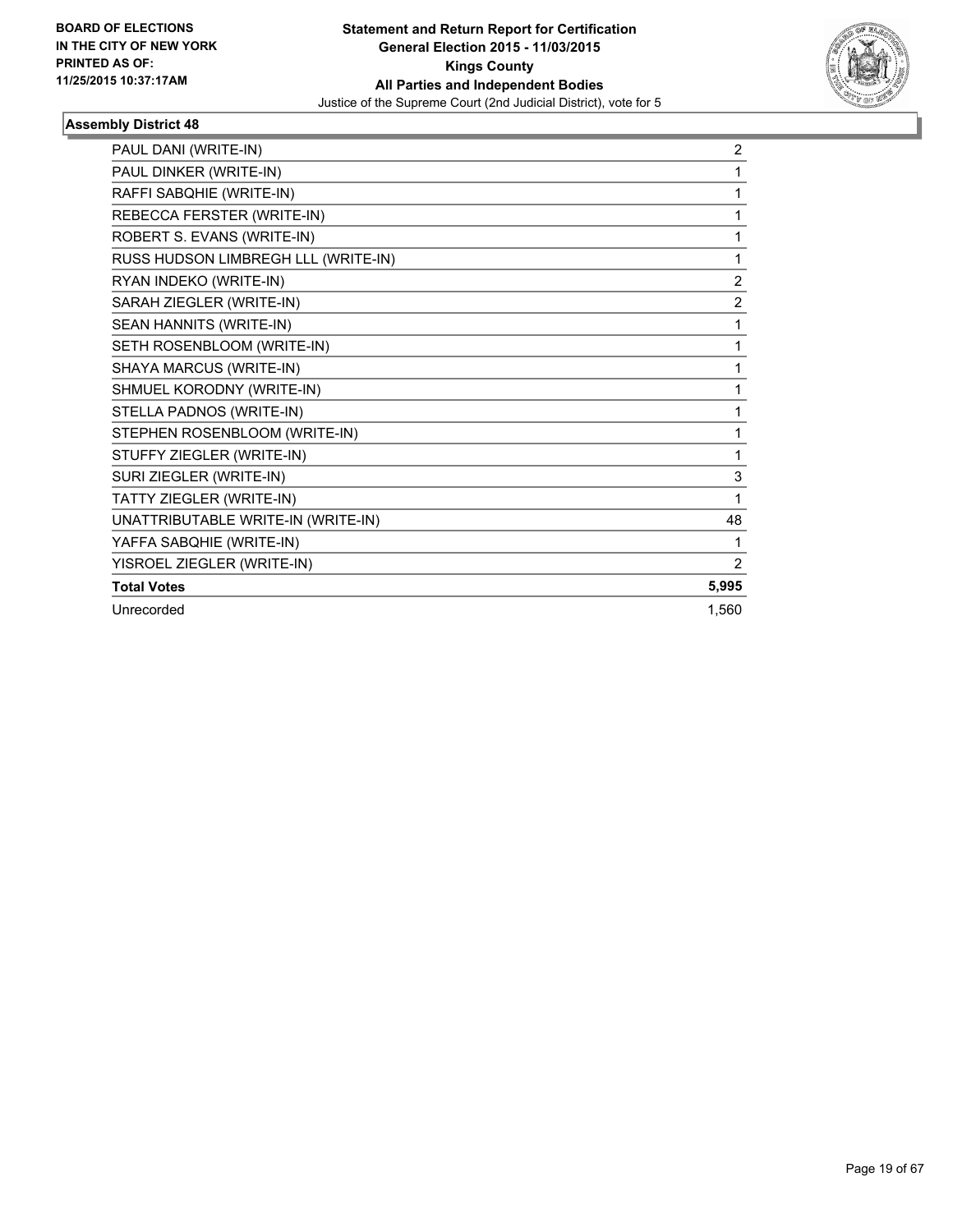### Assembly District 48

| Candidate | Votes |
|---|---|
| PAUL DANI (WRITE-IN) | 2 |
| PAUL DINKER (WRITE-IN) | 1 |
| RAFFI SABQHIE (WRITE-IN) | 1 |
| REBECCA FERSTER (WRITE-IN) | 1 |
| ROBERT S. EVANS (WRITE-IN) | 1 |
| RUSS HUDSON LIMBREGH LLL (WRITE-IN) | 1 |
| RYAN INDEKO (WRITE-IN) | 2 |
| SARAH ZIEGLER (WRITE-IN) | 2 |
| SEAN HANNITS (WRITE-IN) | 1 |
| SETH ROSENBLOOM (WRITE-IN) | 1 |
| SHAYA MARCUS (WRITE-IN) | 1 |
| SHMUEL KORODNY (WRITE-IN) | 1 |
| STELLA PADNOS (WRITE-IN) | 1 |
| STEPHEN ROSENBLOOM (WRITE-IN) | 1 |
| STUFFY ZIEGLER (WRITE-IN) | 1 |
| SURI ZIEGLER (WRITE-IN) | 3 |
| TATTY ZIEGLER (WRITE-IN) | 1 |
| UNATTRIBUTABLE WRITE-IN (WRITE-IN) | 48 |
| YAFFA SABQHIE (WRITE-IN) | 1 |
| YISROEL ZIEGLER (WRITE-IN) | 2 |
| **Total Votes** | **5,995** |
| Unrecorded | 1,560 |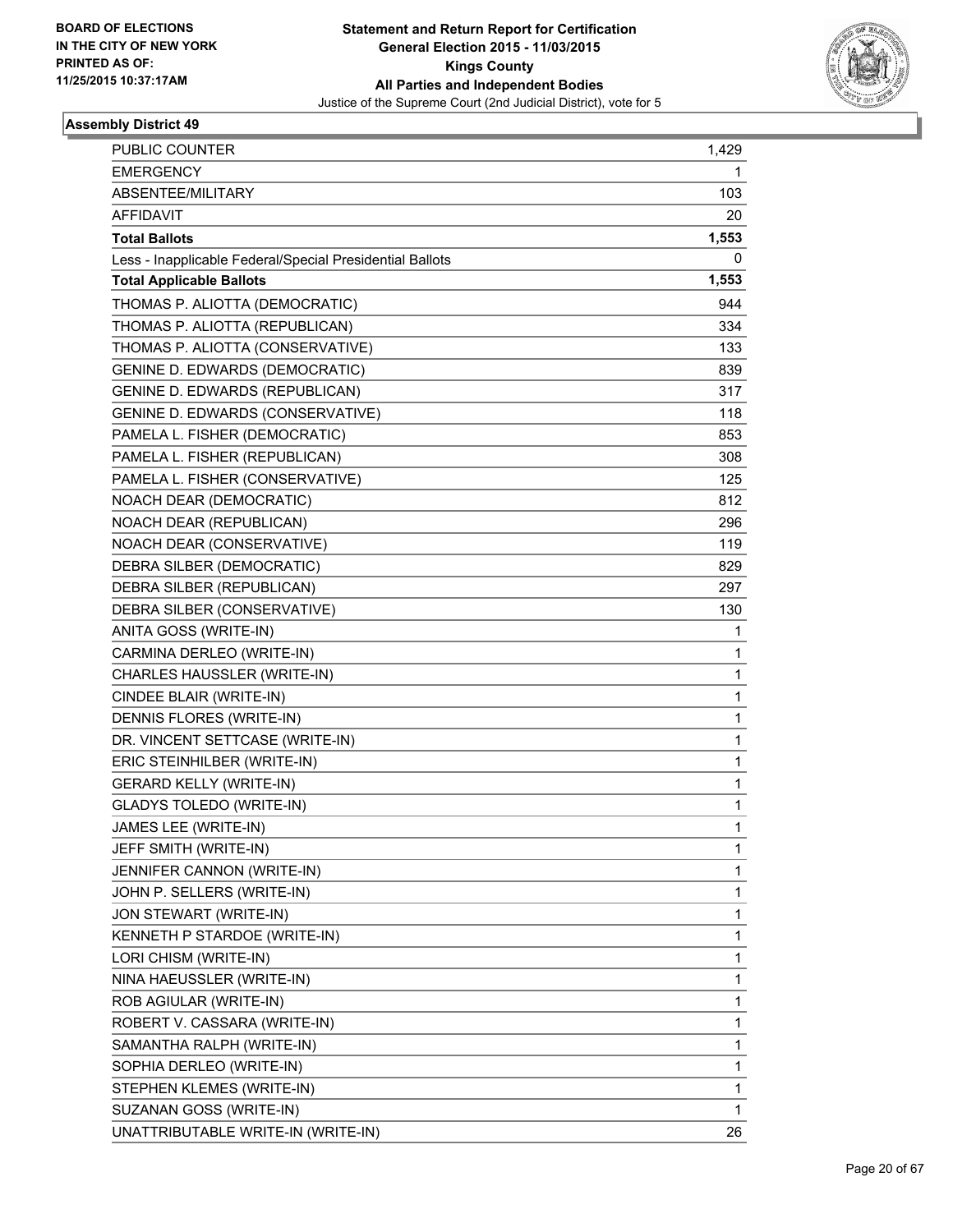BOARD OF ELECTIONS
IN THE CITY OF NEW YORK
PRINTED AS OF:
11/25/2015 10:37:17AM

**Statement and Return Report for Certification**
**General Election 2015 - 11/03/2015**
**Kings County**
**All Parties and Independent Bodies**
Justice of the Supreme Court (2nd Judicial District), vote for 5

### Assembly District 49

| | |
|---|---|
| PUBLIC COUNTER | 1,429 |
| EMERGENCY | 1 |
| ABSENTEE/MILITARY | 103 |
| AFFIDAVIT | 20 |
| **Total Ballots** | **1,553** |
| Less - Inapplicable Federal/Special Presidential Ballots | 0 |
| **Total Applicable Ballots** | **1,553** |
| THOMAS P. ALIOTTA (DEMOCRATIC) | 944 |
| THOMAS P. ALIOTTA (REPUBLICAN) | 334 |
| THOMAS P. ALIOTTA (CONSERVATIVE) | 133 |
| GENINE D. EDWARDS (DEMOCRATIC) | 839 |
| GENINE D. EDWARDS (REPUBLICAN) | 317 |
| GENINE D. EDWARDS (CONSERVATIVE) | 118 |
| PAMELA L. FISHER (DEMOCRATIC) | 853 |
| PAMELA L. FISHER (REPUBLICAN) | 308 |
| PAMELA L. FISHER (CONSERVATIVE) | 125 |
| NOACH DEAR (DEMOCRATIC) | 812 |
| NOACH DEAR (REPUBLICAN) | 296 |
| NOACH DEAR (CONSERVATIVE) | 119 |
| DEBRA SILBER (DEMOCRATIC) | 829 |
| DEBRA SILBER (REPUBLICAN) | 297 |
| DEBRA SILBER (CONSERVATIVE) | 130 |
| ANITA GOSS (WRITE-IN) | 1 |
| CARMINA DERLEO (WRITE-IN) | 1 |
| CHARLES HAUSSLER (WRITE-IN) | 1 |
| CINDEE BLAIR (WRITE-IN) | 1 |
| DENNIS FLORES (WRITE-IN) | 1 |
| DR. VINCENT SETTCASE (WRITE-IN) | 1 |
| ERIC STEINHILBER (WRITE-IN) | 1 |
| GERARD KELLY (WRITE-IN) | 1 |
| GLADYS TOLEDO (WRITE-IN) | 1 |
| JAMES LEE (WRITE-IN) | 1 |
| JEFF SMITH (WRITE-IN) | 1 |
| JENNIFER CANNON (WRITE-IN) | 1 |
| JOHN P. SELLERS (WRITE-IN) | 1 |
| JON STEWART (WRITE-IN) | 1 |
| KENNETH P STARDOE (WRITE-IN) | 1 |
| LORI CHISM (WRITE-IN) | 1 |
| NINA HAEUSSLER (WRITE-IN) | 1 |
| ROB AGIULAR (WRITE-IN) | 1 |
| ROBERT V. CASSARA (WRITE-IN) | 1 |
| SAMANTHA RALPH (WRITE-IN) | 1 |
| SOPHIA DERLEO (WRITE-IN) | 1 |
| STEPHEN KLEMES (WRITE-IN) | 1 |
| SUZANAN GOSS (WRITE-IN) | 1 |
| UNATTRIBUTABLE WRITE-IN (WRITE-IN) | 26 |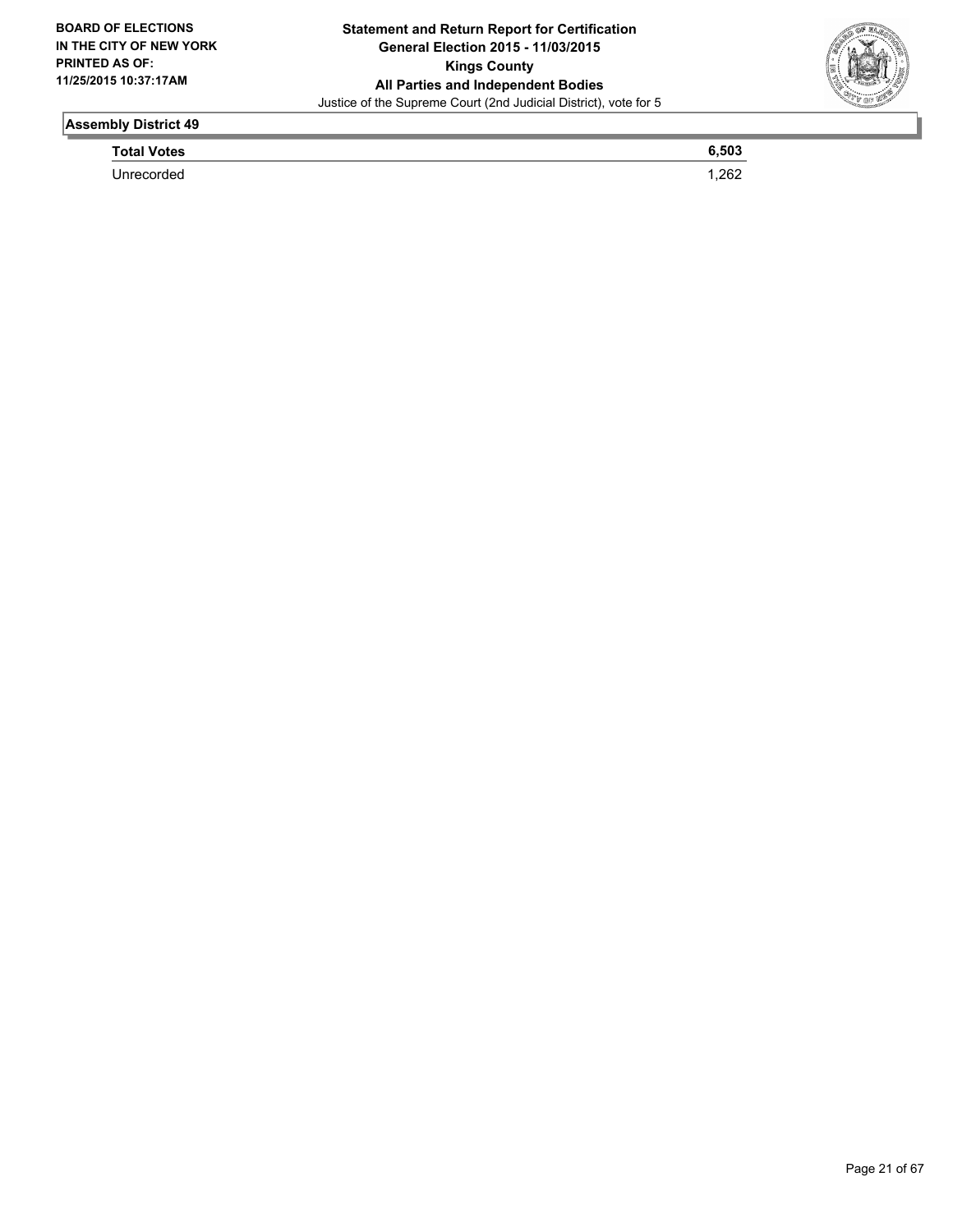## Assembly District 49

| **Total Votes** | **6,503** |
|---|---|
| Unrecorded | 1,262 |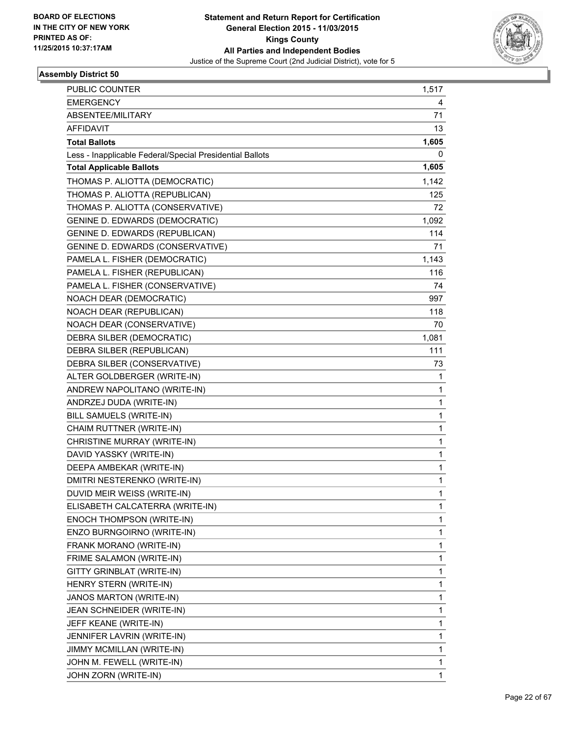BOARD OF ELECTIONS
IN THE CITY OF NEW YORK
PRINTED AS OF:
11/25/2015 10:37:17AM

**Statement and Return Report for Certification**
**General Election 2015 - 11/03/2015**
**Kings County**
**All Parties and Independent Bodies**
Justice of the Supreme Court (2nd Judicial District), vote for 5

### Assembly District 50

| | |
|---|---|
| PUBLIC COUNTER | 1,517 |
| EMERGENCY | 4 |
| ABSENTEE/MILITARY | 71 |
| AFFIDAVIT | 13 |
| **Total Ballots** | **1,605** |
| Less - Inapplicable Federal/Special Presidential Ballots | 0 |
| **Total Applicable Ballots** | **1,605** |
| THOMAS P. ALIOTTA (DEMOCRATIC) | 1,142 |
| THOMAS P. ALIOTTA (REPUBLICAN) | 125 |
| THOMAS P. ALIOTTA (CONSERVATIVE) | 72 |
| GENINE D. EDWARDS (DEMOCRATIC) | 1,092 |
| GENINE D. EDWARDS (REPUBLICAN) | 114 |
| GENINE D. EDWARDS (CONSERVATIVE) | 71 |
| PAMELA L. FISHER (DEMOCRATIC) | 1,143 |
| PAMELA L. FISHER (REPUBLICAN) | 116 |
| PAMELA L. FISHER (CONSERVATIVE) | 74 |
| NOACH DEAR (DEMOCRATIC) | 997 |
| NOACH DEAR (REPUBLICAN) | 118 |
| NOACH DEAR (CONSERVATIVE) | 70 |
| DEBRA SILBER (DEMOCRATIC) | 1,081 |
| DEBRA SILBER (REPUBLICAN) | 111 |
| DEBRA SILBER (CONSERVATIVE) | 73 |
| ALTER GOLDBERGER (WRITE-IN) | 1 |
| ANDREW NAPOLITANO (WRITE-IN) | 1 |
| ANDRZEJ DUDA (WRITE-IN) | 1 |
| BILL SAMUELS (WRITE-IN) | 1 |
| CHAIM RUTTNER (WRITE-IN) | 1 |
| CHRISTINE MURRAY (WRITE-IN) | 1 |
| DAVID YASSKY (WRITE-IN) | 1 |
| DEEPA AMBEKAR (WRITE-IN) | 1 |
| DMITRI NESTERENKO (WRITE-IN) | 1 |
| DUVID MEIR WEISS (WRITE-IN) | 1 |
| ELISABETH CALCATERRA (WRITE-IN) | 1 |
| ENOCH THOMPSON (WRITE-IN) | 1 |
| ENZO BURNGOIRNO (WRITE-IN) | 1 |
| FRANK MORANO (WRITE-IN) | 1 |
| FRIME SALAMON (WRITE-IN) | 1 |
| GITTY GRINBLAT (WRITE-IN) | 1 |
| HENRY STERN (WRITE-IN) | 1 |
| JANOS MARTON (WRITE-IN) | 1 |
| JEAN SCHNEIDER (WRITE-IN) | 1 |
| JEFF KEANE (WRITE-IN) | 1 |
| JENNIFER LAVRIN (WRITE-IN) | 1 |
| JIMMY MCMILLAN (WRITE-IN) | 1 |
| JOHN M. FEWELL (WRITE-IN) | 1 |
| JOHN ZORN (WRITE-IN) | 1 |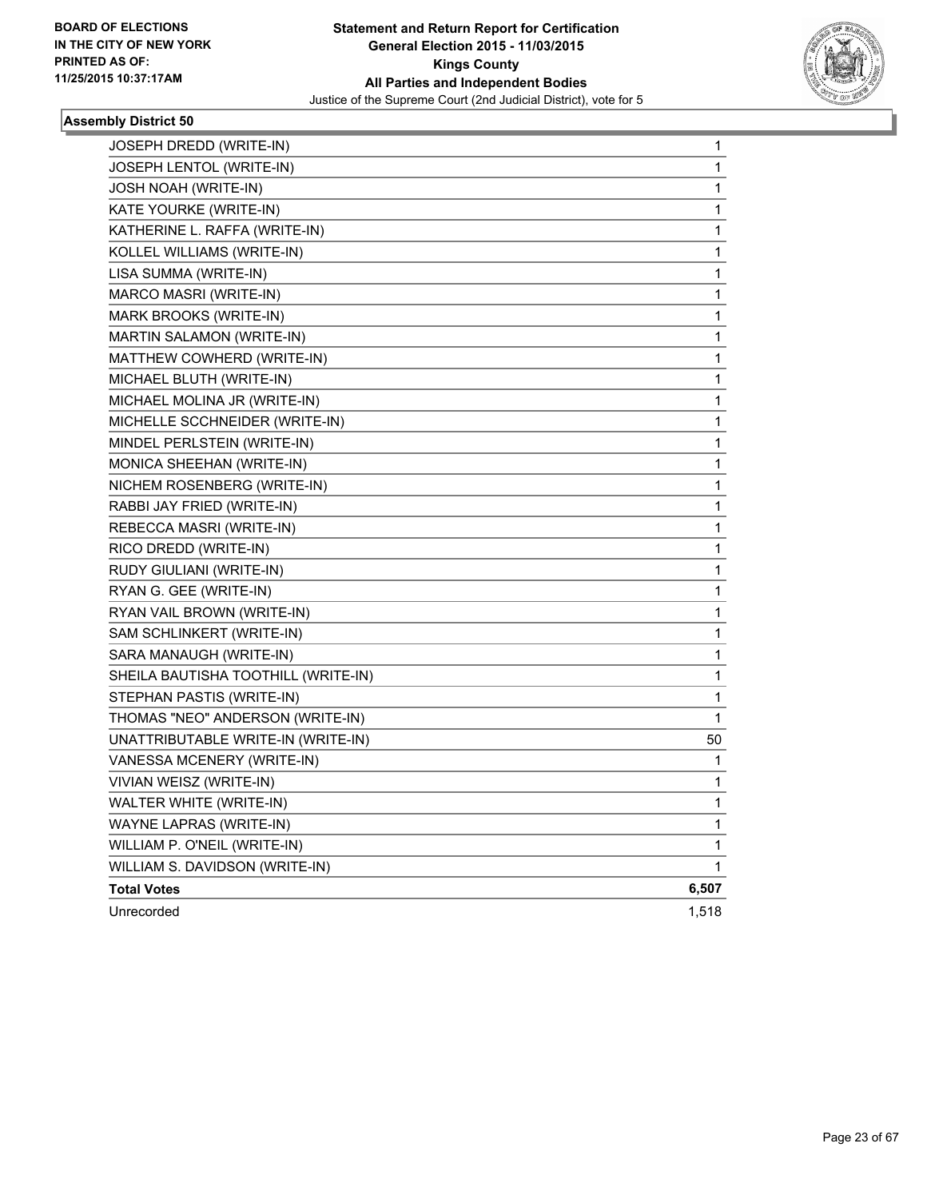**BOARD OF ELECTIONS IN THE CITY OF NEW YORK PRINTED AS OF: 11/25/2015 10:37:17AM**

**Statement and Return Report for Certification General Election 2015 - 11/03/2015 Kings County All Parties and Independent Bodies**

Justice of the Supreme Court (2nd Judicial District), vote for 5

### Assembly District 50

| | |
|---|---|
| JOSEPH DREDD (WRITE-IN) | 1 |
| JOSEPH LENTOL (WRITE-IN) | 1 |
| JOSH NOAH (WRITE-IN) | 1 |
| KATE YOURKE (WRITE-IN) | 1 |
| KATHERINE L. RAFFA (WRITE-IN) | 1 |
| KOLLEL WILLIAMS (WRITE-IN) | 1 |
| LISA SUMMA (WRITE-IN) | 1 |
| MARCO MASRI (WRITE-IN) | 1 |
| MARK BROOKS (WRITE-IN) | 1 |
| MARTIN SALAMON (WRITE-IN) | 1 |
| MATTHEW COWHERD (WRITE-IN) | 1 |
| MICHAEL BLUTH (WRITE-IN) | 1 |
| MICHAEL MOLINA JR (WRITE-IN) | 1 |
| MICHELLE SCCHNEIDER (WRITE-IN) | 1 |
| MINDEL PERLSTEIN (WRITE-IN) | 1 |
| MONICA SHEEHAN (WRITE-IN) | 1 |
| NICHEM ROSENBERG (WRITE-IN) | 1 |
| RABBI JAY FRIED (WRITE-IN) | 1 |
| REBECCA MASRI (WRITE-IN) | 1 |
| RICO DREDD (WRITE-IN) | 1 |
| RUDY GIULIANI (WRITE-IN) | 1 |
| RYAN G. GEE (WRITE-IN) | 1 |
| RYAN VAIL BROWN (WRITE-IN) | 1 |
| SAM SCHLINKERT (WRITE-IN) | 1 |
| SARA MANAUGH (WRITE-IN) | 1 |
| SHEILA BAUTISHA TOOTHILL (WRITE-IN) | 1 |
| STEPHAN PASTIS (WRITE-IN) | 1 |
| THOMAS "NEO" ANDERSON (WRITE-IN) | 1 |
| UNATTRIBUTABLE WRITE-IN (WRITE-IN) | 50 |
| VANESSA MCENERY (WRITE-IN) | 1 |
| VIVIAN WEISZ (WRITE-IN) | 1 |
| WALTER WHITE (WRITE-IN) | 1 |
| WAYNE LAPRAS (WRITE-IN) | 1 |
| WILLIAM P. O'NEIL (WRITE-IN) | 1 |
| WILLIAM S. DAVIDSON (WRITE-IN) | 1 |
| **Total Votes** | **6,507** |
| Unrecorded | 1,518 |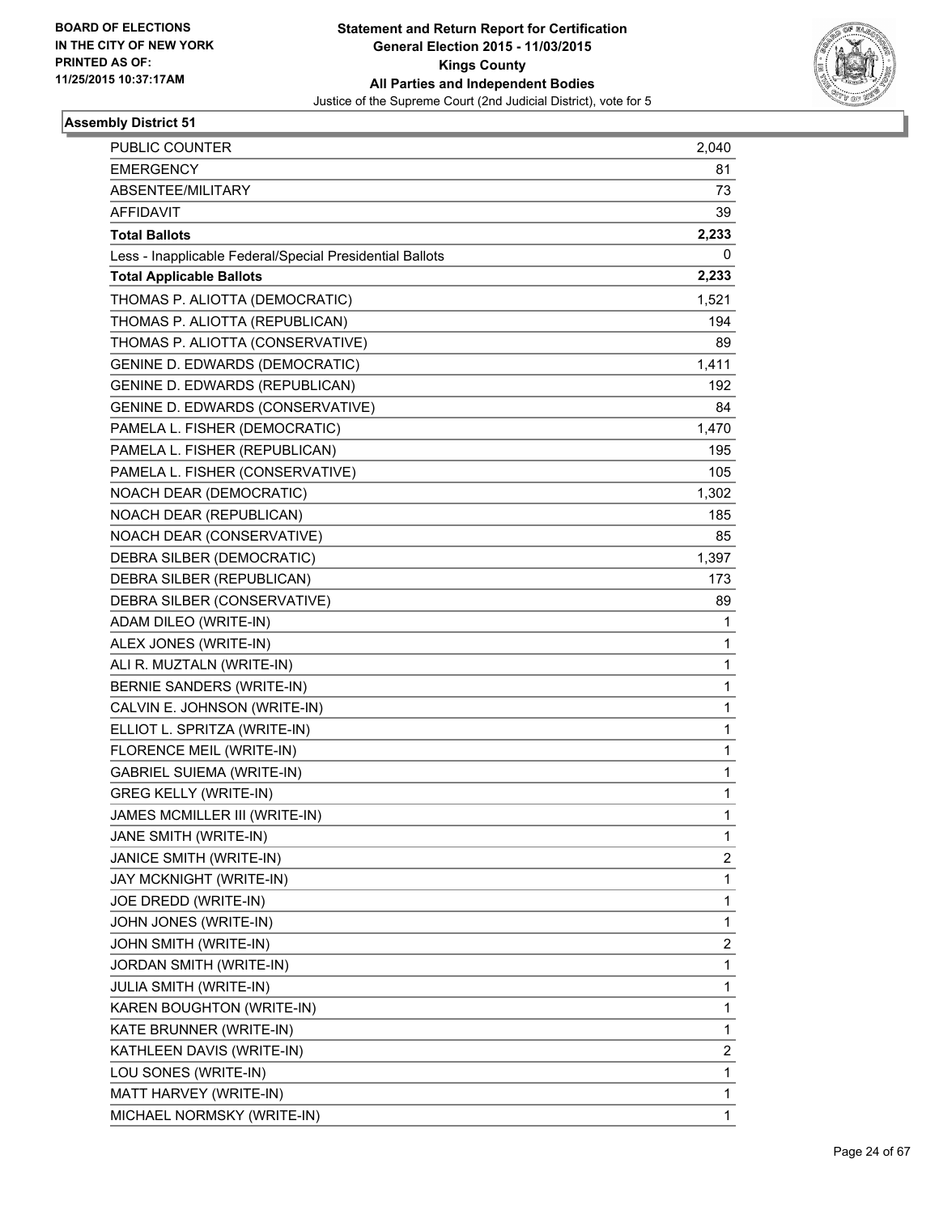BOARD OF ELECTIONS
IN THE CITY OF NEW YORK
PRINTED AS OF:
11/25/2015 10:37:17AM

**Statement and Return Report for Certification**
**General Election 2015 - 11/03/2015**
**Kings County**
**All Parties and Independent Bodies**
Justice of the Supreme Court (2nd Judicial District), vote for 5

### Assembly District 51

| | |
|---|---|
| PUBLIC COUNTER | 2,040 |
| EMERGENCY | 81 |
| ABSENTEE/MILITARY | 73 |
| AFFIDAVIT | 39 |
| **Total Ballots** | **2,233** |
| Less - Inapplicable Federal/Special Presidential Ballots | 0 |
| **Total Applicable Ballots** | **2,233** |
| THOMAS P. ALIOTTA (DEMOCRATIC) | 1,521 |
| THOMAS P. ALIOTTA (REPUBLICAN) | 194 |
| THOMAS P. ALIOTTA (CONSERVATIVE) | 89 |
| GENINE D. EDWARDS (DEMOCRATIC) | 1,411 |
| GENINE D. EDWARDS (REPUBLICAN) | 192 |
| GENINE D. EDWARDS (CONSERVATIVE) | 84 |
| PAMELA L. FISHER (DEMOCRATIC) | 1,470 |
| PAMELA L. FISHER (REPUBLICAN) | 195 |
| PAMELA L. FISHER (CONSERVATIVE) | 105 |
| NOACH DEAR (DEMOCRATIC) | 1,302 |
| NOACH DEAR (REPUBLICAN) | 185 |
| NOACH DEAR (CONSERVATIVE) | 85 |
| DEBRA SILBER (DEMOCRATIC) | 1,397 |
| DEBRA SILBER (REPUBLICAN) | 173 |
| DEBRA SILBER (CONSERVATIVE) | 89 |
| ADAM DILEO (WRITE-IN) | 1 |
| ALEX JONES (WRITE-IN) | 1 |
| ALI R. MUZTALN (WRITE-IN) | 1 |
| BERNIE SANDERS (WRITE-IN) | 1 |
| CALVIN E. JOHNSON (WRITE-IN) | 1 |
| ELLIOT L. SPRITZA (WRITE-IN) | 1 |
| FLORENCE MEIL (WRITE-IN) | 1 |
| GABRIEL SUIEMA (WRITE-IN) | 1 |
| GREG KELLY (WRITE-IN) | 1 |
| JAMES MCMILLER III (WRITE-IN) | 1 |
| JANE SMITH (WRITE-IN) | 1 |
| JANICE SMITH (WRITE-IN) | 2 |
| JAY MCKNIGHT (WRITE-IN) | 1 |
| JOE DREDD (WRITE-IN) | 1 |
| JOHN JONES (WRITE-IN) | 1 |
| JOHN SMITH (WRITE-IN) | 2 |
| JORDAN SMITH (WRITE-IN) | 1 |
| JULIA SMITH (WRITE-IN) | 1 |
| KAREN BOUGHTON (WRITE-IN) | 1 |
| KATE BRUNNER (WRITE-IN) | 1 |
| KATHLEEN DAVIS (WRITE-IN) | 2 |
| LOU SONES (WRITE-IN) | 1 |
| MATT HARVEY (WRITE-IN) | 1 |
| MICHAEL NORMSKY (WRITE-IN) | 1 |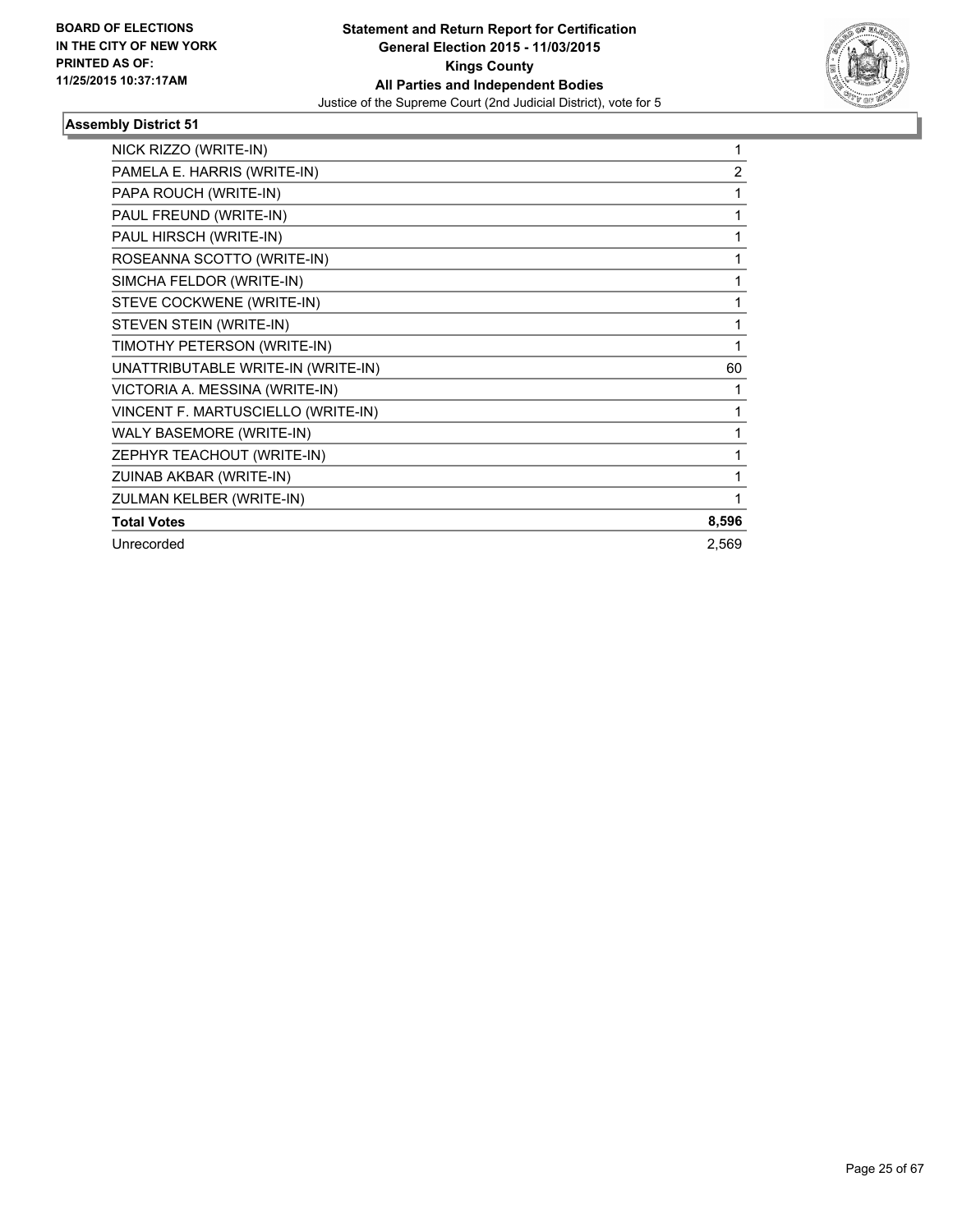BOARD OF ELECTIONS
IN THE CITY OF NEW YORK
PRINTED AS OF:
11/25/2015 10:37:17AM

**Statement and Return Report for Certification**
**General Election 2015 - 11/03/2015**
**Kings County**
**All Parties and Independent Bodies**
Justice of the Supreme Court (2nd Judicial District), vote for 5

### Assembly District 51

| | |
|---|---|
| NICK RIZZO (WRITE-IN) | 1 |
| PAMELA E. HARRIS (WRITE-IN) | 2 |
| PAPA ROUCH (WRITE-IN) | 1 |
| PAUL FREUND (WRITE-IN) | 1 |
| PAUL HIRSCH (WRITE-IN) | 1 |
| ROSEANNA SCOTTO (WRITE-IN) | 1 |
| SIMCHA FELDOR (WRITE-IN) | 1 |
| STEVE COCKWENE (WRITE-IN) | 1 |
| STEVEN STEIN (WRITE-IN) | 1 |
| TIMOTHY PETERSON (WRITE-IN) | 1 |
| UNATTRIBUTABLE WRITE-IN (WRITE-IN) | 60 |
| VICTORIA A. MESSINA (WRITE-IN) | 1 |
| VINCENT F. MARTUSCIELLO (WRITE-IN) | 1 |
| WALY BASEMORE (WRITE-IN) | 1 |
| ZEPHYR TEACHOUT (WRITE-IN) | 1 |
| ZUINAB AKBAR (WRITE-IN) | 1 |
| ZULMAN KELBER (WRITE-IN) | 1 |
| **Total Votes** | **8,596** |
| Unrecorded | 2,569 |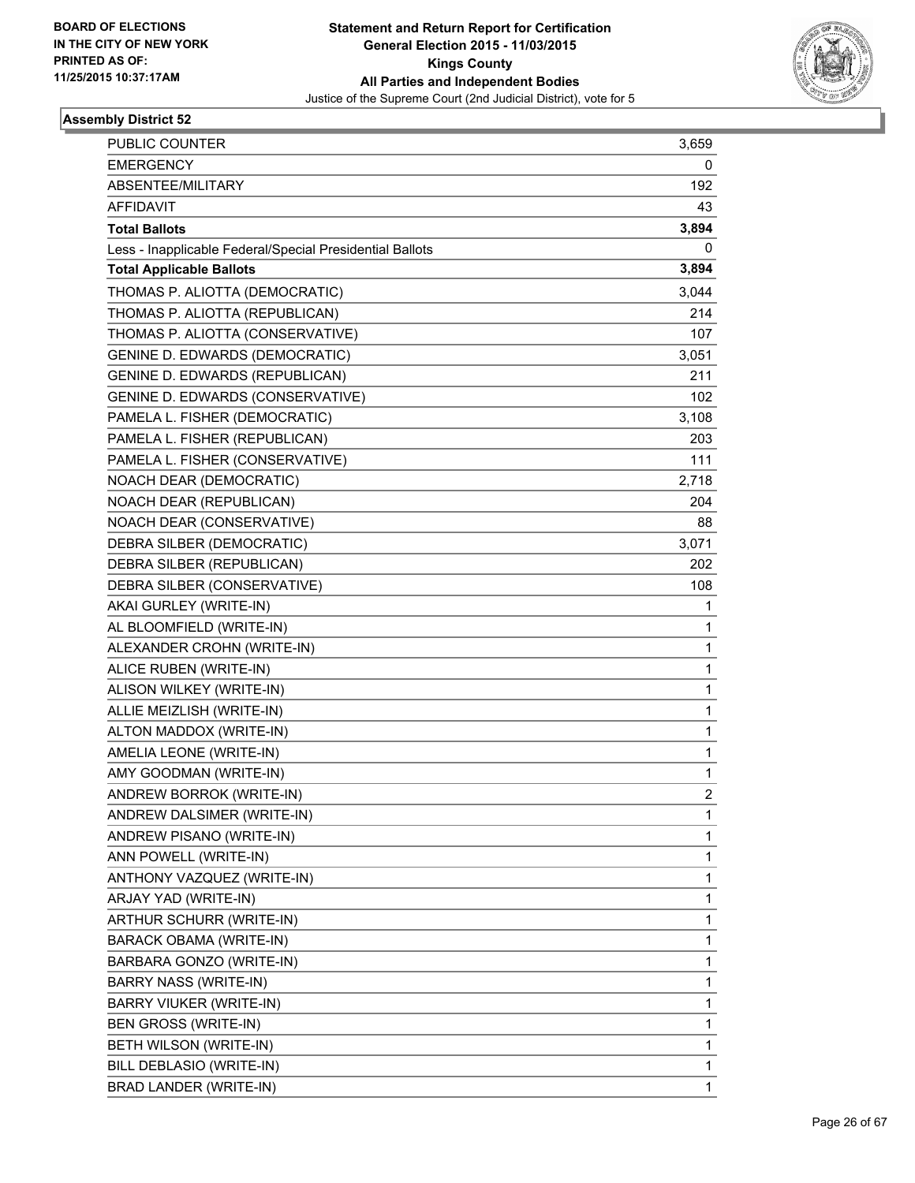BOARD OF ELECTIONS
IN THE CITY OF NEW YORK
PRINTED AS OF:
11/25/2015 10:37:17AM

**Statement and Return Report for Certification**
**General Election 2015 - 11/03/2015**
**Kings County**
**All Parties and Independent Bodies**
Justice of the Supreme Court (2nd Judicial District), vote for 5

### Assembly District 52

| | |
|---|---|
| PUBLIC COUNTER | 3,659 |
| EMERGENCY | 0 |
| ABSENTEE/MILITARY | 192 |
| AFFIDAVIT | 43 |
| **Total Ballots** | **3,894** |
| Less - Inapplicable Federal/Special Presidential Ballots | 0 |
| **Total Applicable Ballots** | **3,894** |
| THOMAS P. ALIOTTA (DEMOCRATIC) | 3,044 |
| THOMAS P. ALIOTTA (REPUBLICAN) | 214 |
| THOMAS P. ALIOTTA (CONSERVATIVE) | 107 |
| GENINE D. EDWARDS (DEMOCRATIC) | 3,051 |
| GENINE D. EDWARDS (REPUBLICAN) | 211 |
| GENINE D. EDWARDS (CONSERVATIVE) | 102 |
| PAMELA L. FISHER (DEMOCRATIC) | 3,108 |
| PAMELA L. FISHER (REPUBLICAN) | 203 |
| PAMELA L. FISHER (CONSERVATIVE) | 111 |
| NOACH DEAR (DEMOCRATIC) | 2,718 |
| NOACH DEAR (REPUBLICAN) | 204 |
| NOACH DEAR (CONSERVATIVE) | 88 |
| DEBRA SILBER (DEMOCRATIC) | 3,071 |
| DEBRA SILBER (REPUBLICAN) | 202 |
| DEBRA SILBER (CONSERVATIVE) | 108 |
| AKAI GURLEY (WRITE-IN) | 1 |
| AL BLOOMFIELD (WRITE-IN) | 1 |
| ALEXANDER CROHN (WRITE-IN) | 1 |
| ALICE RUBEN (WRITE-IN) | 1 |
| ALISON WILKEY (WRITE-IN) | 1 |
| ALLIE MEIZLISH (WRITE-IN) | 1 |
| ALTON MADDOX (WRITE-IN) | 1 |
| AMELIA LEONE (WRITE-IN) | 1 |
| AMY GOODMAN (WRITE-IN) | 1 |
| ANDREW BORROK (WRITE-IN) | 2 |
| ANDREW DALSIMER (WRITE-IN) | 1 |
| ANDREW PISANO (WRITE-IN) | 1 |
| ANN POWELL (WRITE-IN) | 1 |
| ANTHONY VAZQUEZ (WRITE-IN) | 1 |
| ARJAY YAD (WRITE-IN) | 1 |
| ARTHUR SCHURR (WRITE-IN) | 1 |
| BARACK OBAMA (WRITE-IN) | 1 |
| BARBARA GONZO (WRITE-IN) | 1 |
| BARRY NASS (WRITE-IN) | 1 |
| BARRY VIUKER (WRITE-IN) | 1 |
| BEN GROSS (WRITE-IN) | 1 |
| BETH WILSON (WRITE-IN) | 1 |
| BILL DEBLASIO (WRITE-IN) | 1 |
| BRAD LANDER (WRITE-IN) | 1 |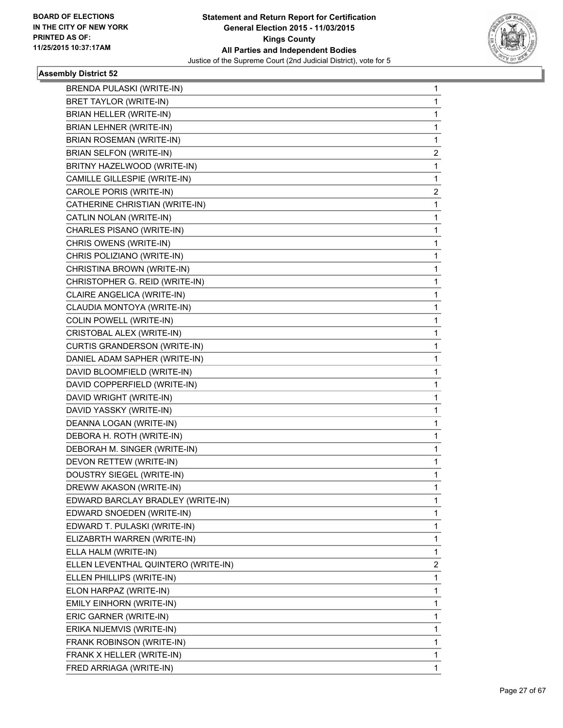BOARD OF ELECTIONS
IN THE CITY OF NEW YORK
PRINTED AS OF:
11/25/2015 10:37:17AM

**Statement and Return Report for Certification**
**General Election 2015 - 11/03/2015**
**Kings County**
**All Parties and Independent Bodies**
Justice of the Supreme Court (2nd Judicial District), vote for 5

### Assembly District 52

| | |
|---|---|
| BRENDA PULASKI (WRITE-IN) | 1 |
| BRET TAYLOR (WRITE-IN) | 1 |
| BRIAN HELLER (WRITE-IN) | 1 |
| BRIAN LEHNER (WRITE-IN) | 1 |
| BRIAN ROSEMAN (WRITE-IN) | 1 |
| BRIAN SELFON (WRITE-IN) | 2 |
| BRITNY HAZELWOOD (WRITE-IN) | 1 |
| CAMILLE GILLESPIE (WRITE-IN) | 1 |
| CAROLE PORIS (WRITE-IN) | 2 |
| CATHERINE CHRISTIAN (WRITE-IN) | 1 |
| CATLIN NOLAN (WRITE-IN) | 1 |
| CHARLES PISANO (WRITE-IN) | 1 |
| CHRIS OWENS (WRITE-IN) | 1 |
| CHRIS POLIZIANO (WRITE-IN) | 1 |
| CHRISTINA BROWN (WRITE-IN) | 1 |
| CHRISTOPHER G. REID (WRITE-IN) | 1 |
| CLAIRE ANGELICA (WRITE-IN) | 1 |
| CLAUDIA MONTOYA (WRITE-IN) | 1 |
| COLIN POWELL (WRITE-IN) | 1 |
| CRISTOBAL ALEX (WRITE-IN) | 1 |
| CURTIS GRANDERSON (WRITE-IN) | 1 |
| DANIEL ADAM SAPHER (WRITE-IN) | 1 |
| DAVID BLOOMFIELD (WRITE-IN) | 1 |
| DAVID COPPERFIELD (WRITE-IN) | 1 |
| DAVID WRIGHT (WRITE-IN) | 1 |
| DAVID YASSKY (WRITE-IN) | 1 |
| DEANNA LOGAN (WRITE-IN) | 1 |
| DEBORA H. ROTH (WRITE-IN) | 1 |
| DEBORAH M. SINGER (WRITE-IN) | 1 |
| DEVON RETTEW (WRITE-IN) | 1 |
| DOUSTRY SIEGEL (WRITE-IN) | 1 |
| DREWW AKASON (WRITE-IN) | 1 |
| EDWARD BARCLAY BRADLEY (WRITE-IN) | 1 |
| EDWARD SNOEDEN (WRITE-IN) | 1 |
| EDWARD T. PULASKI (WRITE-IN) | 1 |
| ELIZABRTH WARREN (WRITE-IN) | 1 |
| ELLA HALM (WRITE-IN) | 1 |
| ELLEN LEVENTHAL QUINTERO (WRITE-IN) | 2 |
| ELLEN PHILLIPS (WRITE-IN) | 1 |
| ELON HARPAZ (WRITE-IN) | 1 |
| EMILY EINHORN (WRITE-IN) | 1 |
| ERIC GARNER (WRITE-IN) | 1 |
| ERIKA NIJEMVIS (WRITE-IN) | 1 |
| FRANK ROBINSON (WRITE-IN) | 1 |
| FRANK X HELLER (WRITE-IN) | 1 |
| FRED ARRIAGA (WRITE-IN) | 1 |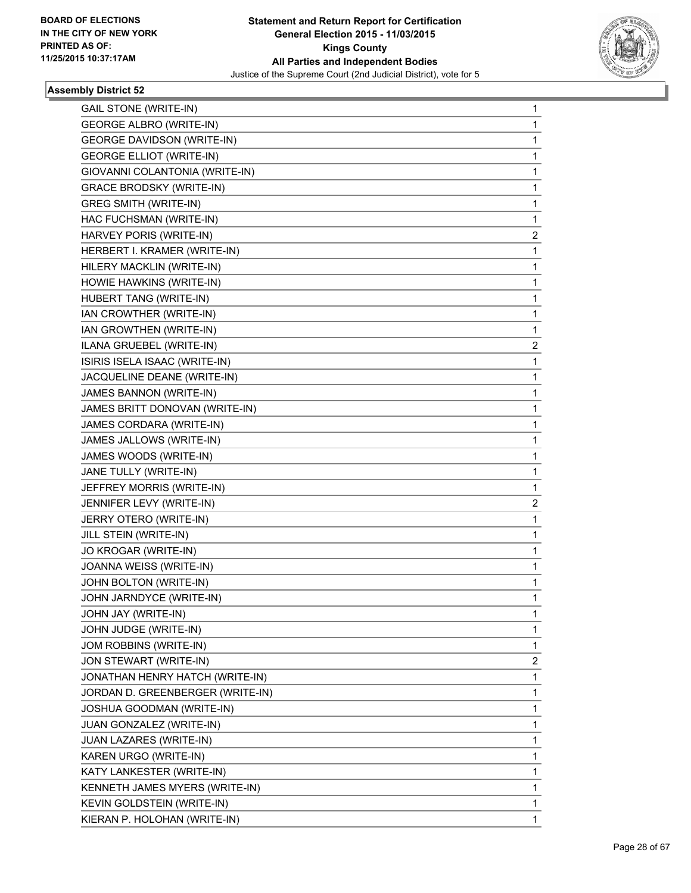**Statement and Return Report for Certification**
**General Election 2015 - 11/03/2015**
**Kings County**
**All Parties and Independent Bodies**
Justice of the Supreme Court (2nd Judicial District), vote for 5

BOARD OF ELECTIONS
IN THE CITY OF NEW YORK
PRINTED AS OF:
11/25/2015 10:37:17AM

### Assembly District 52

| | |
|---|---|
| GAIL STONE (WRITE-IN) | 1 |
| GEORGE ALBRO (WRITE-IN) | 1 |
| GEORGE DAVIDSON (WRITE-IN) | 1 |
| GEORGE ELLIOT (WRITE-IN) | 1 |
| GIOVANNI COLANTONIA (WRITE-IN) | 1 |
| GRACE BRODSKY (WRITE-IN) | 1 |
| GREG SMITH (WRITE-IN) | 1 |
| HAC FUCHSMAN (WRITE-IN) | 1 |
| HARVEY PORIS (WRITE-IN) | 2 |
| HERBERT I. KRAMER (WRITE-IN) | 1 |
| HILERY MACKLIN (WRITE-IN) | 1 |
| HOWIE HAWKINS (WRITE-IN) | 1 |
| HUBERT TANG (WRITE-IN) | 1 |
| IAN CROWTHER (WRITE-IN) | 1 |
| IAN GROWTHEN (WRITE-IN) | 1 |
| ILANA GRUEBEL (WRITE-IN) | 2 |
| ISIRIS ISELA ISAAC (WRITE-IN) | 1 |
| JACQUELINE DEANE (WRITE-IN) | 1 |
| JAMES BANNON (WRITE-IN) | 1 |
| JAMES BRITT DONOVAN (WRITE-IN) | 1 |
| JAMES CORDARA (WRITE-IN) | 1 |
| JAMES JALLOWS (WRITE-IN) | 1 |
| JAMES WOODS (WRITE-IN) | 1 |
| JANE TULLY (WRITE-IN) | 1 |
| JEFFREY MORRIS (WRITE-IN) | 1 |
| JENNIFER LEVY (WRITE-IN) | 2 |
| JERRY OTERO (WRITE-IN) | 1 |
| JILL STEIN (WRITE-IN) | 1 |
| JO KROGAR (WRITE-IN) | 1 |
| JOANNA WEISS (WRITE-IN) | 1 |
| JOHN BOLTON (WRITE-IN) | 1 |
| JOHN JARNDYCE (WRITE-IN) | 1 |
| JOHN JAY (WRITE-IN) | 1 |
| JOHN JUDGE (WRITE-IN) | 1 |
| JOM ROBBINS (WRITE-IN) | 1 |
| JON STEWART (WRITE-IN) | 2 |
| JONATHAN HENRY HATCH (WRITE-IN) | 1 |
| JORDAN D. GREENBERGER (WRITE-IN) | 1 |
| JOSHUA GOODMAN (WRITE-IN) | 1 |
| JUAN GONZALEZ (WRITE-IN) | 1 |
| JUAN LAZARES (WRITE-IN) | 1 |
| KAREN URGO (WRITE-IN) | 1 |
| KATY LANKESTER (WRITE-IN) | 1 |
| KENNETH JAMES MYERS (WRITE-IN) | 1 |
| KEVIN GOLDSTEIN (WRITE-IN) | 1 |
| KIERAN P. HOLOHAN (WRITE-IN) | 1 |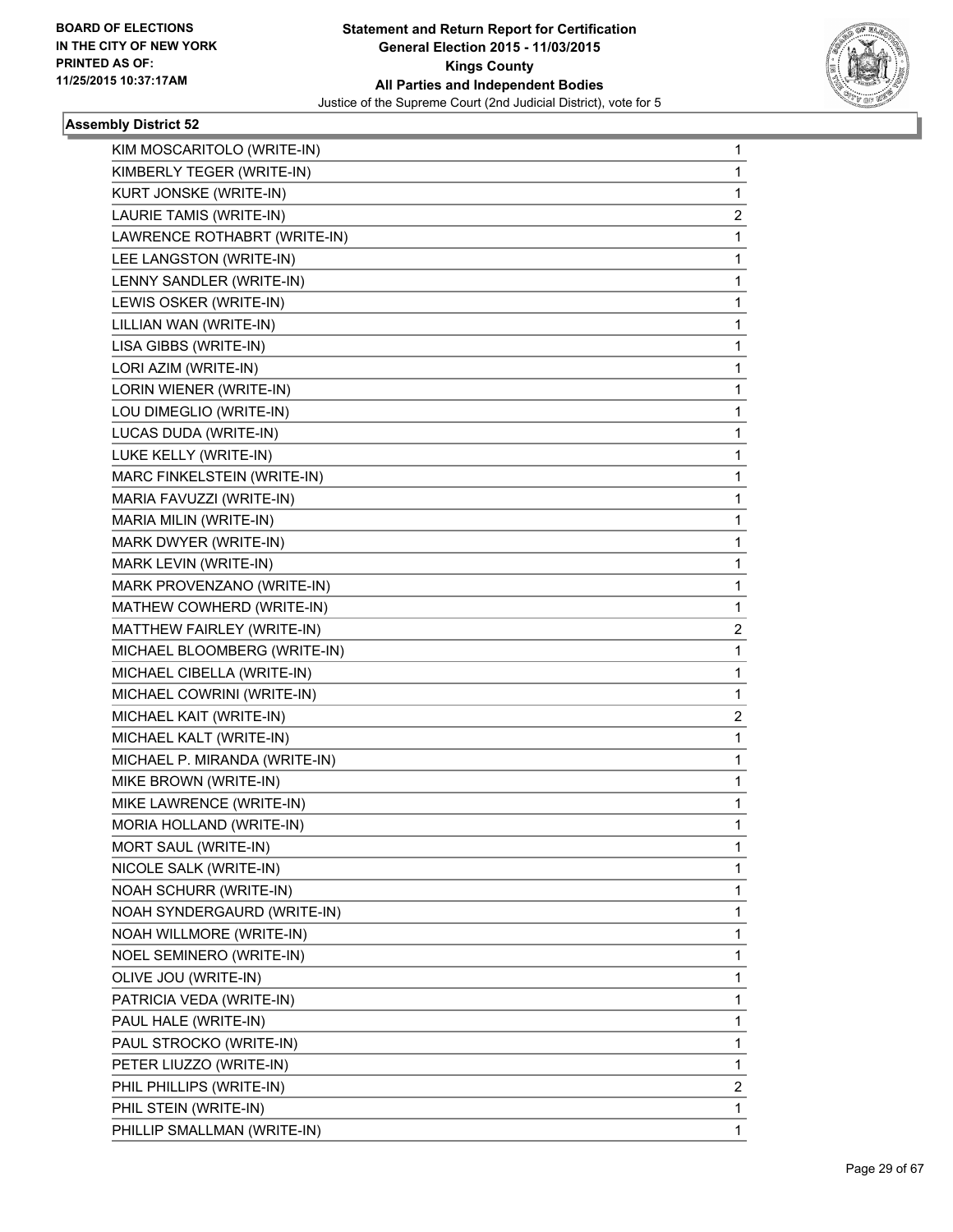**BOARD OF ELECTIONS IN THE CITY OF NEW YORK PRINTED AS OF: 11/25/2015 10:37:17AM**

**Statement and Return Report for Certification General Election 2015 - 11/03/2015 Kings County All Parties and Independent Bodies**
Justice of the Supreme Court (2nd Judicial District), vote for 5

### Assembly District 52

| | |
|---|---|
| KIM MOSCARITOLO (WRITE-IN) | 1 |
| KIMBERLY TEGER (WRITE-IN) | 1 |
| KURT JONSKE (WRITE-IN) | 1 |
| LAURIE TAMIS (WRITE-IN) | 2 |
| LAWRENCE ROTHABRT (WRITE-IN) | 1 |
| LEE LANGSTON (WRITE-IN) | 1 |
| LENNY SANDLER (WRITE-IN) | 1 |
| LEWIS OSKER (WRITE-IN) | 1 |
| LILLIAN WAN (WRITE-IN) | 1 |
| LISA GIBBS (WRITE-IN) | 1 |
| LORI AZIM (WRITE-IN) | 1 |
| LORIN WIENER (WRITE-IN) | 1 |
| LOU DIMEGLIO (WRITE-IN) | 1 |
| LUCAS DUDA (WRITE-IN) | 1 |
| LUKE KELLY (WRITE-IN) | 1 |
| MARC FINKELSTEIN (WRITE-IN) | 1 |
| MARIA FAVUZZI (WRITE-IN) | 1 |
| MARIA MILIN (WRITE-IN) | 1 |
| MARK DWYER (WRITE-IN) | 1 |
| MARK LEVIN (WRITE-IN) | 1 |
| MARK PROVENZANO (WRITE-IN) | 1 |
| MATHEW COWHERD (WRITE-IN) | 1 |
| MATTHEW FAIRLEY (WRITE-IN) | 2 |
| MICHAEL BLOOMBERG (WRITE-IN) | 1 |
| MICHAEL CIBELLA (WRITE-IN) | 1 |
| MICHAEL COWRINI (WRITE-IN) | 1 |
| MICHAEL KAIT (WRITE-IN) | 2 |
| MICHAEL KALT (WRITE-IN) | 1 |
| MICHAEL P. MIRANDA (WRITE-IN) | 1 |
| MIKE BROWN (WRITE-IN) | 1 |
| MIKE LAWRENCE (WRITE-IN) | 1 |
| MORIA HOLLAND (WRITE-IN) | 1 |
| MORT SAUL (WRITE-IN) | 1 |
| NICOLE SALK (WRITE-IN) | 1 |
| NOAH SCHURR (WRITE-IN) | 1 |
| NOAH SYNDERGAURD (WRITE-IN) | 1 |
| NOAH WILLMORE (WRITE-IN) | 1 |
| NOEL SEMINERO (WRITE-IN) | 1 |
| OLIVE JOU (WRITE-IN) | 1 |
| PATRICIA VEDA (WRITE-IN) | 1 |
| PAUL HALE (WRITE-IN) | 1 |
| PAUL STROCKO (WRITE-IN) | 1 |
| PETER LIUZZO (WRITE-IN) | 1 |
| PHIL PHILLIPS (WRITE-IN) | 2 |
| PHIL STEIN (WRITE-IN) | 1 |
| PHILLIP SMALLMAN (WRITE-IN) | 1 |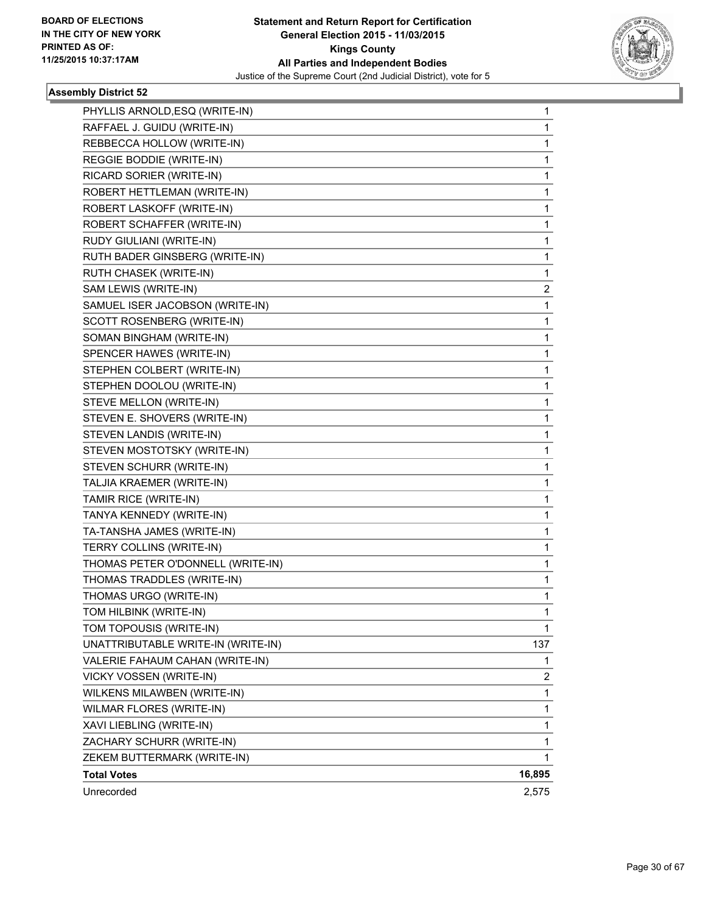**Statement and Return Report for Certification**
**General Election 2015 - 11/03/2015**
**Kings County**
**All Parties and Independent Bodies**
Justice of the Supreme Court (2nd Judicial District), vote for 5

BOARD OF ELECTIONS IN THE CITY OF NEW YORK PRINTED AS OF: 11/25/2015 10:37:17AM

### Assembly District 52

| | |
|---|---|
| PHYLLIS ARNOLD,ESQ (WRITE-IN) | 1 |
| RAFFAEL J. GUIDU (WRITE-IN) | 1 |
| REBBECCA HOLLOW (WRITE-IN) | 1 |
| REGGIE BODDIE (WRITE-IN) | 1 |
| RICARD SORIER (WRITE-IN) | 1 |
| ROBERT HETTLEMAN (WRITE-IN) | 1 |
| ROBERT LASKOFF (WRITE-IN) | 1 |
| ROBERT SCHAFFER (WRITE-IN) | 1 |
| RUDY GIULIANI (WRITE-IN) | 1 |
| RUTH BADER GINSBERG (WRITE-IN) | 1 |
| RUTH CHASEK (WRITE-IN) | 1 |
| SAM LEWIS (WRITE-IN) | 2 |
| SAMUEL ISER JACOBSON (WRITE-IN) | 1 |
| SCOTT ROSENBERG (WRITE-IN) | 1 |
| SOMAN BINGHAM (WRITE-IN) | 1 |
| SPENCER HAWES (WRITE-IN) | 1 |
| STEPHEN COLBERT (WRITE-IN) | 1 |
| STEPHEN DOOLOU (WRITE-IN) | 1 |
| STEVE MELLON (WRITE-IN) | 1 |
| STEVEN E. SHOVERS (WRITE-IN) | 1 |
| STEVEN LANDIS (WRITE-IN) | 1 |
| STEVEN MOSTOTSKY (WRITE-IN) | 1 |
| STEVEN SCHURR (WRITE-IN) | 1 |
| TALJIA KRAEMER (WRITE-IN) | 1 |
| TAMIR RICE (WRITE-IN) | 1 |
| TANYA KENNEDY (WRITE-IN) | 1 |
| TA-TANSHA JAMES (WRITE-IN) | 1 |
| TERRY COLLINS (WRITE-IN) | 1 |
| THOMAS PETER O'DONNELL (WRITE-IN) | 1 |
| THOMAS TRADDLES (WRITE-IN) | 1 |
| THOMAS URGO (WRITE-IN) | 1 |
| TOM HILBINK (WRITE-IN) | 1 |
| TOM TOPOUSIS (WRITE-IN) | 1 |
| UNATTRIBUTABLE WRITE-IN (WRITE-IN) | 137 |
| VALERIE FAHAUM CAHAN (WRITE-IN) | 1 |
| VICKY VOSSEN (WRITE-IN) | 2 |
| WILKENS MILAWBEN (WRITE-IN) | 1 |
| WILMAR FLORES (WRITE-IN) | 1 |
| XAVI LIEBLING (WRITE-IN) | 1 |
| ZACHARY SCHURR (WRITE-IN) | 1 |
| ZEKEM BUTTERMARK (WRITE-IN) | 1 |
| **Total Votes** | **16,895** |
| Unrecorded | 2,575 |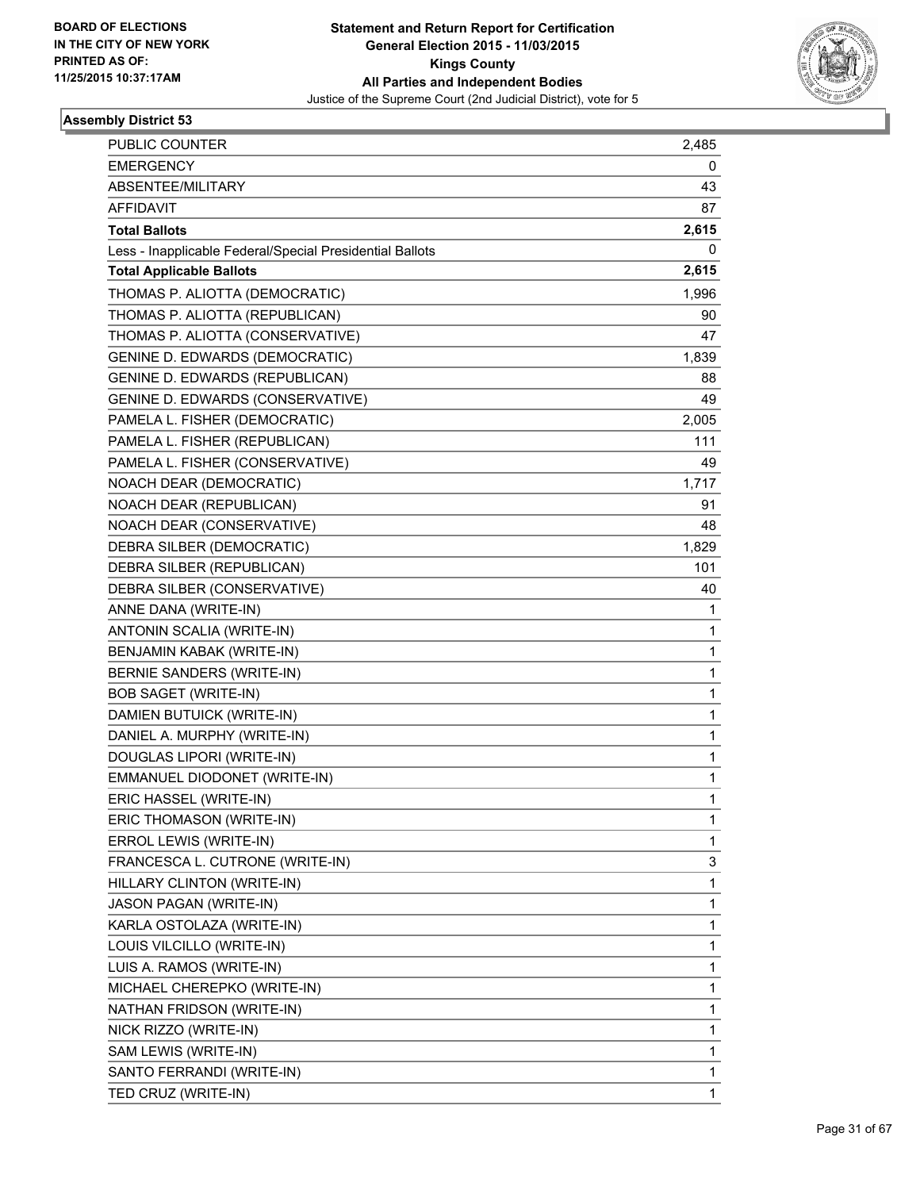BOARD OF ELECTIONS
IN THE CITY OF NEW YORK
PRINTED AS OF:
11/25/2015 10:37:17AM

**Statement and Return Report for Certification**
**General Election 2015 - 11/03/2015**
**Kings County**
**All Parties and Independent Bodies**
Justice of the Supreme Court (2nd Judicial District), vote for 5

### Assembly District 53

| | |
|---|---|
| PUBLIC COUNTER | 2,485 |
| EMERGENCY | 0 |
| ABSENTEE/MILITARY | 43 |
| AFFIDAVIT | 87 |
| **Total Ballots** | **2,615** |
| Less - Inapplicable Federal/Special Presidential Ballots | 0 |
| **Total Applicable Ballots** | **2,615** |
| THOMAS P. ALIOTTA (DEMOCRATIC) | 1,996 |
| THOMAS P. ALIOTTA (REPUBLICAN) | 90 |
| THOMAS P. ALIOTTA (CONSERVATIVE) | 47 |
| GENINE D. EDWARDS (DEMOCRATIC) | 1,839 |
| GENINE D. EDWARDS (REPUBLICAN) | 88 |
| GENINE D. EDWARDS (CONSERVATIVE) | 49 |
| PAMELA L. FISHER (DEMOCRATIC) | 2,005 |
| PAMELA L. FISHER (REPUBLICAN) | 111 |
| PAMELA L. FISHER (CONSERVATIVE) | 49 |
| NOACH DEAR (DEMOCRATIC) | 1,717 |
| NOACH DEAR (REPUBLICAN) | 91 |
| NOACH DEAR (CONSERVATIVE) | 48 |
| DEBRA SILBER (DEMOCRATIC) | 1,829 |
| DEBRA SILBER (REPUBLICAN) | 101 |
| DEBRA SILBER (CONSERVATIVE) | 40 |
| ANNE DANA (WRITE-IN) | 1 |
| ANTONIN SCALIA (WRITE-IN) | 1 |
| BENJAMIN KABAK (WRITE-IN) | 1 |
| BERNIE SANDERS (WRITE-IN) | 1 |
| BOB SAGET (WRITE-IN) | 1 |
| DAMIEN BUTUICK (WRITE-IN) | 1 |
| DANIEL A. MURPHY (WRITE-IN) | 1 |
| DOUGLAS LIPORI (WRITE-IN) | 1 |
| EMMANUEL DIODONET (WRITE-IN) | 1 |
| ERIC HASSEL (WRITE-IN) | 1 |
| ERIC THOMASON (WRITE-IN) | 1 |
| ERROL LEWIS (WRITE-IN) | 1 |
| FRANCESCA L. CUTRONE (WRITE-IN) | 3 |
| HILLARY CLINTON (WRITE-IN) | 1 |
| JASON PAGAN (WRITE-IN) | 1 |
| KARLA OSTOLAZA (WRITE-IN) | 1 |
| LOUIS VILCILLO (WRITE-IN) | 1 |
| LUIS A. RAMOS (WRITE-IN) | 1 |
| MICHAEL CHEREPKO (WRITE-IN) | 1 |
| NATHAN FRIDSON (WRITE-IN) | 1 |
| NICK RIZZO (WRITE-IN) | 1 |
| SAM LEWIS (WRITE-IN) | 1 |
| SANTO FERRANDI (WRITE-IN) | 1 |
| TED CRUZ (WRITE-IN) | 1 |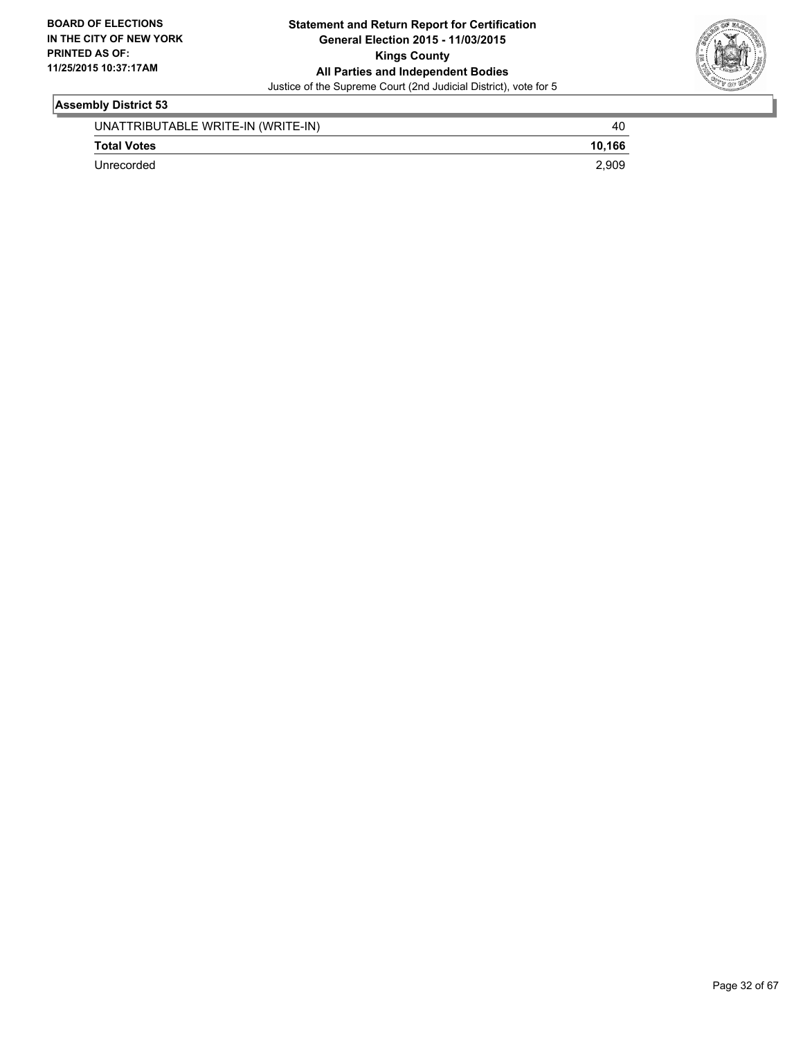**BOARD OF ELECTIONS IN THE CITY OF NEW YORK PRINTED AS OF: 11/25/2015 10:37:17AM**

**Statement and Return Report for Certification General Election 2015 - 11/03/2015 Kings County All Parties and Independent Bodies**

Justice of the Supreme Court (2nd Judicial District), vote for 5

### Assembly District 53

| | |
|---|---|
| UNATTRIBUTABLE WRITE-IN (WRITE-IN) | 40 |
| **Total Votes** | **10,166** |
| Unrecorded | 2,909 |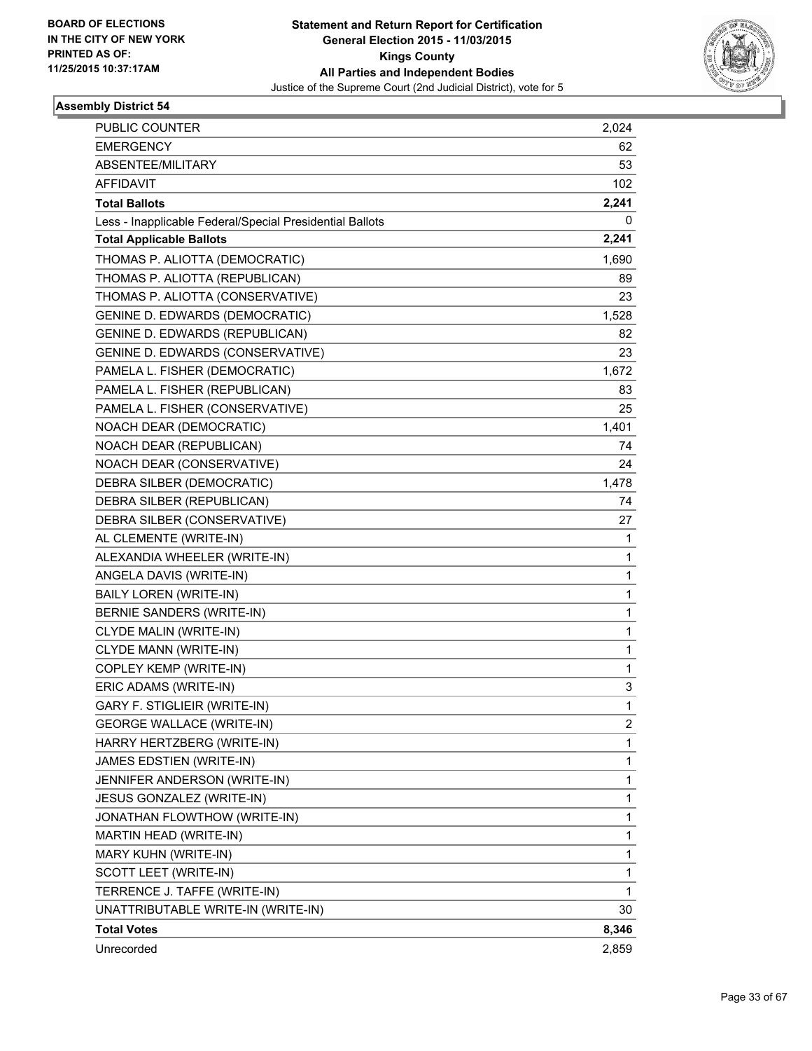BOARD OF ELECTIONS
IN THE CITY OF NEW YORK
PRINTED AS OF:
11/25/2015 10:37:17AM

**Statement and Return Report for Certification**
**General Election 2015 - 11/03/2015**
**Kings County**
**All Parties and Independent Bodies**
Justice of the Supreme Court (2nd Judicial District), vote for 5

### Assembly District 54

| | |
|---|---|
| PUBLIC COUNTER | 2,024 |
| EMERGENCY | 62 |
| ABSENTEE/MILITARY | 53 |
| AFFIDAVIT | 102 |
| **Total Ballots** | **2,241** |
| Less - Inapplicable Federal/Special Presidential Ballots | 0 |
| **Total Applicable Ballots** | **2,241** |
| THOMAS P. ALIOTTA (DEMOCRATIC) | 1,690 |
| THOMAS P. ALIOTTA (REPUBLICAN) | 89 |
| THOMAS P. ALIOTTA (CONSERVATIVE) | 23 |
| GENINE D. EDWARDS (DEMOCRATIC) | 1,528 |
| GENINE D. EDWARDS (REPUBLICAN) | 82 |
| GENINE D. EDWARDS (CONSERVATIVE) | 23 |
| PAMELA L. FISHER (DEMOCRATIC) | 1,672 |
| PAMELA L. FISHER (REPUBLICAN) | 83 |
| PAMELA L. FISHER (CONSERVATIVE) | 25 |
| NOACH DEAR (DEMOCRATIC) | 1,401 |
| NOACH DEAR (REPUBLICAN) | 74 |
| NOACH DEAR (CONSERVATIVE) | 24 |
| DEBRA SILBER (DEMOCRATIC) | 1,478 |
| DEBRA SILBER (REPUBLICAN) | 74 |
| DEBRA SILBER (CONSERVATIVE) | 27 |
| AL CLEMENTE (WRITE-IN) | 1 |
| ALEXANDIA WHEELER (WRITE-IN) | 1 |
| ANGELA DAVIS (WRITE-IN) | 1 |
| BAILY LOREN (WRITE-IN) | 1 |
| BERNIE SANDERS (WRITE-IN) | 1 |
| CLYDE MALIN (WRITE-IN) | 1 |
| CLYDE MANN (WRITE-IN) | 1 |
| COPLEY KEMP (WRITE-IN) | 1 |
| ERIC ADAMS (WRITE-IN) | 3 |
| GARY F. STIGLIEIR (WRITE-IN) | 1 |
| GEORGE WALLACE (WRITE-IN) | 2 |
| HARRY HERTZBERG (WRITE-IN) | 1 |
| JAMES EDSTIEN (WRITE-IN) | 1 |
| JENNIFER ANDERSON (WRITE-IN) | 1 |
| JESUS GONZALEZ (WRITE-IN) | 1 |
| JONATHAN FLOWTHOW (WRITE-IN) | 1 |
| MARTIN HEAD (WRITE-IN) | 1 |
| MARY KUHN (WRITE-IN) | 1 |
| SCOTT LEET (WRITE-IN) | 1 |
| TERRENCE J. TAFFE (WRITE-IN) | 1 |
| UNATTRIBUTABLE WRITE-IN (WRITE-IN) | 30 |
| **Total Votes** | **8,346** |
| Unrecorded | 2,859 |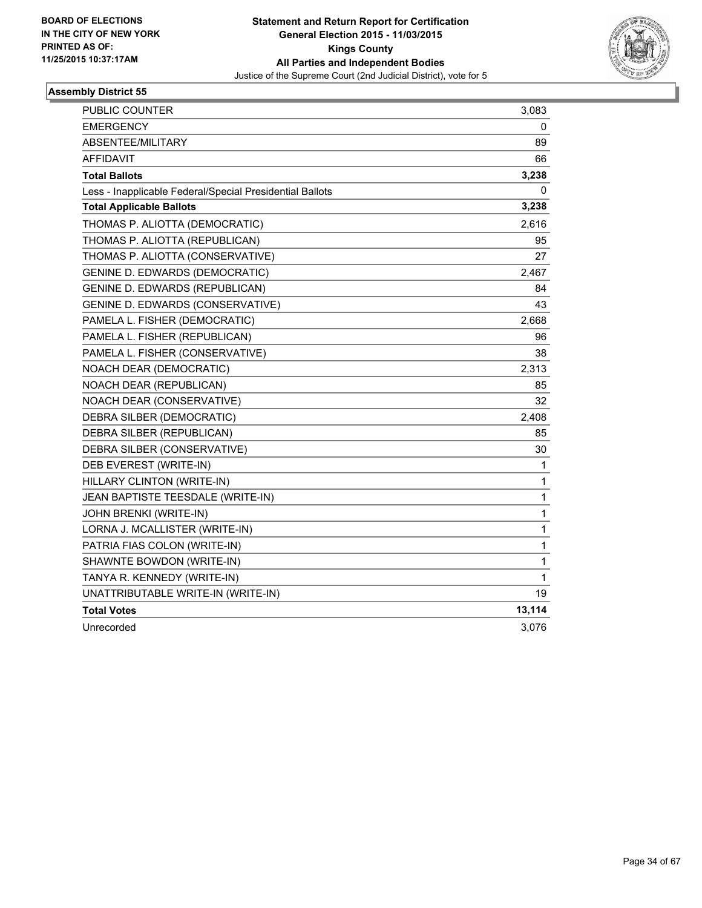BOARD OF ELECTIONS
IN THE CITY OF NEW YORK
PRINTED AS OF:
11/25/2015 10:37:17AM

**Statement and Return Report for Certification**
**General Election 2015 - 11/03/2015**
**Kings County**
**All Parties and Independent Bodies**
Justice of the Supreme Court (2nd Judicial District), vote for 5

### Assembly District 55

| | |
|---|---|
| PUBLIC COUNTER | 3,083 |
| EMERGENCY | 0 |
| ABSENTEE/MILITARY | 89 |
| AFFIDAVIT | 66 |
| **Total Ballots** | **3,238** |
| Less - Inapplicable Federal/Special Presidential Ballots | 0 |
| **Total Applicable Ballots** | **3,238** |
| THOMAS P. ALIOTTA (DEMOCRATIC) | 2,616 |
| THOMAS P. ALIOTTA (REPUBLICAN) | 95 |
| THOMAS P. ALIOTTA (CONSERVATIVE) | 27 |
| GENINE D. EDWARDS (DEMOCRATIC) | 2,467 |
| GENINE D. EDWARDS (REPUBLICAN) | 84 |
| GENINE D. EDWARDS (CONSERVATIVE) | 43 |
| PAMELA L. FISHER (DEMOCRATIC) | 2,668 |
| PAMELA L. FISHER (REPUBLICAN) | 96 |
| PAMELA L. FISHER (CONSERVATIVE) | 38 |
| NOACH DEAR (DEMOCRATIC) | 2,313 |
| NOACH DEAR (REPUBLICAN) | 85 |
| NOACH DEAR (CONSERVATIVE) | 32 |
| DEBRA SILBER (DEMOCRATIC) | 2,408 |
| DEBRA SILBER (REPUBLICAN) | 85 |
| DEBRA SILBER (CONSERVATIVE) | 30 |
| DEB EVEREST (WRITE-IN) | 1 |
| HILLARY CLINTON (WRITE-IN) | 1 |
| JEAN BAPTISTE TEESDALE (WRITE-IN) | 1 |
| JOHN BRENKI (WRITE-IN) | 1 |
| LORNA J. MCALLISTER (WRITE-IN) | 1 |
| PATRIA FIAS COLON (WRITE-IN) | 1 |
| SHAWNTE BOWDON (WRITE-IN) | 1 |
| TANYA R. KENNEDY (WRITE-IN) | 1 |
| UNATTRIBUTABLE WRITE-IN (WRITE-IN) | 19 |
| **Total Votes** | **13,114** |
| Unrecorded | 3,076 |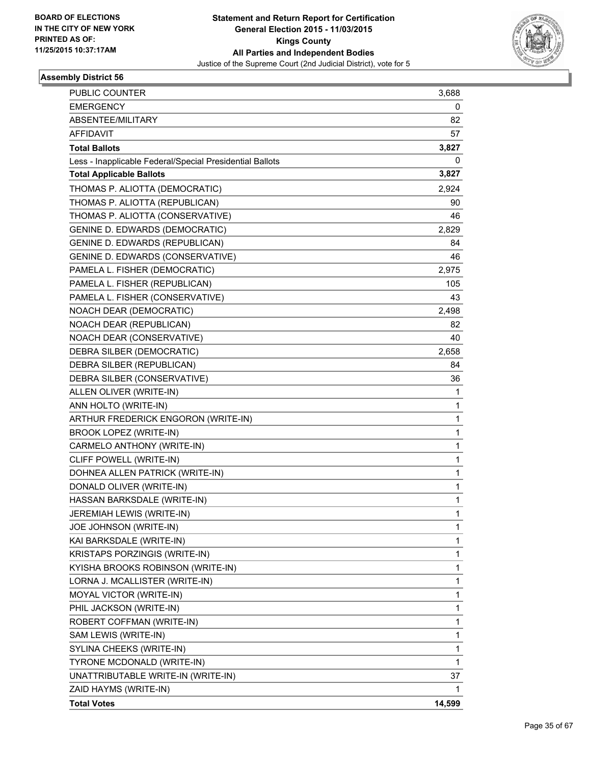BOARD OF ELECTIONS
IN THE CITY OF NEW YORK
PRINTED AS OF:
11/25/2015 10:37:17AM

**Statement and Return Report for Certification**
**General Election 2015 - 11/03/2015**
**Kings County**
**All Parties and Independent Bodies**
Justice of the Supreme Court (2nd Judicial District), vote for 5

### Assembly District 56

| | |
|---|---|
| PUBLIC COUNTER | 3,688 |
| EMERGENCY | 0 |
| ABSENTEE/MILITARY | 82 |
| AFFIDAVIT | 57 |
| **Total Ballots** | **3,827** |
| Less - Inapplicable Federal/Special Presidential Ballots | 0 |
| **Total Applicable Ballots** | **3,827** |
| THOMAS P. ALIOTTA (DEMOCRATIC) | 2,924 |
| THOMAS P. ALIOTTA (REPUBLICAN) | 90 |
| THOMAS P. ALIOTTA (CONSERVATIVE) | 46 |
| GENINE D. EDWARDS (DEMOCRATIC) | 2,829 |
| GENINE D. EDWARDS (REPUBLICAN) | 84 |
| GENINE D. EDWARDS (CONSERVATIVE) | 46 |
| PAMELA L. FISHER (DEMOCRATIC) | 2,975 |
| PAMELA L. FISHER (REPUBLICAN) | 105 |
| PAMELA L. FISHER (CONSERVATIVE) | 43 |
| NOACH DEAR (DEMOCRATIC) | 2,498 |
| NOACH DEAR (REPUBLICAN) | 82 |
| NOACH DEAR (CONSERVATIVE) | 40 |
| DEBRA SILBER (DEMOCRATIC) | 2,658 |
| DEBRA SILBER (REPUBLICAN) | 84 |
| DEBRA SILBER (CONSERVATIVE) | 36 |
| ALLEN OLIVER (WRITE-IN) | 1 |
| ANN HOLTO (WRITE-IN) | 1 |
| ARTHUR FREDERICK ENGORON (WRITE-IN) | 1 |
| BROOK LOPEZ (WRITE-IN) | 1 |
| CARMELO ANTHONY (WRITE-IN) | 1 |
| CLIFF POWELL (WRITE-IN) | 1 |
| DOHNEA ALLEN PATRICK (WRITE-IN) | 1 |
| DONALD OLIVER (WRITE-IN) | 1 |
| HASSAN BARKSDALE (WRITE-IN) | 1 |
| JEREMIAH LEWIS (WRITE-IN) | 1 |
| JOE JOHNSON (WRITE-IN) | 1 |
| KAI BARKSDALE (WRITE-IN) | 1 |
| KRISTAPS PORZINGIS (WRITE-IN) | 1 |
| KYISHA BROOKS ROBINSON (WRITE-IN) | 1 |
| LORNA J. MCALLISTER (WRITE-IN) | 1 |
| MOYAL VICTOR (WRITE-IN) | 1 |
| PHIL JACKSON (WRITE-IN) | 1 |
| ROBERT COFFMAN (WRITE-IN) | 1 |
| SAM LEWIS (WRITE-IN) | 1 |
| SYLINA CHEEKS (WRITE-IN) | 1 |
| TYRONE MCDONALD (WRITE-IN) | 1 |
| UNATTRIBUTABLE WRITE-IN (WRITE-IN) | 37 |
| ZAID HAYMS (WRITE-IN) | 1 |
| **Total Votes** | **14,599** |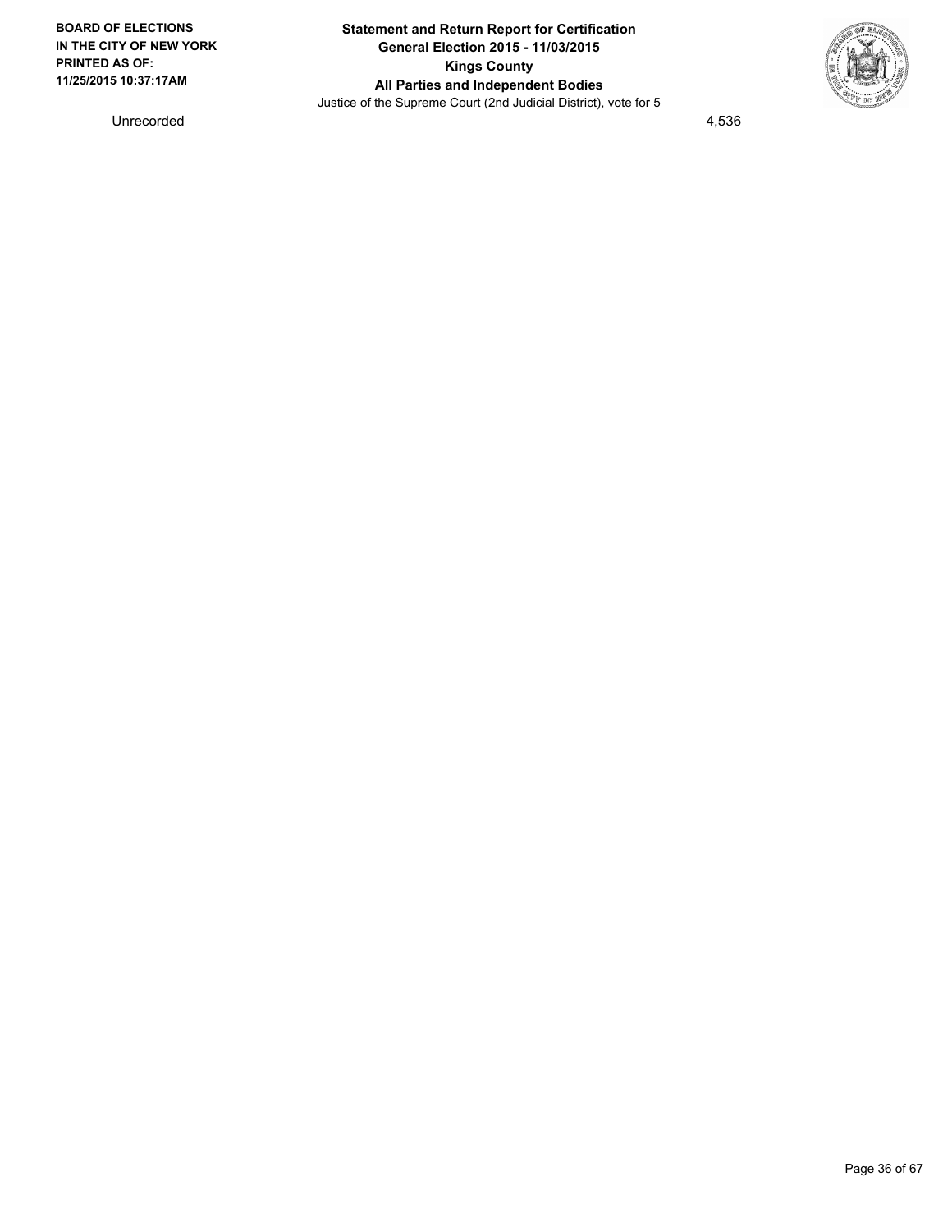| Unrecorded | 4,536 |
| --- | --- |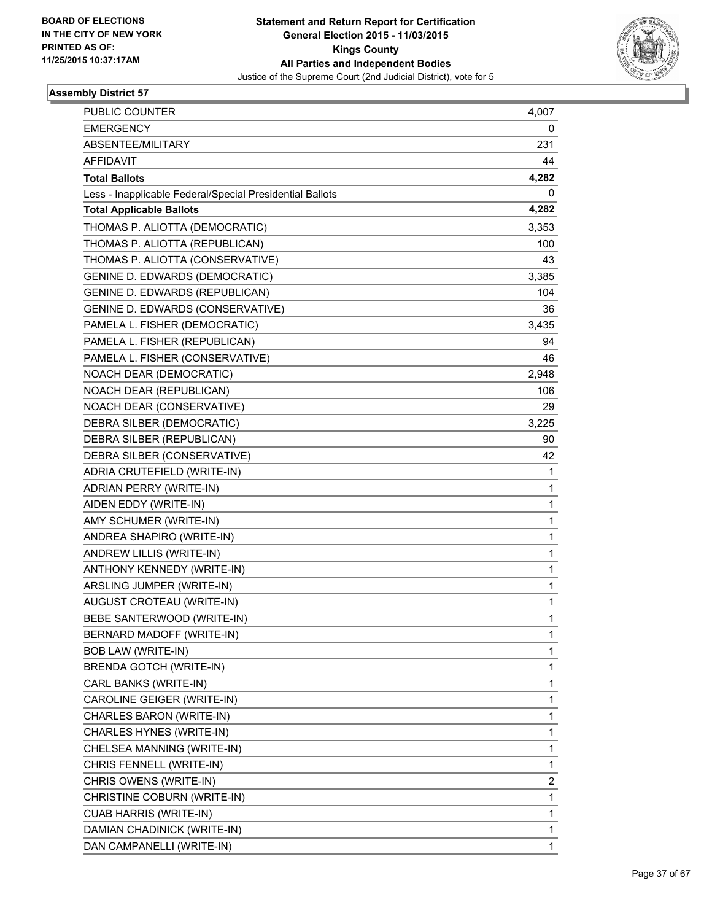**BOARD OF ELECTIONS IN THE CITY OF NEW YORK PRINTED AS OF: 11/25/2015 10:37:17AM**

**Statement and Return Report for Certification**
**General Election 2015 - 11/03/2015**
**Kings County**
**All Parties and Independent Bodies**
Justice of the Supreme Court (2nd Judicial District), vote for 5

### Assembly District 57

| | |
|---|---|
| PUBLIC COUNTER | 4,007 |
| EMERGENCY | 0 |
| ABSENTEE/MILITARY | 231 |
| AFFIDAVIT | 44 |
| **Total Ballots** | **4,282** |
| Less - Inapplicable Federal/Special Presidential Ballots | 0 |
| **Total Applicable Ballots** | **4,282** |
| THOMAS P. ALIOTTA (DEMOCRATIC) | 3,353 |
| THOMAS P. ALIOTTA (REPUBLICAN) | 100 |
| THOMAS P. ALIOTTA (CONSERVATIVE) | 43 |
| GENINE D. EDWARDS (DEMOCRATIC) | 3,385 |
| GENINE D. EDWARDS (REPUBLICAN) | 104 |
| GENINE D. EDWARDS (CONSERVATIVE) | 36 |
| PAMELA L. FISHER (DEMOCRATIC) | 3,435 |
| PAMELA L. FISHER (REPUBLICAN) | 94 |
| PAMELA L. FISHER (CONSERVATIVE) | 46 |
| NOACH DEAR (DEMOCRATIC) | 2,948 |
| NOACH DEAR (REPUBLICAN) | 106 |
| NOACH DEAR (CONSERVATIVE) | 29 |
| DEBRA SILBER (DEMOCRATIC) | 3,225 |
| DEBRA SILBER (REPUBLICAN) | 90 |
| DEBRA SILBER (CONSERVATIVE) | 42 |
| ADRIA CRUTEFIELD (WRITE-IN) | 1 |
| ADRIAN PERRY (WRITE-IN) | 1 |
| AIDEN EDDY (WRITE-IN) | 1 |
| AMY SCHUMER (WRITE-IN) | 1 |
| ANDREA SHAPIRO (WRITE-IN) | 1 |
| ANDREW LILLIS (WRITE-IN) | 1 |
| ANTHONY KENNEDY (WRITE-IN) | 1 |
| ARSLING JUMPER (WRITE-IN) | 1 |
| AUGUST CROTEAU (WRITE-IN) | 1 |
| BEBE SANTERWOOD (WRITE-IN) | 1 |
| BERNARD MADOFF (WRITE-IN) | 1 |
| BOB LAW (WRITE-IN) | 1 |
| BRENDA GOTCH (WRITE-IN) | 1 |
| CARL BANKS (WRITE-IN) | 1 |
| CAROLINE GEIGER (WRITE-IN) | 1 |
| CHARLES BARON (WRITE-IN) | 1 |
| CHARLES HYNES (WRITE-IN) | 1 |
| CHELSEA MANNING (WRITE-IN) | 1 |
| CHRIS FENNELL (WRITE-IN) | 1 |
| CHRIS OWENS (WRITE-IN) | 2 |
| CHRISTINE COBURN (WRITE-IN) | 1 |
| CUAB HARRIS (WRITE-IN) | 1 |
| DAMIAN CHADINICK (WRITE-IN) | 1 |
| DAN CAMPANELLI (WRITE-IN) | 1 |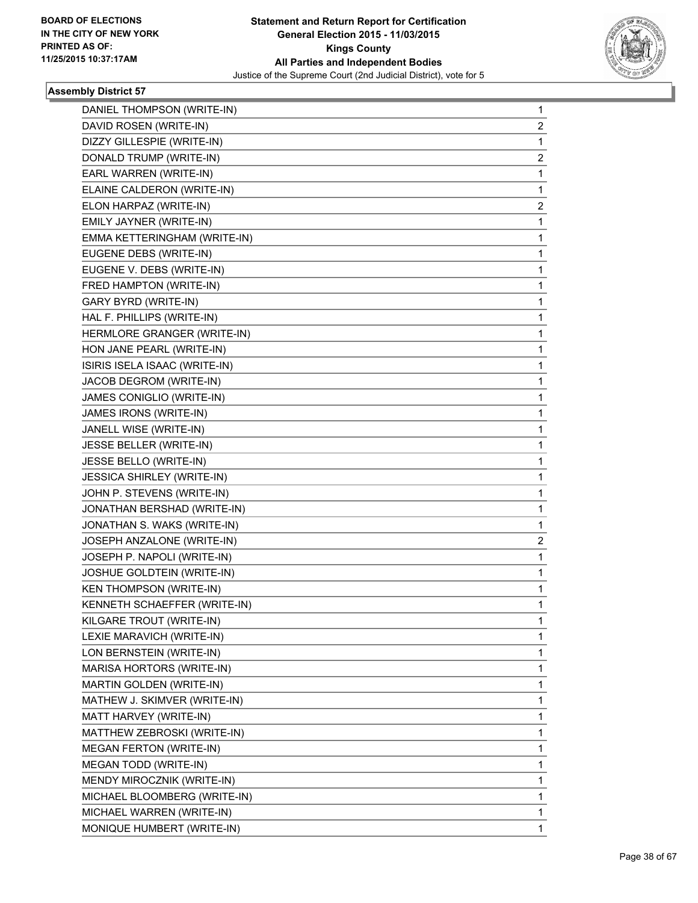**BOARD OF ELECTIONS IN THE CITY OF NEW YORK PRINTED AS OF: 11/25/2015 10:37:17AM**

**Statement and Return Report for Certification General Election 2015 - 11/03/2015 Kings County All Parties and Independent Bodies**
Justice of the Supreme Court (2nd Judicial District), vote for 5

### Assembly District 57

| | |
|---|---|
| DANIEL THOMPSON (WRITE-IN) | 1 |
| DAVID ROSEN (WRITE-IN) | 2 |
| DIZZY GILLESPIE (WRITE-IN) | 1 |
| DONALD TRUMP (WRITE-IN) | 2 |
| EARL WARREN (WRITE-IN) | 1 |
| ELAINE CALDERON (WRITE-IN) | 1 |
| ELON HARPAZ (WRITE-IN) | 2 |
| EMILY JAYNER (WRITE-IN) | 1 |
| EMMA KETTERINGHAM (WRITE-IN) | 1 |
| EUGENE DEBS (WRITE-IN) | 1 |
| EUGENE V. DEBS (WRITE-IN) | 1 |
| FRED HAMPTON (WRITE-IN) | 1 |
| GARY BYRD (WRITE-IN) | 1 |
| HAL F. PHILLIPS (WRITE-IN) | 1 |
| HERMLORE GRANGER (WRITE-IN) | 1 |
| HON JANE PEARL (WRITE-IN) | 1 |
| ISIRIS ISELA ISAAC (WRITE-IN) | 1 |
| JACOB DEGROM (WRITE-IN) | 1 |
| JAMES CONIGLIO (WRITE-IN) | 1 |
| JAMES IRONS (WRITE-IN) | 1 |
| JANELL WISE (WRITE-IN) | 1 |
| JESSE BELLER (WRITE-IN) | 1 |
| JESSE BELLO (WRITE-IN) | 1 |
| JESSICA SHIRLEY (WRITE-IN) | 1 |
| JOHN P. STEVENS (WRITE-IN) | 1 |
| JONATHAN BERSHAD (WRITE-IN) | 1 |
| JONATHAN S. WAKS (WRITE-IN) | 1 |
| JOSEPH ANZALONE (WRITE-IN) | 2 |
| JOSEPH P. NAPOLI (WRITE-IN) | 1 |
| JOSHUE GOLDTEIN (WRITE-IN) | 1 |
| KEN THOMPSON (WRITE-IN) | 1 |
| KENNETH SCHAEFFER (WRITE-IN) | 1 |
| KILGARE TROUT (WRITE-IN) | 1 |
| LEXIE MARAVICH (WRITE-IN) | 1 |
| LON BERNSTEIN (WRITE-IN) | 1 |
| MARISA HORTORS (WRITE-IN) | 1 |
| MARTIN GOLDEN (WRITE-IN) | 1 |
| MATHEW J. SKIMVER (WRITE-IN) | 1 |
| MATT HARVEY (WRITE-IN) | 1 |
| MATTHEW ZEBROSKI (WRITE-IN) | 1 |
| MEGAN FERTON (WRITE-IN) | 1 |
| MEGAN TODD (WRITE-IN) | 1 |
| MENDY MIROCZNIK (WRITE-IN) | 1 |
| MICHAEL BLOOMBERG (WRITE-IN) | 1 |
| MICHAEL WARREN (WRITE-IN) | 1 |
| MONIQUE HUMBERT (WRITE-IN) | 1 |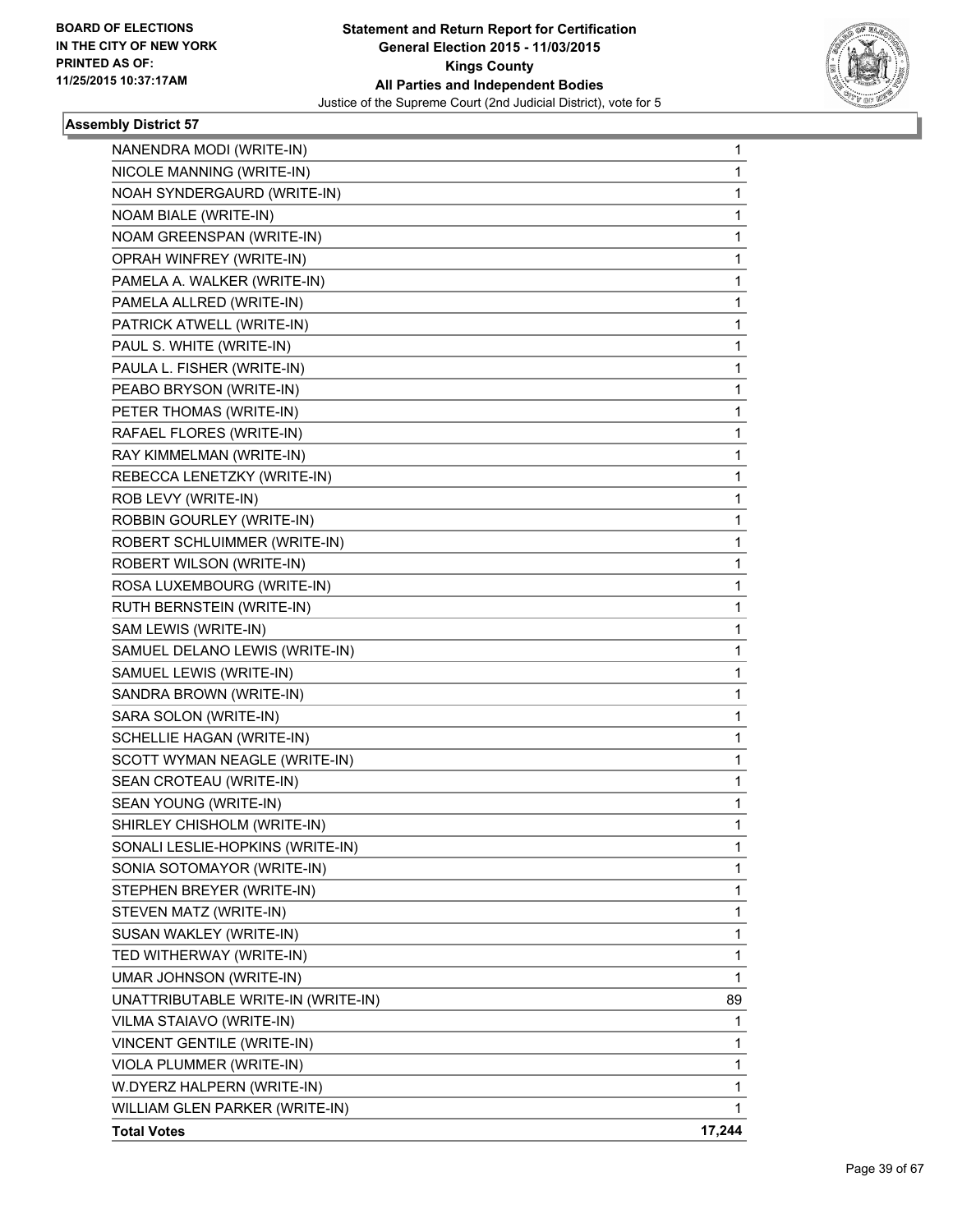**BOARD OF ELECTIONS IN THE CITY OF NEW YORK PRINTED AS OF: 11/25/2015 10:37:17AM**

**Statement and Return Report for Certification General Election 2015 - 11/03/2015 Kings County All Parties and Independent Bodies**

Justice of the Supreme Court (2nd Judicial District), vote for 5

### Assembly District 57

| | |
|---|---|
| NANENDRA MODI (WRITE-IN) | 1 |
| NICOLE MANNING (WRITE-IN) | 1 |
| NOAH SYNDERGAURD (WRITE-IN) | 1 |
| NOAM BIALE (WRITE-IN) | 1 |
| NOAM GREENSPAN (WRITE-IN) | 1 |
| OPRAH WINFREY (WRITE-IN) | 1 |
| PAMELA A. WALKER (WRITE-IN) | 1 |
| PAMELA ALLRED (WRITE-IN) | 1 |
| PATRICK ATWELL (WRITE-IN) | 1 |
| PAUL S. WHITE (WRITE-IN) | 1 |
| PAULA L. FISHER (WRITE-IN) | 1 |
| PEABO BRYSON (WRITE-IN) | 1 |
| PETER THOMAS (WRITE-IN) | 1 |
| RAFAEL FLORES (WRITE-IN) | 1 |
| RAY KIMMELMAN (WRITE-IN) | 1 |
| REBECCA LENETZKY (WRITE-IN) | 1 |
| ROB LEVY (WRITE-IN) | 1 |
| ROBBIN GOURLEY (WRITE-IN) | 1 |
| ROBERT SCHLUIMMER (WRITE-IN) | 1 |
| ROBERT WILSON (WRITE-IN) | 1 |
| ROSA LUXEMBOURG (WRITE-IN) | 1 |
| RUTH BERNSTEIN (WRITE-IN) | 1 |
| SAM LEWIS (WRITE-IN) | 1 |
| SAMUEL DELANO LEWIS (WRITE-IN) | 1 |
| SAMUEL LEWIS (WRITE-IN) | 1 |
| SANDRA BROWN (WRITE-IN) | 1 |
| SARA SOLON (WRITE-IN) | 1 |
| SCHELLIE HAGAN (WRITE-IN) | 1 |
| SCOTT WYMAN NEAGLE (WRITE-IN) | 1 |
| SEAN CROTEAU (WRITE-IN) | 1 |
| SEAN YOUNG (WRITE-IN) | 1 |
| SHIRLEY CHISHOLM (WRITE-IN) | 1 |
| SONALI LESLIE-HOPKINS (WRITE-IN) | 1 |
| SONIA SOTOMAYOR (WRITE-IN) | 1 |
| STEPHEN BREYER (WRITE-IN) | 1 |
| STEVEN MATZ (WRITE-IN) | 1 |
| SUSAN WAKLEY (WRITE-IN) | 1 |
| TED WITHERWAY (WRITE-IN) | 1 |
| UMAR JOHNSON (WRITE-IN) | 1 |
| UNATTRIBUTABLE WRITE-IN (WRITE-IN) | 89 |
| VILMA STAIAVO (WRITE-IN) | 1 |
| VINCENT GENTILE (WRITE-IN) | 1 |
| VIOLA PLUMMER (WRITE-IN) | 1 |
| W.DYERZ HALPERN (WRITE-IN) | 1 |
| WILLIAM GLEN PARKER (WRITE-IN) | 1 |
| **Total Votes** | **17,244** |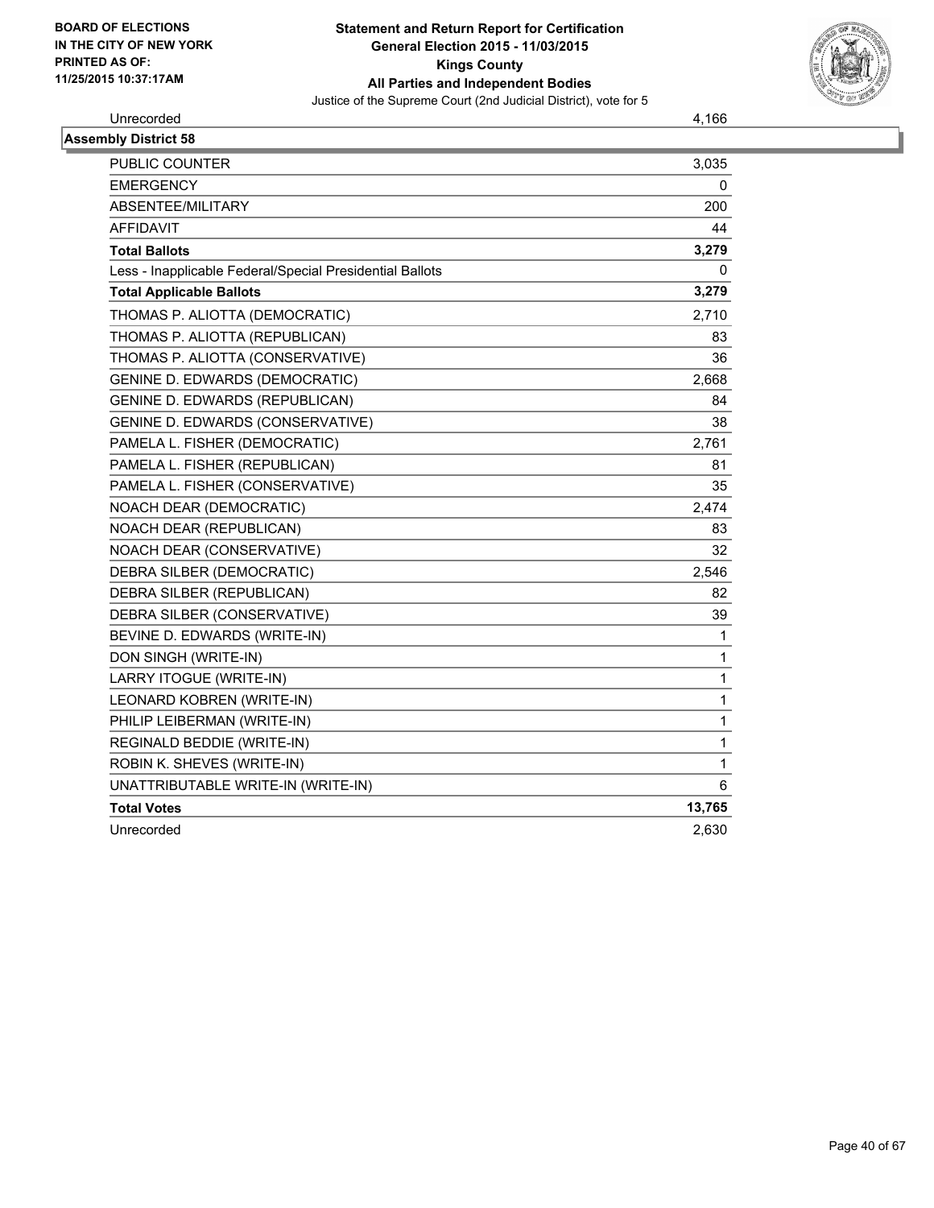| | |
|---|---|
| Unrecorded | 4,166 |

**Assembly District 58**

| | |
|---|---|
| PUBLIC COUNTER | 3,035 |
| EMERGENCY | 0 |
| ABSENTEE/MILITARY | 200 |
| AFFIDAVIT | 44 |
| **Total Ballots** | **3,279** |
| Less - Inapplicable Federal/Special Presidential Ballots | 0 |
| **Total Applicable Ballots** | **3,279** |
| THOMAS P. ALIOTTA (DEMOCRATIC) | 2,710 |
| THOMAS P. ALIOTTA (REPUBLICAN) | 83 |
| THOMAS P. ALIOTTA (CONSERVATIVE) | 36 |
| GENINE D. EDWARDS (DEMOCRATIC) | 2,668 |
| GENINE D. EDWARDS (REPUBLICAN) | 84 |
| GENINE D. EDWARDS (CONSERVATIVE) | 38 |
| PAMELA L. FISHER (DEMOCRATIC) | 2,761 |
| PAMELA L. FISHER (REPUBLICAN) | 81 |
| PAMELA L. FISHER (CONSERVATIVE) | 35 |
| NOACH DEAR (DEMOCRATIC) | 2,474 |
| NOACH DEAR (REPUBLICAN) | 83 |
| NOACH DEAR (CONSERVATIVE) | 32 |
| DEBRA SILBER (DEMOCRATIC) | 2,546 |
| DEBRA SILBER (REPUBLICAN) | 82 |
| DEBRA SILBER (CONSERVATIVE) | 39 |
| BEVINE D. EDWARDS (WRITE-IN) | 1 |
| DON SINGH (WRITE-IN) | 1 |
| LARRY ITOGUE (WRITE-IN) | 1 |
| LEONARD KOBREN (WRITE-IN) | 1 |
| PHILIP LEIBERMAN (WRITE-IN) | 1 |
| REGINALD BEDDIE (WRITE-IN) | 1 |
| ROBIN K. SHEVES (WRITE-IN) | 1 |
| UNATTRIBUTABLE WRITE-IN (WRITE-IN) | 6 |
| **Total Votes** | **13,765** |
| Unrecorded | 2,630 |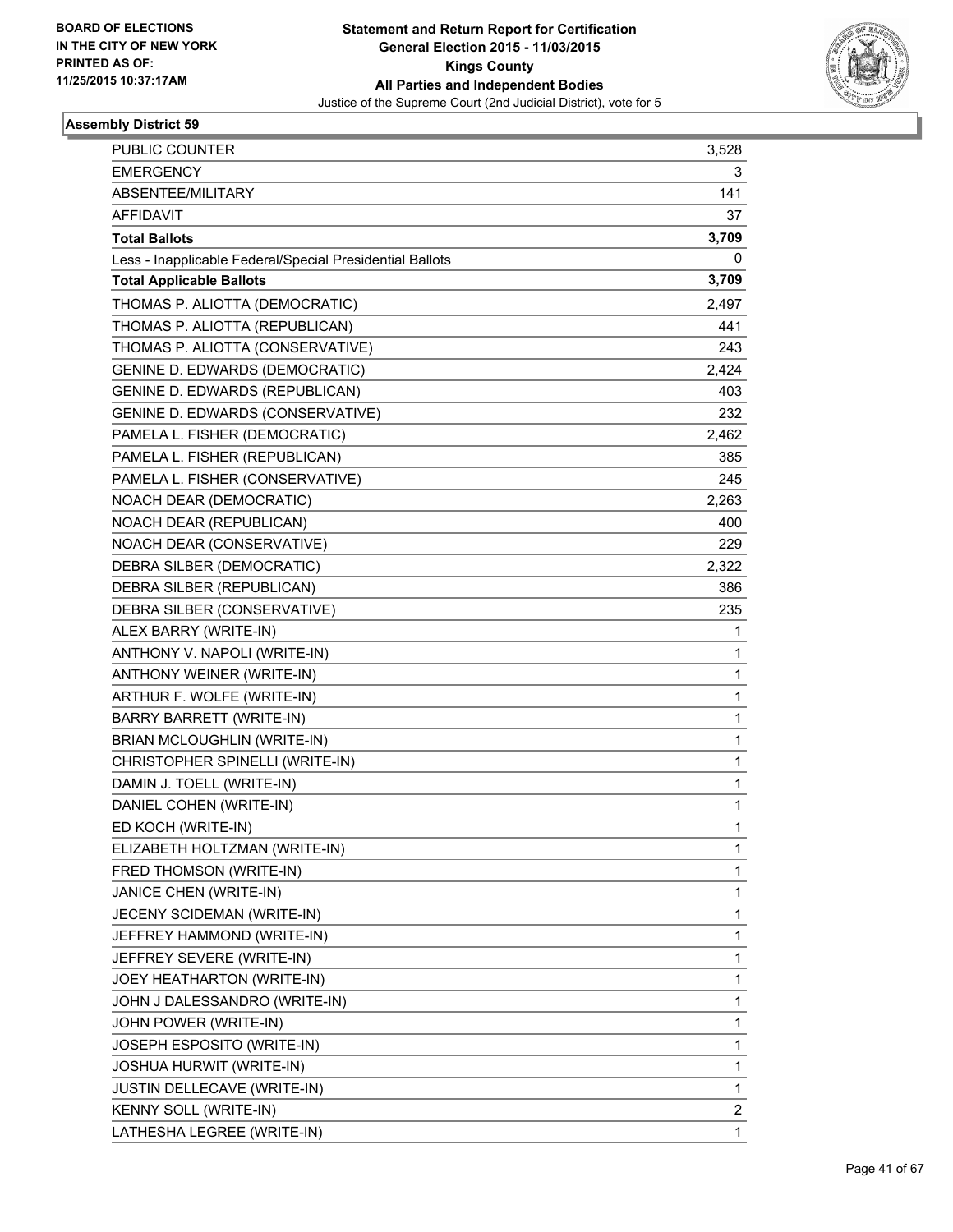BOARD OF ELECTIONS
IN THE CITY OF NEW YORK
PRINTED AS OF:
11/25/2015 10:37:17AM

**Statement and Return Report for Certification**
**General Election 2015 - 11/03/2015**
**Kings County**
**All Parties and Independent Bodies**
Justice of the Supreme Court (2nd Judicial District), vote for 5

### Assembly District 59

| | |
|---|---|
| PUBLIC COUNTER | 3,528 |
| EMERGENCY | 3 |
| ABSENTEE/MILITARY | 141 |
| AFFIDAVIT | 37 |
| **Total Ballots** | **3,709** |
| Less - Inapplicable Federal/Special Presidential Ballots | 0 |
| **Total Applicable Ballots** | **3,709** |
| THOMAS P. ALIOTTA (DEMOCRATIC) | 2,497 |
| THOMAS P. ALIOTTA (REPUBLICAN) | 441 |
| THOMAS P. ALIOTTA (CONSERVATIVE) | 243 |
| GENINE D. EDWARDS (DEMOCRATIC) | 2,424 |
| GENINE D. EDWARDS (REPUBLICAN) | 403 |
| GENINE D. EDWARDS (CONSERVATIVE) | 232 |
| PAMELA L. FISHER (DEMOCRATIC) | 2,462 |
| PAMELA L. FISHER (REPUBLICAN) | 385 |
| PAMELA L. FISHER (CONSERVATIVE) | 245 |
| NOACH DEAR (DEMOCRATIC) | 2,263 |
| NOACH DEAR (REPUBLICAN) | 400 |
| NOACH DEAR (CONSERVATIVE) | 229 |
| DEBRA SILBER (DEMOCRATIC) | 2,322 |
| DEBRA SILBER (REPUBLICAN) | 386 |
| DEBRA SILBER (CONSERVATIVE) | 235 |
| ALEX BARRY (WRITE-IN) | 1 |
| ANTHONY V. NAPOLI (WRITE-IN) | 1 |
| ANTHONY WEINER (WRITE-IN) | 1 |
| ARTHUR F. WOLFE (WRITE-IN) | 1 |
| BARRY BARRETT (WRITE-IN) | 1 |
| BRIAN MCLOUGHLIN (WRITE-IN) | 1 |
| CHRISTOPHER SPINELLI (WRITE-IN) | 1 |
| DAMIN J. TOELL (WRITE-IN) | 1 |
| DANIEL COHEN (WRITE-IN) | 1 |
| ED KOCH (WRITE-IN) | 1 |
| ELIZABETH HOLTZMAN (WRITE-IN) | 1 |
| FRED THOMSON (WRITE-IN) | 1 |
| JANICE CHEN (WRITE-IN) | 1 |
| JECENY SCIDEMAN (WRITE-IN) | 1 |
| JEFFREY HAMMOND (WRITE-IN) | 1 |
| JEFFREY SEVERE (WRITE-IN) | 1 |
| JOEY HEATHARTON (WRITE-IN) | 1 |
| JOHN J DALESSANDRO (WRITE-IN) | 1 |
| JOHN POWER (WRITE-IN) | 1 |
| JOSEPH ESPOSITO (WRITE-IN) | 1 |
| JOSHUA HURWIT (WRITE-IN) | 1 |
| JUSTIN DELLECAVE (WRITE-IN) | 1 |
| KENNY SOLL (WRITE-IN) | 2 |
| LATHESHA LEGREE (WRITE-IN) | 1 |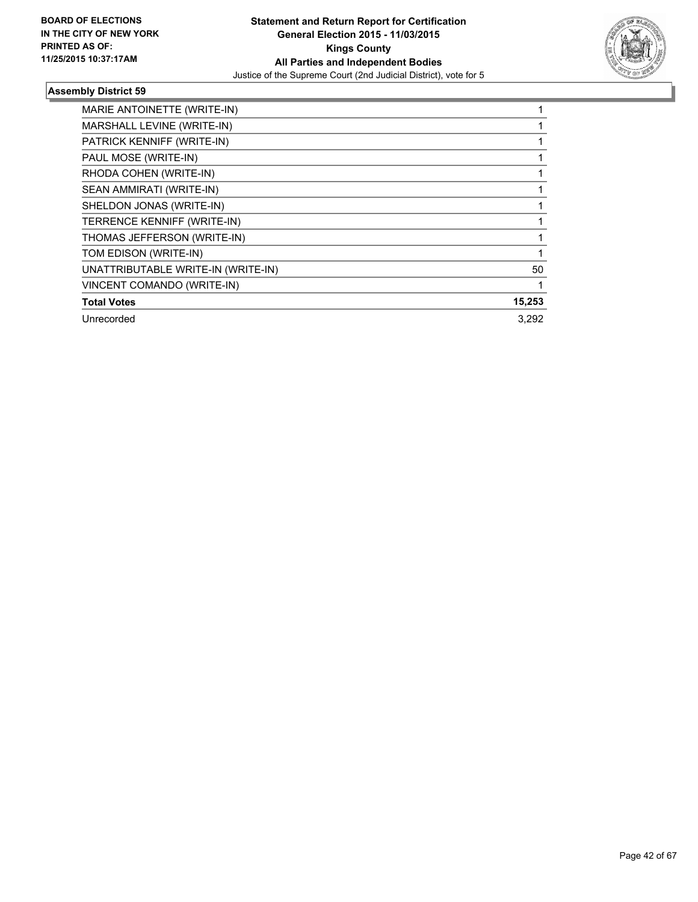**BOARD OF ELECTIONS IN THE CITY OF NEW YORK PRINTED AS OF: 11/25/2015 10:37:17AM**

**Statement and Return Report for Certification General Election 2015 - 11/03/2015 Kings County All Parties and Independent Bodies**

Justice of the Supreme Court (2nd Judicial District), vote for 5

### Assembly District 59

| | |
|---|---|
| MARIE ANTOINETTE (WRITE-IN) | 1 |
| MARSHALL LEVINE (WRITE-IN) | 1 |
| PATRICK KENNIFF (WRITE-IN) | 1 |
| PAUL MOSE (WRITE-IN) | 1 |
| RHODA COHEN (WRITE-IN) | 1 |
| SEAN AMMIRATI (WRITE-IN) | 1 |
| SHELDON JONAS (WRITE-IN) | 1 |
| TERRENCE KENNIFF (WRITE-IN) | 1 |
| THOMAS JEFFERSON (WRITE-IN) | 1 |
| TOM EDISON (WRITE-IN) | 1 |
| UNATTRIBUTABLE WRITE-IN (WRITE-IN) | 50 |
| VINCENT COMANDO (WRITE-IN) | 1 |
| **Total Votes** | **15,253** |
| Unrecorded | 3,292 |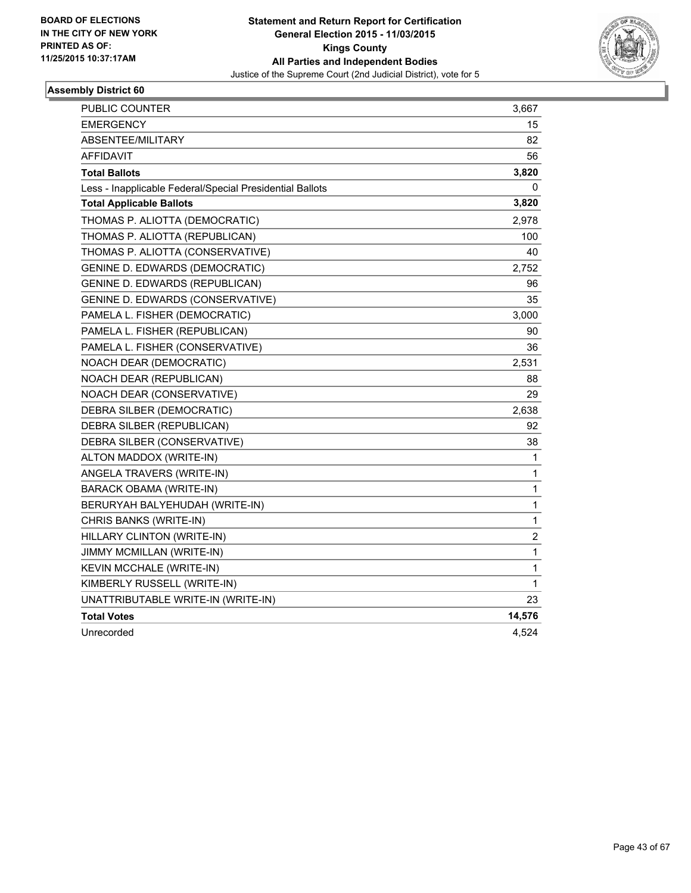BOARD OF ELECTIONS
IN THE CITY OF NEW YORK
PRINTED AS OF:
11/25/2015 10:37:17AM

**Statement and Return Report for Certification**
**General Election 2015 - 11/03/2015**
**Kings County**
**All Parties and Independent Bodies**
Justice of the Supreme Court (2nd Judicial District), vote for 5

### Assembly District 60

| | |
|---|---|
| PUBLIC COUNTER | 3,667 |
| EMERGENCY | 15 |
| ABSENTEE/MILITARY | 82 |
| AFFIDAVIT | 56 |
| **Total Ballots** | **3,820** |
| Less - Inapplicable Federal/Special Presidential Ballots | 0 |
| **Total Applicable Ballots** | **3,820** |
| THOMAS P. ALIOTTA (DEMOCRATIC) | 2,978 |
| THOMAS P. ALIOTTA (REPUBLICAN) | 100 |
| THOMAS P. ALIOTTA (CONSERVATIVE) | 40 |
| GENINE D. EDWARDS (DEMOCRATIC) | 2,752 |
| GENINE D. EDWARDS (REPUBLICAN) | 96 |
| GENINE D. EDWARDS (CONSERVATIVE) | 35 |
| PAMELA L. FISHER (DEMOCRATIC) | 3,000 |
| PAMELA L. FISHER (REPUBLICAN) | 90 |
| PAMELA L. FISHER (CONSERVATIVE) | 36 |
| NOACH DEAR (DEMOCRATIC) | 2,531 |
| NOACH DEAR (REPUBLICAN) | 88 |
| NOACH DEAR (CONSERVATIVE) | 29 |
| DEBRA SILBER (DEMOCRATIC) | 2,638 |
| DEBRA SILBER (REPUBLICAN) | 92 |
| DEBRA SILBER (CONSERVATIVE) | 38 |
| ALTON MADDOX (WRITE-IN) | 1 |
| ANGELA TRAVERS (WRITE-IN) | 1 |
| BARACK OBAMA (WRITE-IN) | 1 |
| BERURYAH BALYEHUDAH (WRITE-IN) | 1 |
| CHRIS BANKS (WRITE-IN) | 1 |
| HILLARY CLINTON (WRITE-IN) | 2 |
| JIMMY MCMILLAN (WRITE-IN) | 1 |
| KEVIN MCCHALE (WRITE-IN) | 1 |
| KIMBERLY RUSSELL (WRITE-IN) | 1 |
| UNATTRIBUTABLE WRITE-IN (WRITE-IN) | 23 |
| **Total Votes** | **14,576** |
| Unrecorded | 4,524 |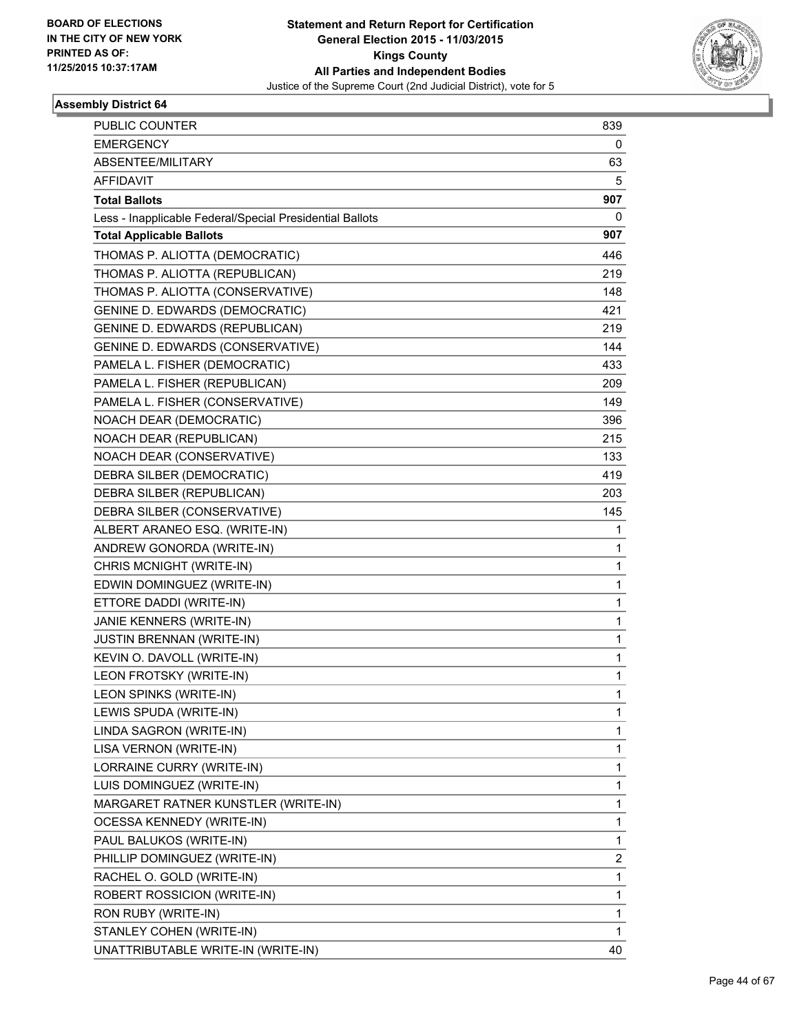BOARD OF ELECTIONS
IN THE CITY OF NEW YORK
PRINTED AS OF:
11/25/2015 10:37:17AM

**Statement and Return Report for Certification**
**General Election 2015 - 11/03/2015**
**Kings County**
**All Parties and Independent Bodies**
Justice of the Supreme Court (2nd Judicial District), vote for 5

### Assembly District 64

| | |
|---|---|
| PUBLIC COUNTER | 839 |
| EMERGENCY | 0 |
| ABSENTEE/MILITARY | 63 |
| AFFIDAVIT | 5 |
| **Total Ballots** | **907** |
| Less - Inapplicable Federal/Special Presidential Ballots | 0 |
| **Total Applicable Ballots** | **907** |
| THOMAS P. ALIOTTA (DEMOCRATIC) | 446 |
| THOMAS P. ALIOTTA (REPUBLICAN) | 219 |
| THOMAS P. ALIOTTA (CONSERVATIVE) | 148 |
| GENINE D. EDWARDS (DEMOCRATIC) | 421 |
| GENINE D. EDWARDS (REPUBLICAN) | 219 |
| GENINE D. EDWARDS (CONSERVATIVE) | 144 |
| PAMELA L. FISHER (DEMOCRATIC) | 433 |
| PAMELA L. FISHER (REPUBLICAN) | 209 |
| PAMELA L. FISHER (CONSERVATIVE) | 149 |
| NOACH DEAR (DEMOCRATIC) | 396 |
| NOACH DEAR (REPUBLICAN) | 215 |
| NOACH DEAR (CONSERVATIVE) | 133 |
| DEBRA SILBER (DEMOCRATIC) | 419 |
| DEBRA SILBER (REPUBLICAN) | 203 |
| DEBRA SILBER (CONSERVATIVE) | 145 |
| ALBERT ARANEO ESQ. (WRITE-IN) | 1 |
| ANDREW GONORDA (WRITE-IN) | 1 |
| CHRIS MCNIGHT (WRITE-IN) | 1 |
| EDWIN DOMINGUEZ (WRITE-IN) | 1 |
| ETTORE DADDI (WRITE-IN) | 1 |
| JANIE KENNERS (WRITE-IN) | 1 |
| JUSTIN BRENNAN (WRITE-IN) | 1 |
| KEVIN O. DAVOLL (WRITE-IN) | 1 |
| LEON FROTSKY (WRITE-IN) | 1 |
| LEON SPINKS (WRITE-IN) | 1 |
| LEWIS SPUDA (WRITE-IN) | 1 |
| LINDA SAGRON (WRITE-IN) | 1 |
| LISA VERNON (WRITE-IN) | 1 |
| LORRAINE CURRY (WRITE-IN) | 1 |
| LUIS DOMINGUEZ (WRITE-IN) | 1 |
| MARGARET RATNER KUNSTLER (WRITE-IN) | 1 |
| OCESSA KENNEDY (WRITE-IN) | 1 |
| PAUL BALUKOS (WRITE-IN) | 1 |
| PHILLIP DOMINGUEZ (WRITE-IN) | 2 |
| RACHEL O. GOLD (WRITE-IN) | 1 |
| ROBERT ROSSICION (WRITE-IN) | 1 |
| RON RUBY (WRITE-IN) | 1 |
| STANLEY COHEN (WRITE-IN) | 1 |
| UNATTRIBUTABLE WRITE-IN (WRITE-IN) | 40 |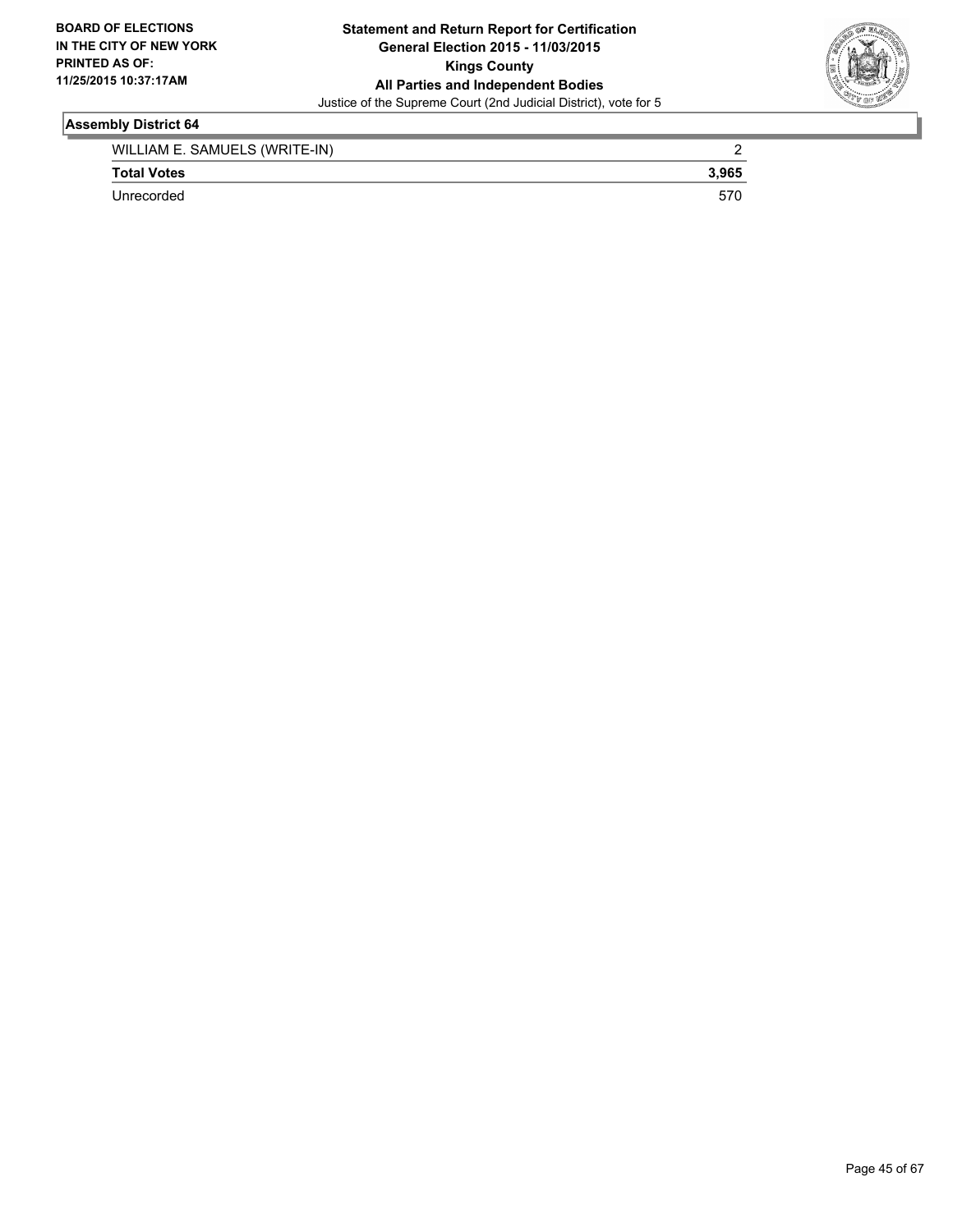## Assembly District 64

| | |
|---|---|
| WILLIAM E. SAMUELS (WRITE-IN) | 2 |
| **Total Votes** | **3,965** |
| Unrecorded | 570 |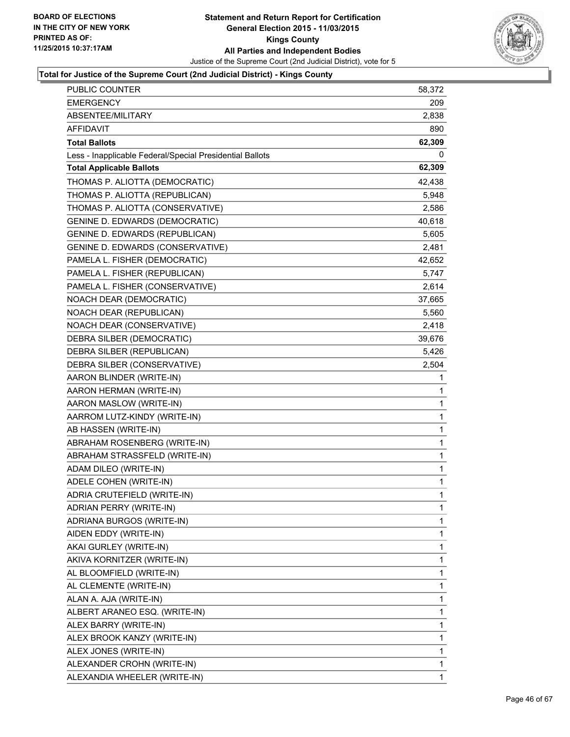**Total for Justice of the Supreme Court (2nd Judicial District) - Kings County**

| | |
|---|---|
| PUBLIC COUNTER | 58,372 |
| EMERGENCY | 209 |
| ABSENTEE/MILITARY | 2,838 |
| AFFIDAVIT | 890 |
| **Total Ballots** | **62,309** |
| Less - Inapplicable Federal/Special Presidential Ballots | 0 |
| **Total Applicable Ballots** | **62,309** |
| THOMAS P. ALIOTTA (DEMOCRATIC) | 42,438 |
| THOMAS P. ALIOTTA (REPUBLICAN) | 5,948 |
| THOMAS P. ALIOTTA (CONSERVATIVE) | 2,586 |
| GENINE D. EDWARDS (DEMOCRATIC) | 40,618 |
| GENINE D. EDWARDS (REPUBLICAN) | 5,605 |
| GENINE D. EDWARDS (CONSERVATIVE) | 2,481 |
| PAMELA L. FISHER (DEMOCRATIC) | 42,652 |
| PAMELA L. FISHER (REPUBLICAN) | 5,747 |
| PAMELA L. FISHER (CONSERVATIVE) | 2,614 |
| NOACH DEAR (DEMOCRATIC) | 37,665 |
| NOACH DEAR (REPUBLICAN) | 5,560 |
| NOACH DEAR (CONSERVATIVE) | 2,418 |
| DEBRA SILBER (DEMOCRATIC) | 39,676 |
| DEBRA SILBER (REPUBLICAN) | 5,426 |
| DEBRA SILBER (CONSERVATIVE) | 2,504 |
| AARON BLINDER (WRITE-IN) | 1 |
| AARON HERMAN (WRITE-IN) | 1 |
| AARON MASLOW (WRITE-IN) | 1 |
| AARROM LUTZ-KINDY (WRITE-IN) | 1 |
| AB HASSEN (WRITE-IN) | 1 |
| ABRAHAM ROSENBERG (WRITE-IN) | 1 |
| ABRAHAM STRASSFELD (WRITE-IN) | 1 |
| ADAM DILEO (WRITE-IN) | 1 |
| ADELE COHEN (WRITE-IN) | 1 |
| ADRIA CRUTEFIELD (WRITE-IN) | 1 |
| ADRIAN PERRY (WRITE-IN) | 1 |
| ADRIANA BURGOS (WRITE-IN) | 1 |
| AIDEN EDDY (WRITE-IN) | 1 |
| AKAI GURLEY (WRITE-IN) | 1 |
| AKIVA KORNITZER (WRITE-IN) | 1 |
| AL BLOOMFIELD (WRITE-IN) | 1 |
| AL CLEMENTE (WRITE-IN) | 1 |
| ALAN A. AJA (WRITE-IN) | 1 |
| ALBERT ARANEO ESQ. (WRITE-IN) | 1 |
| ALEX BARRY (WRITE-IN) | 1 |
| ALEX BROOK KANZY (WRITE-IN) | 1 |
| ALEX JONES (WRITE-IN) | 1 |
| ALEXANDER CROHN (WRITE-IN) | 1 |
| ALEXANDIA WHEELER (WRITE-IN) | 1 |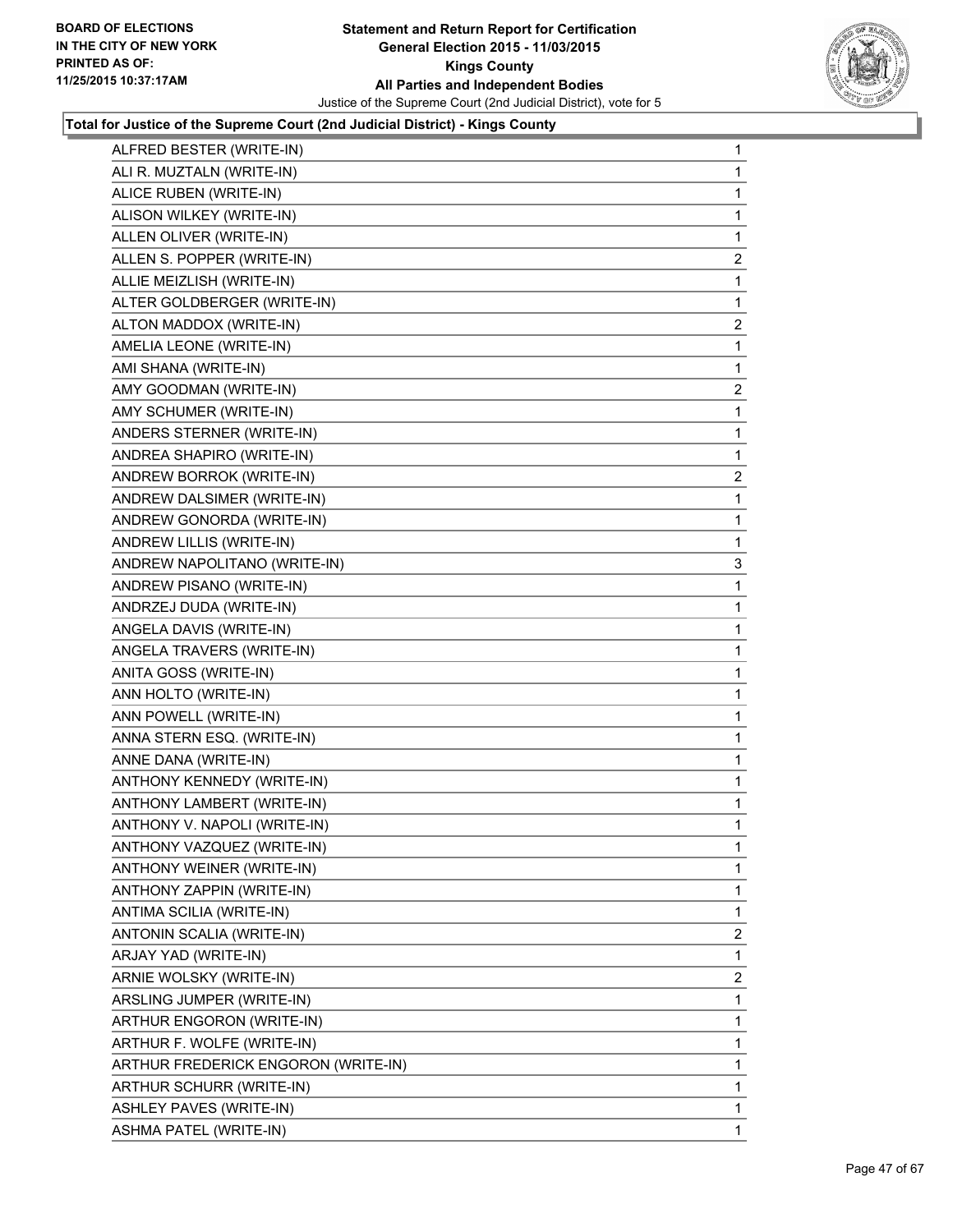**Statement and Return Report for Certification**
**General Election 2015 - 11/03/2015**
**Kings County**
**All Parties and Independent Bodies**
Justice of the Supreme Court (2nd Judicial District), vote for 5

BOARD OF ELECTIONS
IN THE CITY OF NEW YORK
PRINTED AS OF:
11/25/2015 10:37:17AM

### Total for Justice of the Supreme Court (2nd Judicial District) - Kings County

| Candidate | Votes |
|---|---|
| ALFRED BESTER (WRITE-IN) | 1 |
| ALI R. MUZTALN (WRITE-IN) | 1 |
| ALICE RUBEN (WRITE-IN) | 1 |
| ALISON WILKEY (WRITE-IN) | 1 |
| ALLEN OLIVER (WRITE-IN) | 1 |
| ALLEN S. POPPER (WRITE-IN) | 2 |
| ALLIE MEIZLISH (WRITE-IN) | 1 |
| ALTER GOLDBERGER (WRITE-IN) | 1 |
| ALTON MADDOX (WRITE-IN) | 2 |
| AMELIA LEONE (WRITE-IN) | 1 |
| AMI SHANA (WRITE-IN) | 1 |
| AMY GOODMAN (WRITE-IN) | 2 |
| AMY SCHUMER (WRITE-IN) | 1 |
| ANDERS STERNER (WRITE-IN) | 1 |
| ANDREA SHAPIRO (WRITE-IN) | 1 |
| ANDREW BORROK (WRITE-IN) | 2 |
| ANDREW DALSIMER (WRITE-IN) | 1 |
| ANDREW GONORDA (WRITE-IN) | 1 |
| ANDREW LILLIS (WRITE-IN) | 1 |
| ANDREW NAPOLITANO (WRITE-IN) | 3 |
| ANDREW PISANO (WRITE-IN) | 1 |
| ANDRZEJ DUDA (WRITE-IN) | 1 |
| ANGELA DAVIS (WRITE-IN) | 1 |
| ANGELA TRAVERS (WRITE-IN) | 1 |
| ANITA GOSS (WRITE-IN) | 1 |
| ANN HOLTO (WRITE-IN) | 1 |
| ANN POWELL (WRITE-IN) | 1 |
| ANNA STERN ESQ. (WRITE-IN) | 1 |
| ANNE DANA (WRITE-IN) | 1 |
| ANTHONY KENNEDY (WRITE-IN) | 1 |
| ANTHONY LAMBERT (WRITE-IN) | 1 |
| ANTHONY V. NAPOLI (WRITE-IN) | 1 |
| ANTHONY VAZQUEZ (WRITE-IN) | 1 |
| ANTHONY WEINER (WRITE-IN) | 1 |
| ANTHONY ZAPPIN (WRITE-IN) | 1 |
| ANTIMA SCILIA (WRITE-IN) | 1 |
| ANTONIN SCALIA (WRITE-IN) | 2 |
| ARJAY YAD (WRITE-IN) | 1 |
| ARNIE WOLSKY (WRITE-IN) | 2 |
| ARSLING JUMPER (WRITE-IN) | 1 |
| ARTHUR ENGORON (WRITE-IN) | 1 |
| ARTHUR F. WOLFE (WRITE-IN) | 1 |
| ARTHUR FREDERICK ENGORON (WRITE-IN) | 1 |
| ARTHUR SCHURR (WRITE-IN) | 1 |
| ASHLEY PAVES (WRITE-IN) | 1 |
| ASHMA PATEL (WRITE-IN) | 1 |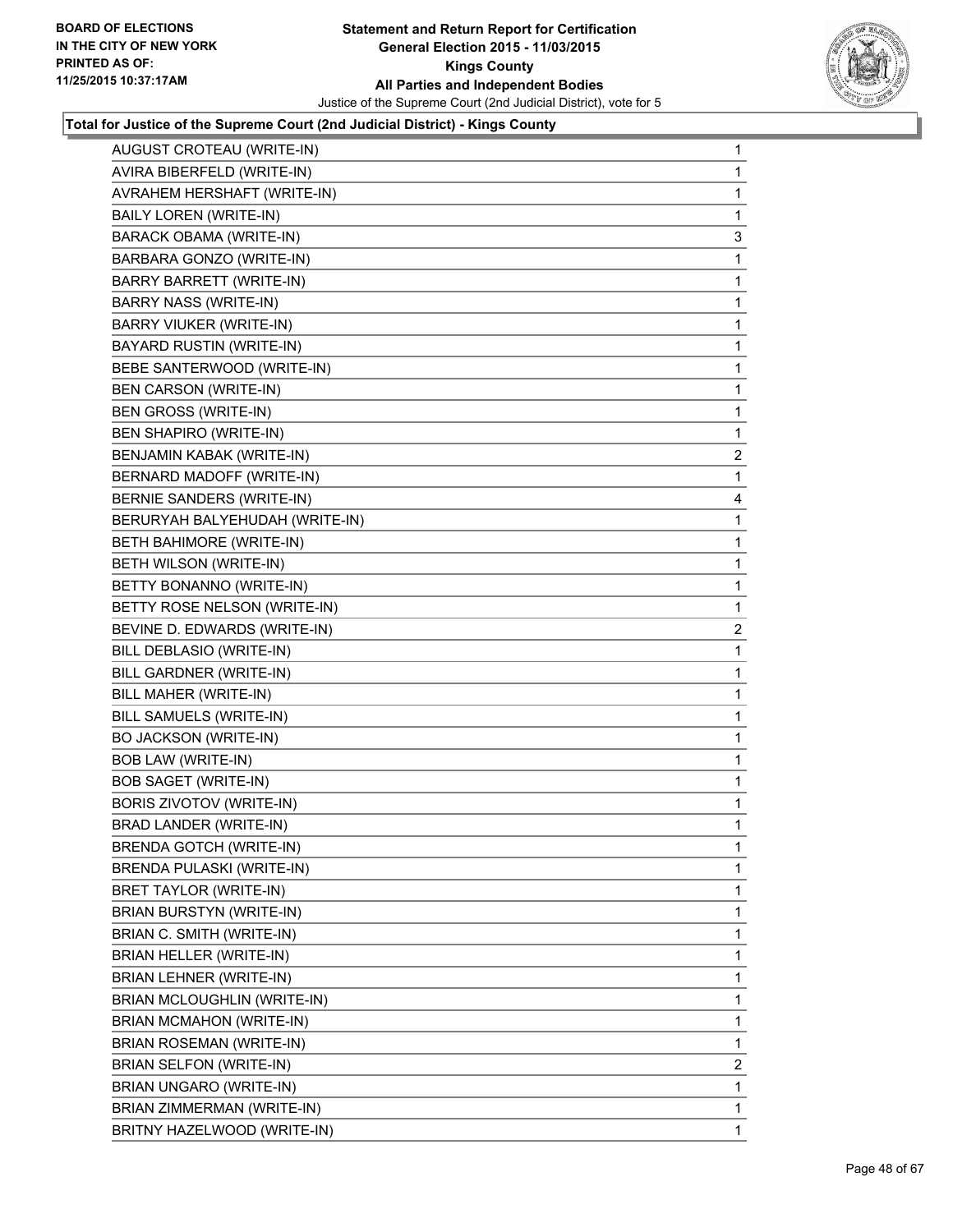BOARD OF ELECTIONS
IN THE CITY OF NEW YORK
PRINTED AS OF:
11/25/2015 10:37:17AM

**Statement and Return Report for Certification**
**General Election 2015 - 11/03/2015**
**Kings County**
**All Parties and Independent Bodies**
Justice of the Supreme Court (2nd Judicial District), vote for 5

**Total for Justice of the Supreme Court (2nd Judicial District) - Kings County**

| | |
|---|---|
| AUGUST CROTEAU (WRITE-IN) | 1 |
| AVIRA BIBERFELD (WRITE-IN) | 1 |
| AVRAHEM HERSHAFT (WRITE-IN) | 1 |
| BAILY LOREN (WRITE-IN) | 1 |
| BARACK OBAMA (WRITE-IN) | 3 |
| BARBARA GONZO (WRITE-IN) | 1 |
| BARRY BARRETT (WRITE-IN) | 1 |
| BARRY NASS (WRITE-IN) | 1 |
| BARRY VIUKER (WRITE-IN) | 1 |
| BAYARD RUSTIN (WRITE-IN) | 1 |
| BEBE SANTERWOOD (WRITE-IN) | 1 |
| BEN CARSON (WRITE-IN) | 1 |
| BEN GROSS (WRITE-IN) | 1 |
| BEN SHAPIRO (WRITE-IN) | 1 |
| BENJAMIN KABAK (WRITE-IN) | 2 |
| BERNARD MADOFF (WRITE-IN) | 1 |
| BERNIE SANDERS (WRITE-IN) | 4 |
| BERURYAH BALYEHUDAH (WRITE-IN) | 1 |
| BETH BAHIMORE (WRITE-IN) | 1 |
| BETH WILSON (WRITE-IN) | 1 |
| BETTY BONANNO (WRITE-IN) | 1 |
| BETTY ROSE NELSON (WRITE-IN) | 1 |
| BEVINE D. EDWARDS (WRITE-IN) | 2 |
| BILL DEBLASIO (WRITE-IN) | 1 |
| BILL GARDNER (WRITE-IN) | 1 |
| BILL MAHER (WRITE-IN) | 1 |
| BILL SAMUELS (WRITE-IN) | 1 |
| BO JACKSON (WRITE-IN) | 1 |
| BOB LAW (WRITE-IN) | 1 |
| BOB SAGET (WRITE-IN) | 1 |
| BORIS ZIVOTOV (WRITE-IN) | 1 |
| BRAD LANDER (WRITE-IN) | 1 |
| BRENDA GOTCH (WRITE-IN) | 1 |
| BRENDA PULASKI (WRITE-IN) | 1 |
| BRET TAYLOR (WRITE-IN) | 1 |
| BRIAN BURSTYN (WRITE-IN) | 1 |
| BRIAN C. SMITH (WRITE-IN) | 1 |
| BRIAN HELLER (WRITE-IN) | 1 |
| BRIAN LEHNER (WRITE-IN) | 1 |
| BRIAN MCLOUGHLIN (WRITE-IN) | 1 |
| BRIAN MCMAHON (WRITE-IN) | 1 |
| BRIAN ROSEMAN (WRITE-IN) | 1 |
| BRIAN SELFON (WRITE-IN) | 2 |
| BRIAN UNGARO (WRITE-IN) | 1 |
| BRIAN ZIMMERMAN (WRITE-IN) | 1 |
| BRITNY HAZELWOOD (WRITE-IN) | 1 |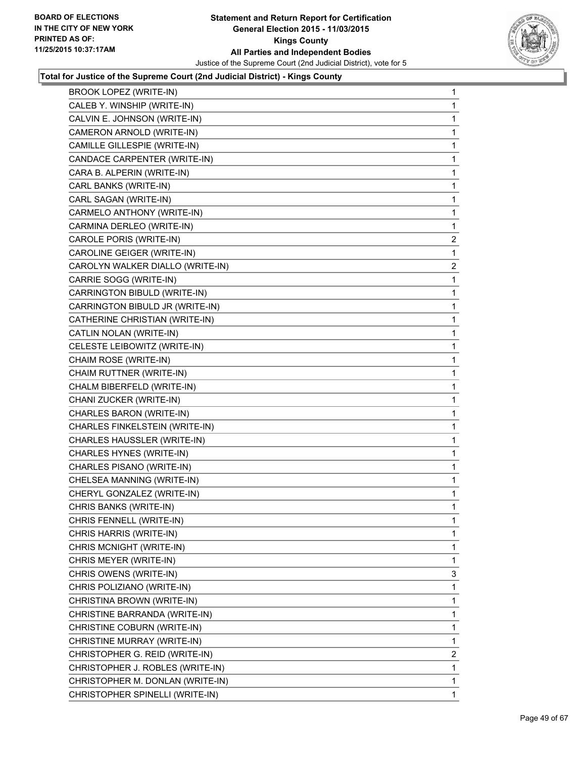**Total for Justice of the Supreme Court (2nd Judicial District) - Kings County**

| Candidate | Votes |
|---|---|
| BROOK LOPEZ (WRITE-IN) | 1 |
| CALEB Y. WINSHIP (WRITE-IN) | 1 |
| CALVIN E. JOHNSON (WRITE-IN) | 1 |
| CAMERON ARNOLD (WRITE-IN) | 1 |
| CAMILLE GILLESPIE (WRITE-IN) | 1 |
| CANDACE CARPENTER (WRITE-IN) | 1 |
| CARA B. ALPERIN (WRITE-IN) | 1 |
| CARL BANKS (WRITE-IN) | 1 |
| CARL SAGAN (WRITE-IN) | 1 |
| CARMELO ANTHONY (WRITE-IN) | 1 |
| CARMINA DERLEO (WRITE-IN) | 1 |
| CAROLE PORIS (WRITE-IN) | 2 |
| CAROLINE GEIGER (WRITE-IN) | 1 |
| CAROLYN WALKER DIALLO (WRITE-IN) | 2 |
| CARRIE SOGG (WRITE-IN) | 1 |
| CARRINGTON BIBULD (WRITE-IN) | 1 |
| CARRINGTON BIBULD JR (WRITE-IN) | 1 |
| CATHERINE CHRISTIAN (WRITE-IN) | 1 |
| CATLIN NOLAN (WRITE-IN) | 1 |
| CELESTE LEIBOWITZ (WRITE-IN) | 1 |
| CHAIM ROSE (WRITE-IN) | 1 |
| CHAIM RUTTNER (WRITE-IN) | 1 |
| CHALM BIBERFELD (WRITE-IN) | 1 |
| CHANI ZUCKER (WRITE-IN) | 1 |
| CHARLES BARON (WRITE-IN) | 1 |
| CHARLES FINKELSTEIN (WRITE-IN) | 1 |
| CHARLES HAUSSLER (WRITE-IN) | 1 |
| CHARLES HYNES (WRITE-IN) | 1 |
| CHARLES PISANO (WRITE-IN) | 1 |
| CHELSEA MANNING (WRITE-IN) | 1 |
| CHERYL GONZALEZ (WRITE-IN) | 1 |
| CHRIS BANKS (WRITE-IN) | 1 |
| CHRIS FENNELL (WRITE-IN) | 1 |
| CHRIS HARRIS (WRITE-IN) | 1 |
| CHRIS MCNIGHT (WRITE-IN) | 1 |
| CHRIS MEYER (WRITE-IN) | 1 |
| CHRIS OWENS (WRITE-IN) | 3 |
| CHRIS POLIZIANO (WRITE-IN) | 1 |
| CHRISTINA BROWN (WRITE-IN) | 1 |
| CHRISTINE BARRANDA (WRITE-IN) | 1 |
| CHRISTINE COBURN (WRITE-IN) | 1 |
| CHRISTINE MURRAY (WRITE-IN) | 1 |
| CHRISTOPHER G. REID (WRITE-IN) | 2 |
| CHRISTOPHER J. ROBLES (WRITE-IN) | 1 |
| CHRISTOPHER M. DONLAN (WRITE-IN) | 1 |
| CHRISTOPHER SPINELLI (WRITE-IN) | 1 |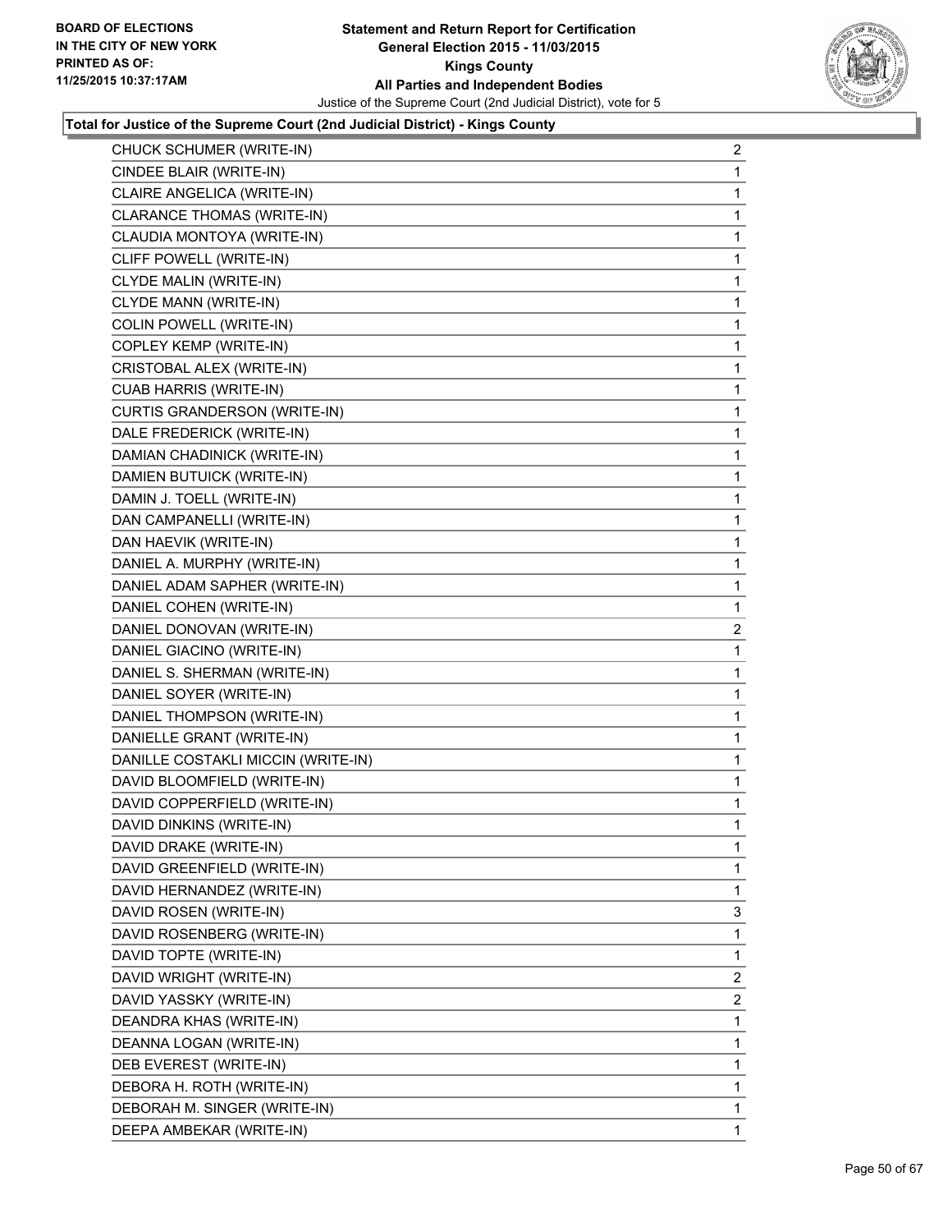**Total for Justice of the Supreme Court (2nd Judicial District) - Kings County**

| | |
|---|---|
| CHUCK SCHUMER (WRITE-IN) | 2 |
| CINDEE BLAIR (WRITE-IN) | 1 |
| CLAIRE ANGELICA (WRITE-IN) | 1 |
| CLARANCE THOMAS (WRITE-IN) | 1 |
| CLAUDIA MONTOYA (WRITE-IN) | 1 |
| CLIFF POWELL (WRITE-IN) | 1 |
| CLYDE MALIN (WRITE-IN) | 1 |
| CLYDE MANN (WRITE-IN) | 1 |
| COLIN POWELL (WRITE-IN) | 1 |
| COPLEY KEMP (WRITE-IN) | 1 |
| CRISTOBAL ALEX (WRITE-IN) | 1 |
| CUAB HARRIS (WRITE-IN) | 1 |
| CURTIS GRANDERSON (WRITE-IN) | 1 |
| DALE FREDERICK (WRITE-IN) | 1 |
| DAMIAN CHADINICK (WRITE-IN) | 1 |
| DAMIEN BUTUICK (WRITE-IN) | 1 |
| DAMIN J. TOELL (WRITE-IN) | 1 |
| DAN CAMPANELLI (WRITE-IN) | 1 |
| DAN HAEVIK (WRITE-IN) | 1 |
| DANIEL A. MURPHY (WRITE-IN) | 1 |
| DANIEL ADAM SAPHER (WRITE-IN) | 1 |
| DANIEL COHEN (WRITE-IN) | 1 |
| DANIEL DONOVAN (WRITE-IN) | 2 |
| DANIEL GIACINO (WRITE-IN) | 1 |
| DANIEL S. SHERMAN (WRITE-IN) | 1 |
| DANIEL SOYER (WRITE-IN) | 1 |
| DANIEL THOMPSON (WRITE-IN) | 1 |
| DANIELLE GRANT (WRITE-IN) | 1 |
| DANILLE COSTAKLI MICCIN (WRITE-IN) | 1 |
| DAVID BLOOMFIELD (WRITE-IN) | 1 |
| DAVID COPPERFIELD (WRITE-IN) | 1 |
| DAVID DINKINS (WRITE-IN) | 1 |
| DAVID DRAKE (WRITE-IN) | 1 |
| DAVID GREENFIELD (WRITE-IN) | 1 |
| DAVID HERNANDEZ (WRITE-IN) | 1 |
| DAVID ROSEN (WRITE-IN) | 3 |
| DAVID ROSENBERG (WRITE-IN) | 1 |
| DAVID TOPTE (WRITE-IN) | 1 |
| DAVID WRIGHT (WRITE-IN) | 2 |
| DAVID YASSKY (WRITE-IN) | 2 |
| DEANDRA KHAS (WRITE-IN) | 1 |
| DEANNA LOGAN (WRITE-IN) | 1 |
| DEB EVEREST (WRITE-IN) | 1 |
| DEBORA H. ROTH (WRITE-IN) | 1 |
| DEBORAH M. SINGER (WRITE-IN) | 1 |
| DEEPA AMBEKAR (WRITE-IN) | 1 |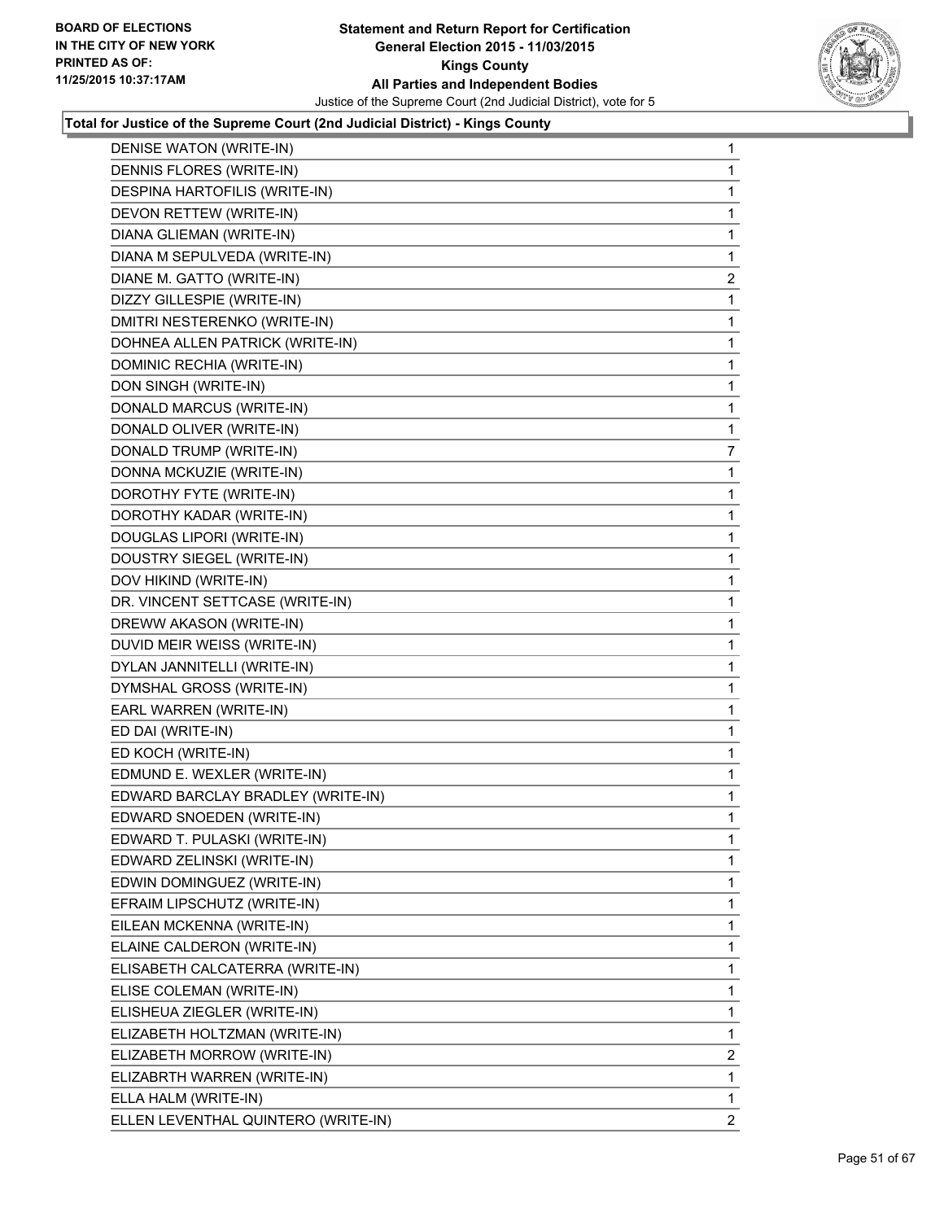**Total for Justice of the Supreme Court (2nd Judicial District) - Kings County**

| | |
|---|---|
| DENISE WATON (WRITE-IN) | 1 |
| DENNIS FLORES (WRITE-IN) | 1 |
| DESPINA HARTOFILIS (WRITE-IN) | 1 |
| DEVON RETTEW (WRITE-IN) | 1 |
| DIANA GLIEMAN (WRITE-IN) | 1 |
| DIANA M SEPULVEDA (WRITE-IN) | 1 |
| DIANE M. GATTO (WRITE-IN) | 2 |
| DIZZY GILLESPIE (WRITE-IN) | 1 |
| DMITRI NESTERENKO (WRITE-IN) | 1 |
| DOHNEA ALLEN PATRICK (WRITE-IN) | 1 |
| DOMINIC RECHIA (WRITE-IN) | 1 |
| DON SINGH (WRITE-IN) | 1 |
| DONALD MARCUS (WRITE-IN) | 1 |
| DONALD OLIVER (WRITE-IN) | 1 |
| DONALD TRUMP (WRITE-IN) | 7 |
| DONNA MCKUZIE (WRITE-IN) | 1 |
| DOROTHY FYTE (WRITE-IN) | 1 |
| DOROTHY KADAR (WRITE-IN) | 1 |
| DOUGLAS LIPORI (WRITE-IN) | 1 |
| DOUSTRY SIEGEL (WRITE-IN) | 1 |
| DOV HIKIND (WRITE-IN) | 1 |
| DR. VINCENT SETTCASE (WRITE-IN) | 1 |
| DREWW AKASON (WRITE-IN) | 1 |
| DUVID MEIR WEISS (WRITE-IN) | 1 |
| DYLAN JANNITELLI (WRITE-IN) | 1 |
| DYMSHAL GROSS (WRITE-IN) | 1 |
| EARL WARREN (WRITE-IN) | 1 |
| ED DAI (WRITE-IN) | 1 |
| ED KOCH (WRITE-IN) | 1 |
| EDMUND E. WEXLER (WRITE-IN) | 1 |
| EDWARD BARCLAY BRADLEY (WRITE-IN) | 1 |
| EDWARD SNOEDEN (WRITE-IN) | 1 |
| EDWARD T. PULASKI (WRITE-IN) | 1 |
| EDWARD ZELINSKI (WRITE-IN) | 1 |
| EDWIN DOMINGUEZ (WRITE-IN) | 1 |
| EFRAIM LIPSCHUTZ (WRITE-IN) | 1 |
| EILEAN MCKENNA (WRITE-IN) | 1 |
| ELAINE CALDERON (WRITE-IN) | 1 |
| ELISABETH CALCATERRA (WRITE-IN) | 1 |
| ELISE COLEMAN (WRITE-IN) | 1 |
| ELISHEUA ZIEGLER (WRITE-IN) | 1 |
| ELIZABETH HOLTZMAN (WRITE-IN) | 1 |
| ELIZABETH MORROW (WRITE-IN) | 2 |
| ELIZABRTH WARREN (WRITE-IN) | 1 |
| ELLA HALM (WRITE-IN) | 1 |
| ELLEN LEVENTHAL QUINTERO (WRITE-IN) | 2 |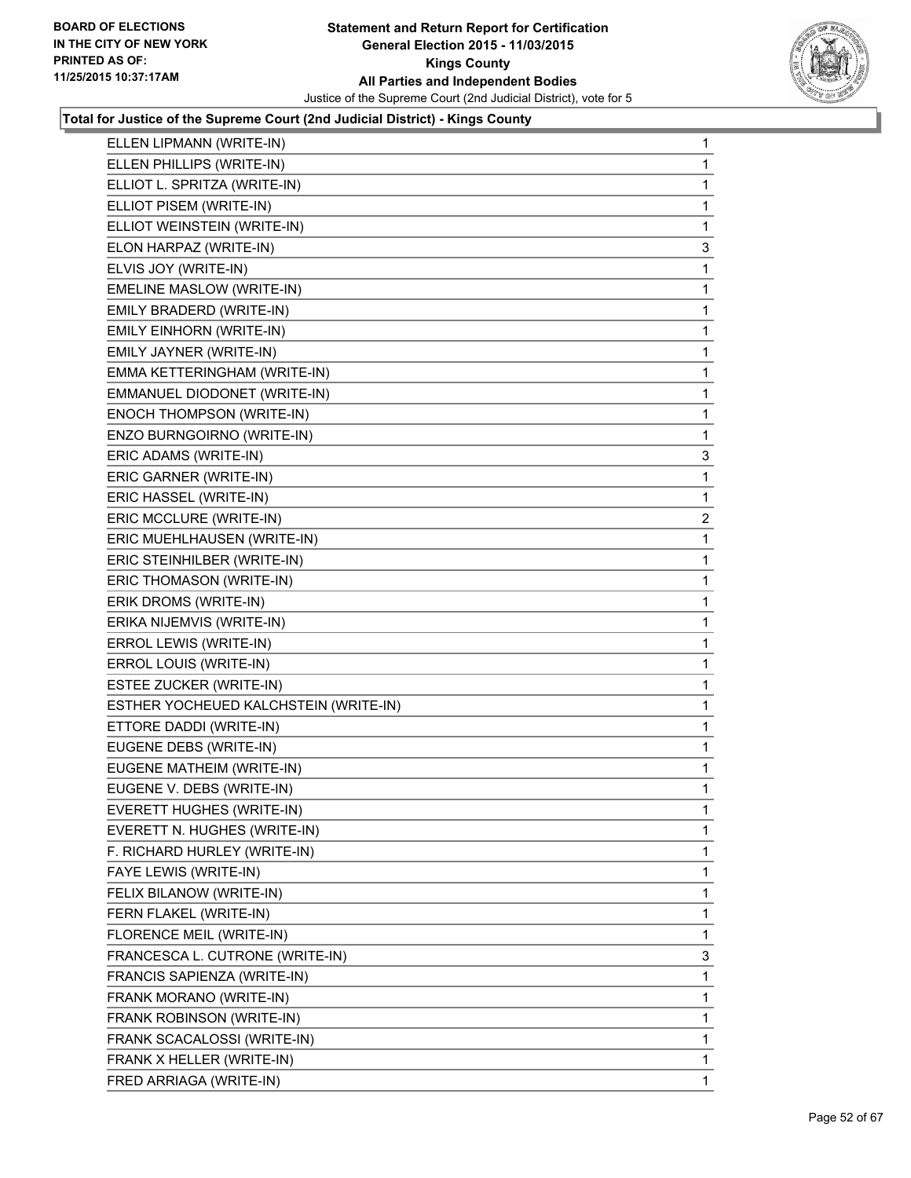**Total for Justice of the Supreme Court (2nd Judicial District) - Kings County**

| Candidate | Votes |
|---|---|
| ELLEN LIPMANN (WRITE-IN) | 1 |
| ELLEN PHILLIPS (WRITE-IN) | 1 |
| ELLIOT L. SPRITZA (WRITE-IN) | 1 |
| ELLIOT PISEM (WRITE-IN) | 1 |
| ELLIOT WEINSTEIN (WRITE-IN) | 1 |
| ELON HARPAZ (WRITE-IN) | 3 |
| ELVIS JOY (WRITE-IN) | 1 |
| EMELINE MASLOW (WRITE-IN) | 1 |
| EMILY BRADERD (WRITE-IN) | 1 |
| EMILY EINHORN (WRITE-IN) | 1 |
| EMILY JAYNER (WRITE-IN) | 1 |
| EMMA KETTERINGHAM (WRITE-IN) | 1 |
| EMMANUEL DIODONET (WRITE-IN) | 1 |
| ENOCH THOMPSON (WRITE-IN) | 1 |
| ENZO BURNGOIRNO (WRITE-IN) | 1 |
| ERIC ADAMS (WRITE-IN) | 3 |
| ERIC GARNER (WRITE-IN) | 1 |
| ERIC HASSEL (WRITE-IN) | 1 |
| ERIC MCCLURE (WRITE-IN) | 2 |
| ERIC MUEHLHAUSEN (WRITE-IN) | 1 |
| ERIC STEINHILBER (WRITE-IN) | 1 |
| ERIC THOMASON (WRITE-IN) | 1 |
| ERIK DROMS (WRITE-IN) | 1 |
| ERIKA NIJEMVIS (WRITE-IN) | 1 |
| ERROL LEWIS (WRITE-IN) | 1 |
| ERROL LOUIS (WRITE-IN) | 1 |
| ESTEE ZUCKER (WRITE-IN) | 1 |
| ESTHER YOCHEUED KALCHSTEIN (WRITE-IN) | 1 |
| ETTORE DADDI (WRITE-IN) | 1 |
| EUGENE DEBS (WRITE-IN) | 1 |
| EUGENE MATHEIM (WRITE-IN) | 1 |
| EUGENE V. DEBS (WRITE-IN) | 1 |
| EVERETT HUGHES (WRITE-IN) | 1 |
| EVERETT N. HUGHES (WRITE-IN) | 1 |
| F. RICHARD HURLEY (WRITE-IN) | 1 |
| FAYE LEWIS (WRITE-IN) | 1 |
| FELIX BILANOW (WRITE-IN) | 1 |
| FERN FLAKEL (WRITE-IN) | 1 |
| FLORENCE MEIL (WRITE-IN) | 1 |
| FRANCESCA L. CUTRONE (WRITE-IN) | 3 |
| FRANCIS SAPIENZA (WRITE-IN) | 1 |
| FRANK MORANO (WRITE-IN) | 1 |
| FRANK ROBINSON (WRITE-IN) | 1 |
| FRANK SCACALOSSI (WRITE-IN) | 1 |
| FRANK X HELLER (WRITE-IN) | 1 |
| FRED ARRIAGA (WRITE-IN) | 1 |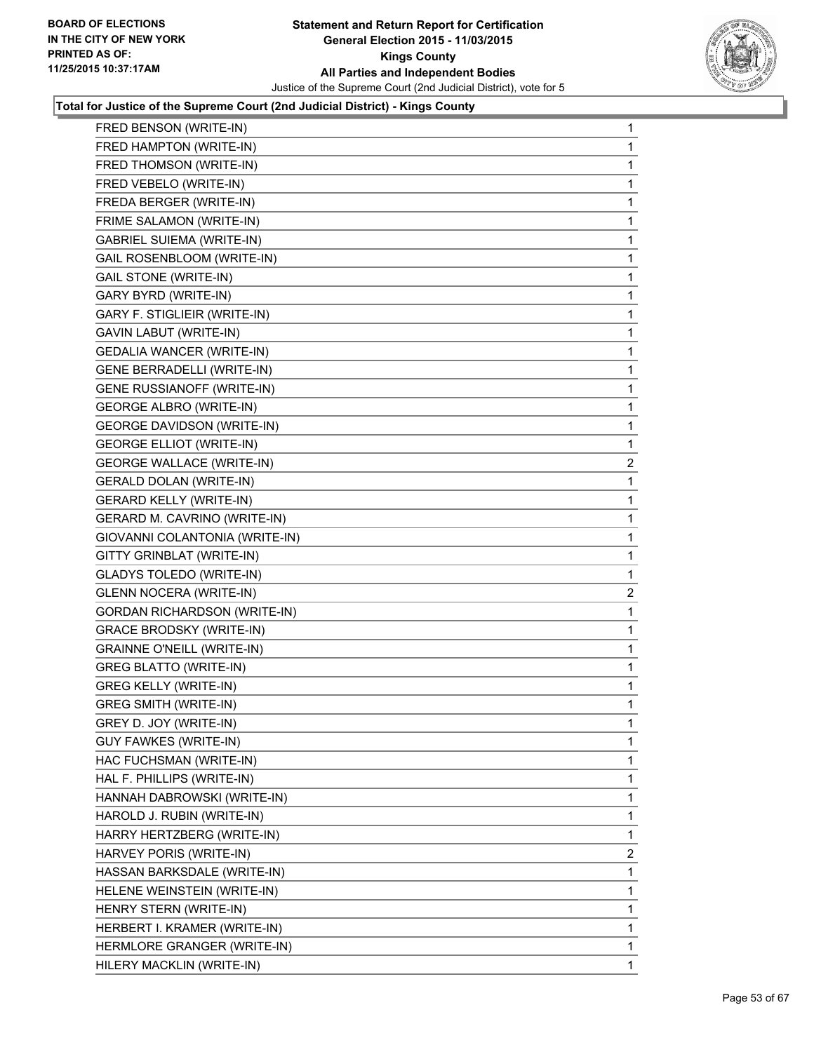**Total for Justice of the Supreme Court (2nd Judicial District) - Kings County**

| | |
|---|---|
| FRED BENSON (WRITE-IN) | 1 |
| FRED HAMPTON (WRITE-IN) | 1 |
| FRED THOMSON (WRITE-IN) | 1 |
| FRED VEBELO (WRITE-IN) | 1 |
| FREDA BERGER (WRITE-IN) | 1 |
| FRIME SALAMON (WRITE-IN) | 1 |
| GABRIEL SUIEMA (WRITE-IN) | 1 |
| GAIL ROSENBLOOM (WRITE-IN) | 1 |
| GAIL STONE (WRITE-IN) | 1 |
| GARY BYRD (WRITE-IN) | 1 |
| GARY F. STIGLIEIR (WRITE-IN) | 1 |
| GAVIN LABUT (WRITE-IN) | 1 |
| GEDALIA WANCER (WRITE-IN) | 1 |
| GENE BERRADELLI (WRITE-IN) | 1 |
| GENE RUSSIANOFF (WRITE-IN) | 1 |
| GEORGE ALBRO (WRITE-IN) | 1 |
| GEORGE DAVIDSON (WRITE-IN) | 1 |
| GEORGE ELLIOT (WRITE-IN) | 1 |
| GEORGE WALLACE (WRITE-IN) | 2 |
| GERALD DOLAN (WRITE-IN) | 1 |
| GERARD KELLY (WRITE-IN) | 1 |
| GERARD M. CAVRINO (WRITE-IN) | 1 |
| GIOVANNI COLANTONIA (WRITE-IN) | 1 |
| GITTY GRINBLAT (WRITE-IN) | 1 |
| GLADYS TOLEDO (WRITE-IN) | 1 |
| GLENN NOCERA (WRITE-IN) | 2 |
| GORDAN RICHARDSON (WRITE-IN) | 1 |
| GRACE BRODSKY (WRITE-IN) | 1 |
| GRAINNE O'NEILL (WRITE-IN) | 1 |
| GREG BLATTO (WRITE-IN) | 1 |
| GREG KELLY (WRITE-IN) | 1 |
| GREG SMITH (WRITE-IN) | 1 |
| GREY D. JOY (WRITE-IN) | 1 |
| GUY FAWKES (WRITE-IN) | 1 |
| HAC FUCHSMAN (WRITE-IN) | 1 |
| HAL F. PHILLIPS (WRITE-IN) | 1 |
| HANNAH DABROWSKI (WRITE-IN) | 1 |
| HAROLD J. RUBIN (WRITE-IN) | 1 |
| HARRY HERTZBERG (WRITE-IN) | 1 |
| HARVEY PORIS (WRITE-IN) | 2 |
| HASSAN BARKSDALE (WRITE-IN) | 1 |
| HELENE WEINSTEIN (WRITE-IN) | 1 |
| HENRY STERN (WRITE-IN) | 1 |
| HERBERT I. KRAMER (WRITE-IN) | 1 |
| HERMLORE GRANGER (WRITE-IN) | 1 |
| HILERY MACKLIN (WRITE-IN) | 1 |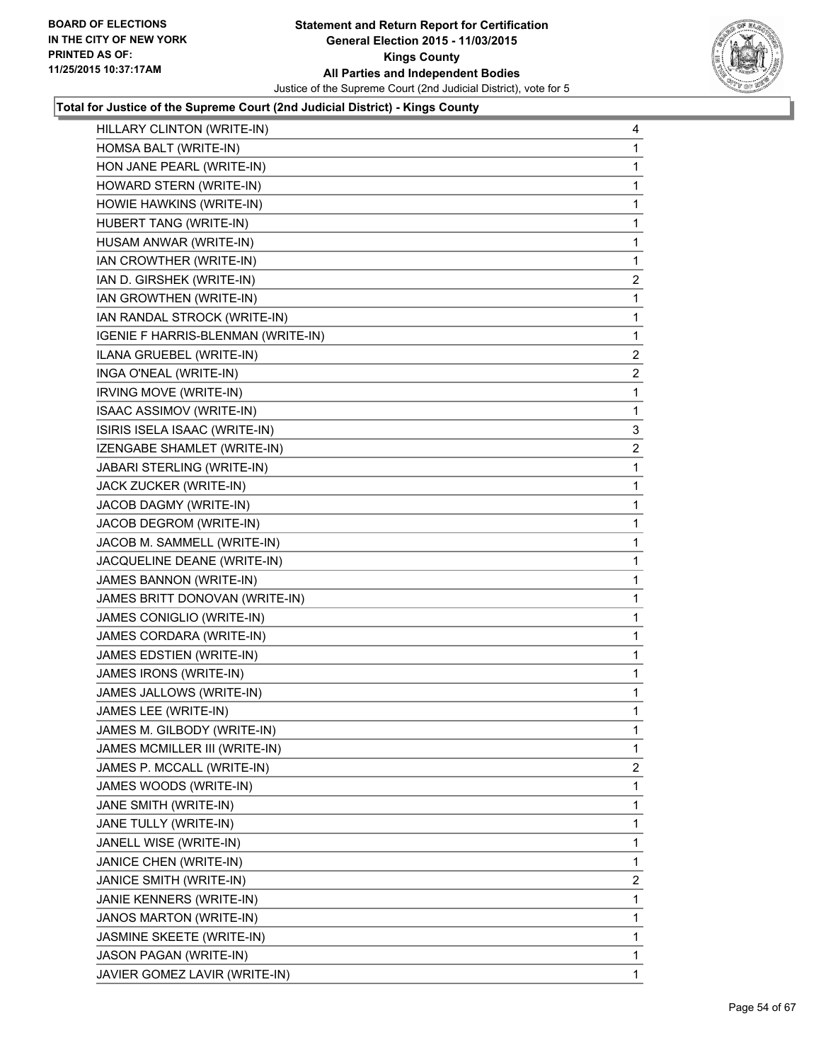**Statement and Return Report for Certification**
**General Election 2015 - 11/03/2015**
**Kings County**
**All Parties and Independent Bodies**
Justice of the Supreme Court (2nd Judicial District), vote for 5

BOARD OF ELECTIONS IN THE CITY OF NEW YORK PRINTED AS OF: 11/25/2015 10:37:17AM

**Total for Justice of the Supreme Court (2nd Judicial District) - Kings County**

| | |
|---|---|
| HILLARY CLINTON (WRITE-IN) | 4 |
| HOMSA BALT (WRITE-IN) | 1 |
| HON JANE PEARL (WRITE-IN) | 1 |
| HOWARD STERN (WRITE-IN) | 1 |
| HOWIE HAWKINS (WRITE-IN) | 1 |
| HUBERT TANG (WRITE-IN) | 1 |
| HUSAM ANWAR (WRITE-IN) | 1 |
| IAN CROWTHER (WRITE-IN) | 1 |
| IAN D. GIRSHEK (WRITE-IN) | 2 |
| IAN GROWTHEN (WRITE-IN) | 1 |
| IAN RANDAL STROCK (WRITE-IN) | 1 |
| IGENIE F HARRIS-BLENMAN (WRITE-IN) | 1 |
| ILANA GRUEBEL (WRITE-IN) | 2 |
| INGA O'NEAL (WRITE-IN) | 2 |
| IRVING MOVE (WRITE-IN) | 1 |
| ISAAC ASSIMOV (WRITE-IN) | 1 |
| ISIRIS ISELA ISAAC (WRITE-IN) | 3 |
| IZENGABE SHAMLET (WRITE-IN) | 2 |
| JABARI STERLING (WRITE-IN) | 1 |
| JACK ZUCKER (WRITE-IN) | 1 |
| JACOB DAGMY (WRITE-IN) | 1 |
| JACOB DEGROM (WRITE-IN) | 1 |
| JACOB M. SAMMELL (WRITE-IN) | 1 |
| JACQUELINE DEANE (WRITE-IN) | 1 |
| JAMES BANNON (WRITE-IN) | 1 |
| JAMES BRITT DONOVAN (WRITE-IN) | 1 |
| JAMES CONIGLIO (WRITE-IN) | 1 |
| JAMES CORDARA (WRITE-IN) | 1 |
| JAMES EDSTIEN (WRITE-IN) | 1 |
| JAMES IRONS (WRITE-IN) | 1 |
| JAMES JALLOWS (WRITE-IN) | 1 |
| JAMES LEE (WRITE-IN) | 1 |
| JAMES M. GILBODY (WRITE-IN) | 1 |
| JAMES MCMILLER III (WRITE-IN) | 1 |
| JAMES P. MCCALL (WRITE-IN) | 2 |
| JAMES WOODS (WRITE-IN) | 1 |
| JANE SMITH (WRITE-IN) | 1 |
| JANE TULLY (WRITE-IN) | 1 |
| JANELL WISE (WRITE-IN) | 1 |
| JANICE CHEN (WRITE-IN) | 1 |
| JANICE SMITH (WRITE-IN) | 2 |
| JANIE KENNERS (WRITE-IN) | 1 |
| JANOS MARTON (WRITE-IN) | 1 |
| JASMINE SKEETE (WRITE-IN) | 1 |
| JASON PAGAN (WRITE-IN) | 1 |
| JAVIER GOMEZ LAVIR (WRITE-IN) | 1 |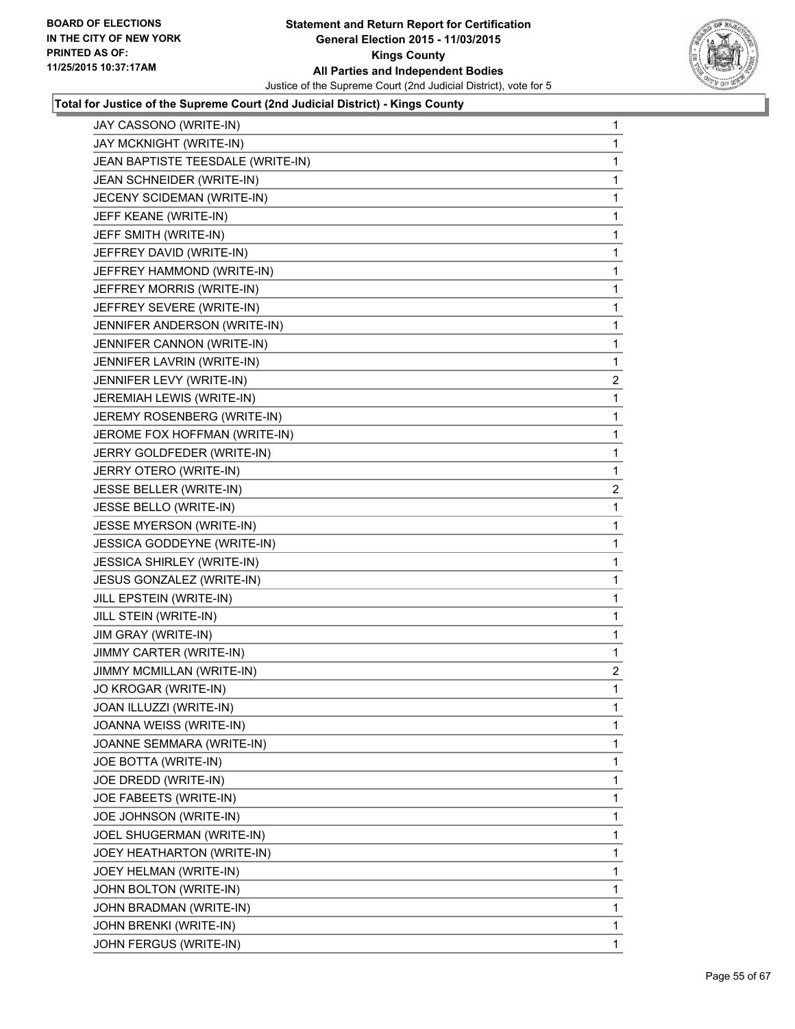**Total for Justice of the Supreme Court (2nd Judicial District) - Kings County**

| Candidate | Votes |
|---|---|
| JAY CASSONO (WRITE-IN) | 1 |
| JAY MCKNIGHT (WRITE-IN) | 1 |
| JEAN BAPTISTE TEESDALE (WRITE-IN) | 1 |
| JEAN SCHNEIDER (WRITE-IN) | 1 |
| JECENY SCIDEMAN (WRITE-IN) | 1 |
| JEFF KEANE (WRITE-IN) | 1 |
| JEFF SMITH (WRITE-IN) | 1 |
| JEFFREY DAVID (WRITE-IN) | 1 |
| JEFFREY HAMMOND (WRITE-IN) | 1 |
| JEFFREY MORRIS (WRITE-IN) | 1 |
| JEFFREY SEVERE (WRITE-IN) | 1 |
| JENNIFER ANDERSON (WRITE-IN) | 1 |
| JENNIFER CANNON (WRITE-IN) | 1 |
| JENNIFER LAVRIN (WRITE-IN) | 1 |
| JENNIFER LEVY (WRITE-IN) | 2 |
| JEREMIAH LEWIS (WRITE-IN) | 1 |
| JEREMY ROSENBERG (WRITE-IN) | 1 |
| JEROME FOX HOFFMAN (WRITE-IN) | 1 |
| JERRY GOLDFEDER (WRITE-IN) | 1 |
| JERRY OTERO (WRITE-IN) | 1 |
| JESSE BELLER (WRITE-IN) | 2 |
| JESSE BELLO (WRITE-IN) | 1 |
| JESSE MYERSON (WRITE-IN) | 1 |
| JESSICA GODDEYNE (WRITE-IN) | 1 |
| JESSICA SHIRLEY (WRITE-IN) | 1 |
| JESUS GONZALEZ (WRITE-IN) | 1 |
| JILL EPSTEIN (WRITE-IN) | 1 |
| JILL STEIN (WRITE-IN) | 1 |
| JIM GRAY (WRITE-IN) | 1 |
| JIMMY CARTER (WRITE-IN) | 1 |
| JIMMY MCMILLAN (WRITE-IN) | 2 |
| JO KROGAR (WRITE-IN) | 1 |
| JOAN ILLUZZI (WRITE-IN) | 1 |
| JOANNA WEISS (WRITE-IN) | 1 |
| JOANNE SEMMARA (WRITE-IN) | 1 |
| JOE BOTTA (WRITE-IN) | 1 |
| JOE DREDD (WRITE-IN) | 1 |
| JOE FABEETS (WRITE-IN) | 1 |
| JOE JOHNSON (WRITE-IN) | 1 |
| JOEL SHUGERMAN (WRITE-IN) | 1 |
| JOEY HEATHARTON (WRITE-IN) | 1 |
| JOEY HELMAN (WRITE-IN) | 1 |
| JOHN BOLTON (WRITE-IN) | 1 |
| JOHN BRADMAN (WRITE-IN) | 1 |
| JOHN BRENKI (WRITE-IN) | 1 |
| JOHN FERGUS (WRITE-IN) | 1 |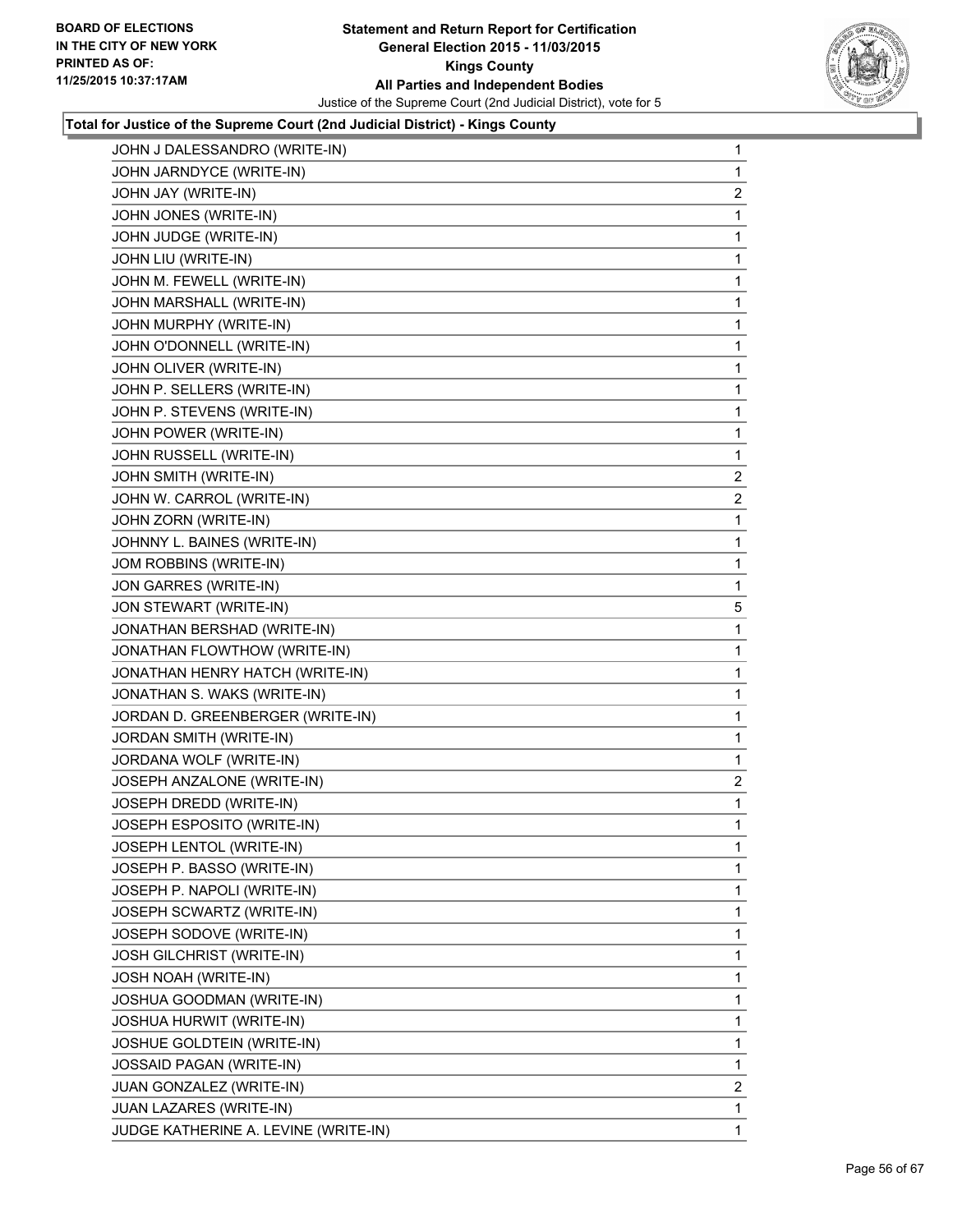**Total for Justice of the Supreme Court (2nd Judicial District) - Kings County**

| | |
|---|---|
| JOHN J DALESSANDRO (WRITE-IN) | 1 |
| JOHN JARNDYCE (WRITE-IN) | 1 |
| JOHN JAY (WRITE-IN) | 2 |
| JOHN JONES (WRITE-IN) | 1 |
| JOHN JUDGE (WRITE-IN) | 1 |
| JOHN LIU (WRITE-IN) | 1 |
| JOHN M. FEWELL (WRITE-IN) | 1 |
| JOHN MARSHALL (WRITE-IN) | 1 |
| JOHN MURPHY (WRITE-IN) | 1 |
| JOHN O'DONNELL (WRITE-IN) | 1 |
| JOHN OLIVER (WRITE-IN) | 1 |
| JOHN P. SELLERS (WRITE-IN) | 1 |
| JOHN P. STEVENS (WRITE-IN) | 1 |
| JOHN POWER (WRITE-IN) | 1 |
| JOHN RUSSELL (WRITE-IN) | 1 |
| JOHN SMITH (WRITE-IN) | 2 |
| JOHN W. CARROL (WRITE-IN) | 2 |
| JOHN ZORN (WRITE-IN) | 1 |
| JOHNNY L. BAINES (WRITE-IN) | 1 |
| JOM ROBBINS (WRITE-IN) | 1 |
| JON GARRES (WRITE-IN) | 1 |
| JON STEWART (WRITE-IN) | 5 |
| JONATHAN BERSHAD (WRITE-IN) | 1 |
| JONATHAN FLOWTHOW (WRITE-IN) | 1 |
| JONATHAN HENRY HATCH (WRITE-IN) | 1 |
| JONATHAN S. WAKS (WRITE-IN) | 1 |
| JORDAN D. GREENBERGER (WRITE-IN) | 1 |
| JORDAN SMITH (WRITE-IN) | 1 |
| JORDANA WOLF (WRITE-IN) | 1 |
| JOSEPH ANZALONE (WRITE-IN) | 2 |
| JOSEPH DREDD (WRITE-IN) | 1 |
| JOSEPH ESPOSITO (WRITE-IN) | 1 |
| JOSEPH LENTOL (WRITE-IN) | 1 |
| JOSEPH P. BASSO (WRITE-IN) | 1 |
| JOSEPH P. NAPOLI (WRITE-IN) | 1 |
| JOSEPH SCWARTZ (WRITE-IN) | 1 |
| JOSEPH SODOVE (WRITE-IN) | 1 |
| JOSH GILCHRIST (WRITE-IN) | 1 |
| JOSH NOAH (WRITE-IN) | 1 |
| JOSHUA GOODMAN (WRITE-IN) | 1 |
| JOSHUA HURWIT (WRITE-IN) | 1 |
| JOSHUE GOLDTEIN (WRITE-IN) | 1 |
| JOSSAID PAGAN (WRITE-IN) | 1 |
| JUAN GONZALEZ (WRITE-IN) | 2 |
| JUAN LAZARES (WRITE-IN) | 1 |
| JUDGE KATHERINE A. LEVINE (WRITE-IN) | 1 |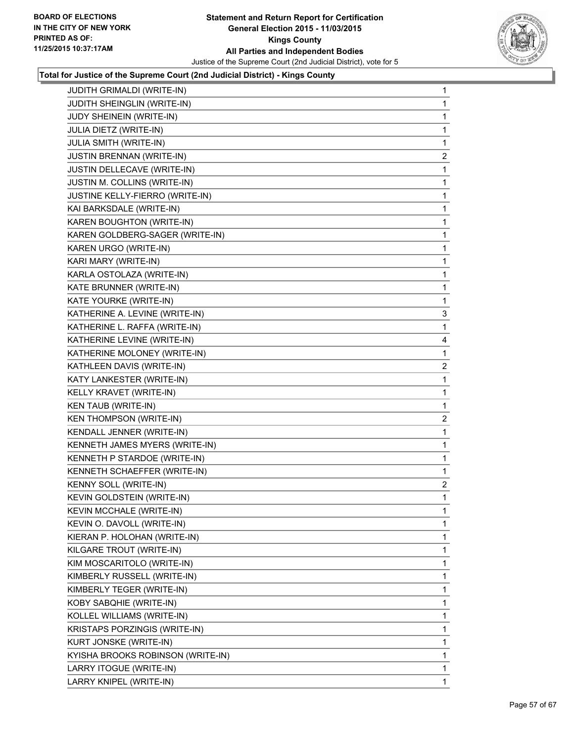**Total for Justice of the Supreme Court (2nd Judicial District) - Kings County**

| Candidate | Votes |
|---|---|
| JUDITH GRIMALDI (WRITE-IN) | 1 |
| JUDITH SHEINGLIN (WRITE-IN) | 1 |
| JUDY SHEINEIN (WRITE-IN) | 1 |
| JULIA DIETZ (WRITE-IN) | 1 |
| JULIA SMITH (WRITE-IN) | 1 |
| JUSTIN BRENNAN (WRITE-IN) | 2 |
| JUSTIN DELLECAVE (WRITE-IN) | 1 |
| JUSTIN M. COLLINS (WRITE-IN) | 1 |
| JUSTINE KELLY-FIERRO (WRITE-IN) | 1 |
| KAI BARKSDALE (WRITE-IN) | 1 |
| KAREN BOUGHTON (WRITE-IN) | 1 |
| KAREN GOLDBERG-SAGER (WRITE-IN) | 1 |
| KAREN URGO (WRITE-IN) | 1 |
| KARI MARY (WRITE-IN) | 1 |
| KARLA OSTOLAZA (WRITE-IN) | 1 |
| KATE BRUNNER (WRITE-IN) | 1 |
| KATE YOURKE (WRITE-IN) | 1 |
| KATHERINE A. LEVINE (WRITE-IN) | 3 |
| KATHERINE L. RAFFA (WRITE-IN) | 1 |
| KATHERINE LEVINE (WRITE-IN) | 4 |
| KATHERINE MOLONEY (WRITE-IN) | 1 |
| KATHLEEN DAVIS (WRITE-IN) | 2 |
| KATY LANKESTER (WRITE-IN) | 1 |
| KELLY KRAVET (WRITE-IN) | 1 |
| KEN TAUB (WRITE-IN) | 1 |
| KEN THOMPSON (WRITE-IN) | 2 |
| KENDALL JENNER (WRITE-IN) | 1 |
| KENNETH JAMES MYERS (WRITE-IN) | 1 |
| KENNETH P STARDOE (WRITE-IN) | 1 |
| KENNETH SCHAEFFER (WRITE-IN) | 1 |
| KENNY SOLL (WRITE-IN) | 2 |
| KEVIN GOLDSTEIN (WRITE-IN) | 1 |
| KEVIN MCCHALE (WRITE-IN) | 1 |
| KEVIN O. DAVOLL (WRITE-IN) | 1 |
| KIERAN P. HOLOHAN (WRITE-IN) | 1 |
| KILGARE TROUT (WRITE-IN) | 1 |
| KIM MOSCARITOLO (WRITE-IN) | 1 |
| KIMBERLY RUSSELL (WRITE-IN) | 1 |
| KIMBERLY TEGER (WRITE-IN) | 1 |
| KOBY SABQHIE (WRITE-IN) | 1 |
| KOLLEL WILLIAMS (WRITE-IN) | 1 |
| KRISTAPS PORZINGIS (WRITE-IN) | 1 |
| KURT JONSKE (WRITE-IN) | 1 |
| KYISHA BROOKS ROBINSON (WRITE-IN) | 1 |
| LARRY ITOGUE (WRITE-IN) | 1 |
| LARRY KNIPEL (WRITE-IN) | 1 |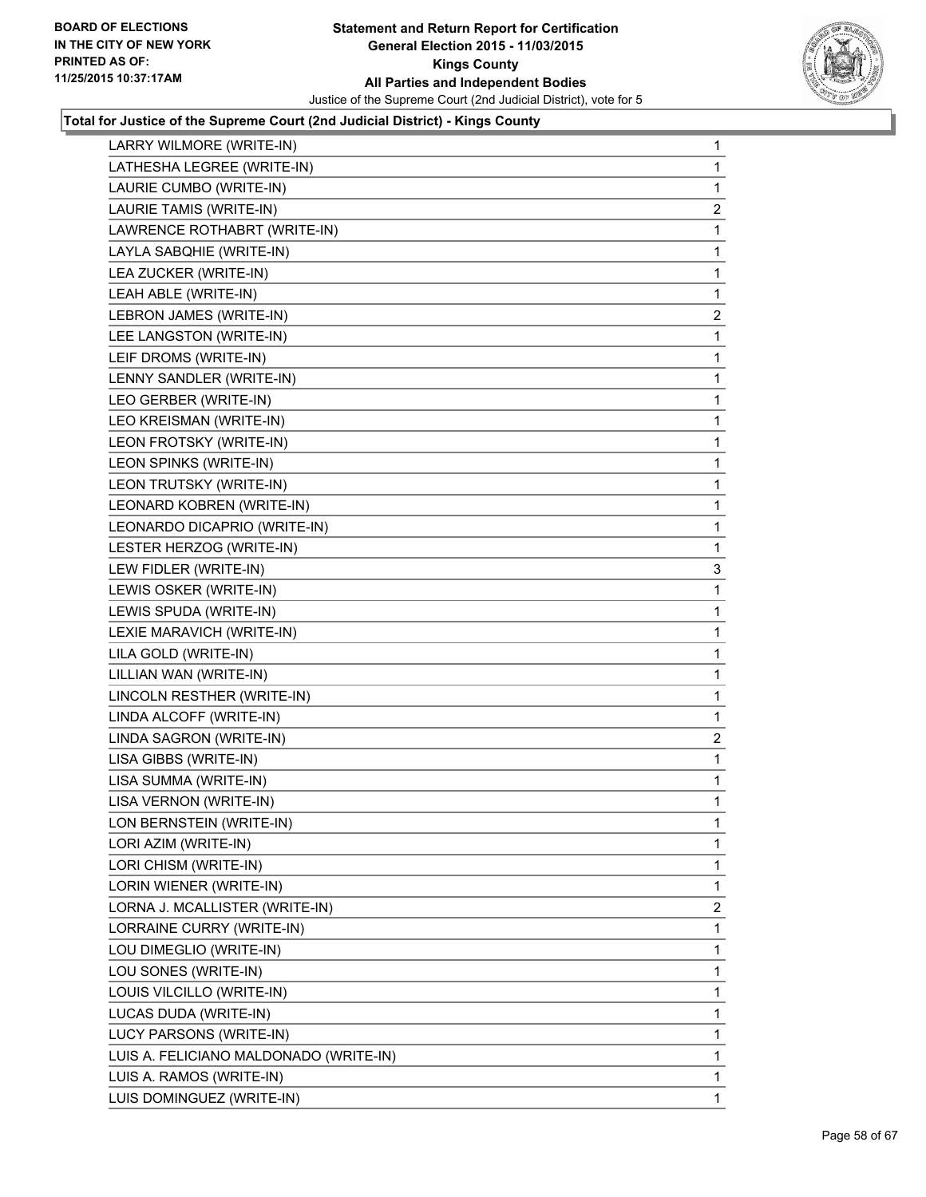**Statement and Return Report for Certification**
**General Election 2015 - 11/03/2015**
**Kings County**
**All Parties and Independent Bodies**
Justice of the Supreme Court (2nd Judicial District), vote for 5

BOARD OF ELECTIONS IN THE CITY OF NEW YORK PRINTED AS OF: 11/25/2015 10:37:17AM

**Total for Justice of the Supreme Court (2nd Judicial District) - Kings County**

| | |
|---|---|
| LARRY WILMORE (WRITE-IN) | 1 |
| LATHESHA LEGREE (WRITE-IN) | 1 |
| LAURIE CUMBO (WRITE-IN) | 1 |
| LAURIE TAMIS (WRITE-IN) | 2 |
| LAWRENCE ROTHABRT (WRITE-IN) | 1 |
| LAYLA SABQHIE (WRITE-IN) | 1 |
| LEA ZUCKER (WRITE-IN) | 1 |
| LEAH ABLE (WRITE-IN) | 1 |
| LEBRON JAMES (WRITE-IN) | 2 |
| LEE LANGSTON (WRITE-IN) | 1 |
| LEIF DROMS (WRITE-IN) | 1 |
| LENNY SANDLER (WRITE-IN) | 1 |
| LEO GERBER (WRITE-IN) | 1 |
| LEO KREISMAN (WRITE-IN) | 1 |
| LEON FROTSKY (WRITE-IN) | 1 |
| LEON SPINKS (WRITE-IN) | 1 |
| LEON TRUTSKY (WRITE-IN) | 1 |
| LEONARD KOBREN (WRITE-IN) | 1 |
| LEONARDO DICAPRIO (WRITE-IN) | 1 |
| LESTER HERZOG (WRITE-IN) | 1 |
| LEW FIDLER (WRITE-IN) | 3 |
| LEWIS OSKER (WRITE-IN) | 1 |
| LEWIS SPUDA (WRITE-IN) | 1 |
| LEXIE MARAVICH (WRITE-IN) | 1 |
| LILA GOLD (WRITE-IN) | 1 |
| LILLIAN WAN (WRITE-IN) | 1 |
| LINCOLN RESTHER (WRITE-IN) | 1 |
| LINDA ALCOFF (WRITE-IN) | 1 |
| LINDA SAGRON (WRITE-IN) | 2 |
| LISA GIBBS (WRITE-IN) | 1 |
| LISA SUMMA (WRITE-IN) | 1 |
| LISA VERNON (WRITE-IN) | 1 |
| LON BERNSTEIN (WRITE-IN) | 1 |
| LORI AZIM (WRITE-IN) | 1 |
| LORI CHISM (WRITE-IN) | 1 |
| LORIN WIENER (WRITE-IN) | 1 |
| LORNA J. MCALLISTER (WRITE-IN) | 2 |
| LORRAINE CURRY (WRITE-IN) | 1 |
| LOU DIMEGLIO (WRITE-IN) | 1 |
| LOU SONES (WRITE-IN) | 1 |
| LOUIS VILCILLO (WRITE-IN) | 1 |
| LUCAS DUDA (WRITE-IN) | 1 |
| LUCY PARSONS (WRITE-IN) | 1 |
| LUIS A. FELICIANO MALDONADO (WRITE-IN) | 1 |
| LUIS A. RAMOS (WRITE-IN) | 1 |
| LUIS DOMINGUEZ (WRITE-IN) | 1 |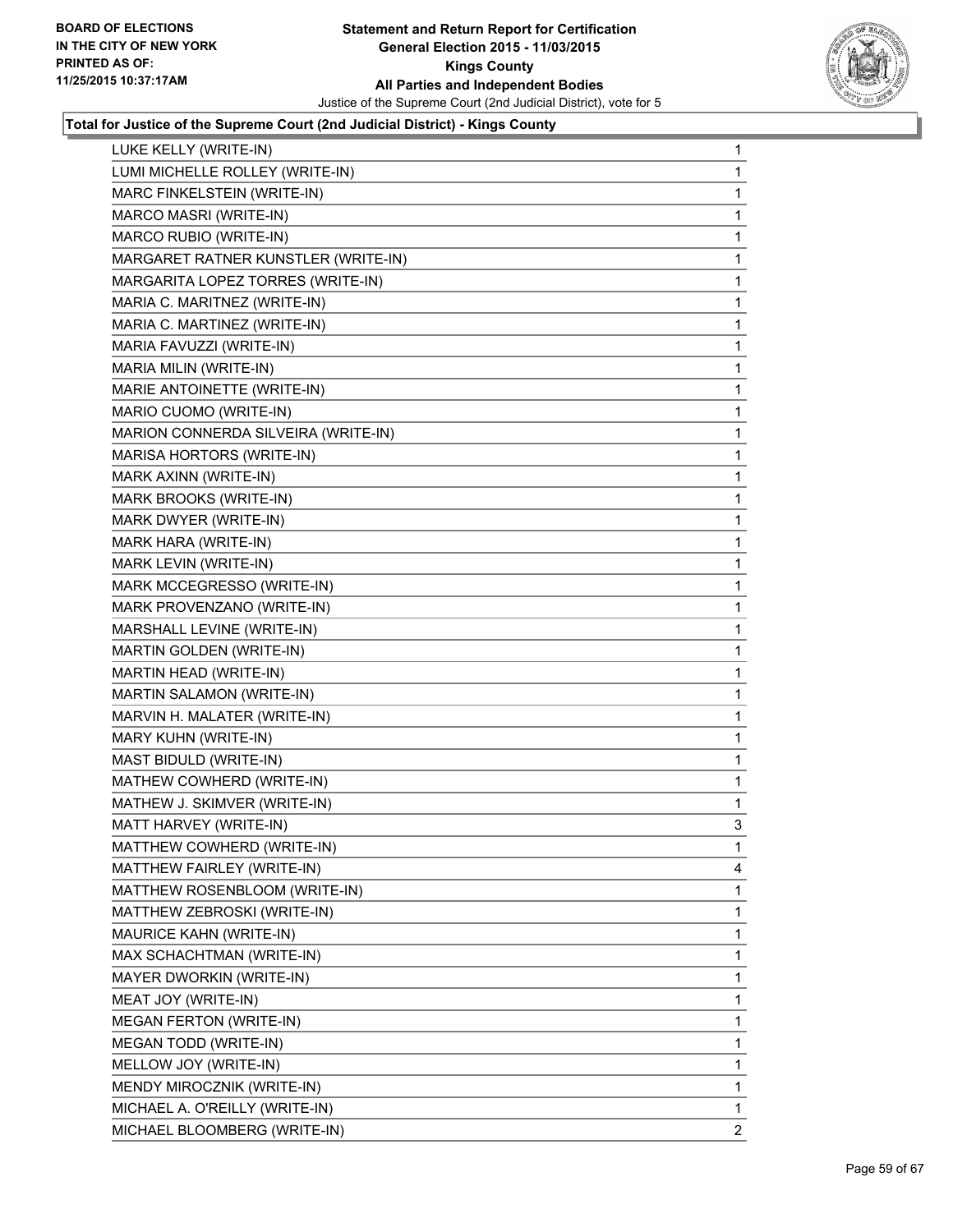**Total for Justice of the Supreme Court (2nd Judicial District) - Kings County**

| | |
|---|---|
| LUKE KELLY (WRITE-IN) | 1 |
| LUMI MICHELLE ROLLEY (WRITE-IN) | 1 |
| MARC FINKELSTEIN (WRITE-IN) | 1 |
| MARCO MASRI (WRITE-IN) | 1 |
| MARCO RUBIO (WRITE-IN) | 1 |
| MARGARET RATNER KUNSTLER (WRITE-IN) | 1 |
| MARGARITA LOPEZ TORRES (WRITE-IN) | 1 |
| MARIA C. MARITNEZ (WRITE-IN) | 1 |
| MARIA C. MARTINEZ (WRITE-IN) | 1 |
| MARIA FAVUZZI (WRITE-IN) | 1 |
| MARIA MILIN (WRITE-IN) | 1 |
| MARIE ANTOINETTE (WRITE-IN) | 1 |
| MARIO CUOMO (WRITE-IN) | 1 |
| MARION CONNERDA SILVEIRA (WRITE-IN) | 1 |
| MARISA HORTORS (WRITE-IN) | 1 |
| MARK AXINN (WRITE-IN) | 1 |
| MARK BROOKS (WRITE-IN) | 1 |
| MARK DWYER (WRITE-IN) | 1 |
| MARK HARA (WRITE-IN) | 1 |
| MARK LEVIN (WRITE-IN) | 1 |
| MARK MCCEGRESSO (WRITE-IN) | 1 |
| MARK PROVENZANO (WRITE-IN) | 1 |
| MARSHALL LEVINE (WRITE-IN) | 1 |
| MARTIN GOLDEN (WRITE-IN) | 1 |
| MARTIN HEAD (WRITE-IN) | 1 |
| MARTIN SALAMON (WRITE-IN) | 1 |
| MARVIN H. MALATER (WRITE-IN) | 1 |
| MARY KUHN (WRITE-IN) | 1 |
| MAST BIDULD (WRITE-IN) | 1 |
| MATHEW COWHERD (WRITE-IN) | 1 |
| MATHEW J. SKIMVER (WRITE-IN) | 1 |
| MATT HARVEY (WRITE-IN) | 3 |
| MATTHEW COWHERD (WRITE-IN) | 1 |
| MATTHEW FAIRLEY (WRITE-IN) | 4 |
| MATTHEW ROSENBLOOM (WRITE-IN) | 1 |
| MATTHEW ZEBROSKI (WRITE-IN) | 1 |
| MAURICE KAHN (WRITE-IN) | 1 |
| MAX SCHACHTMAN (WRITE-IN) | 1 |
| MAYER DWORKIN (WRITE-IN) | 1 |
| MEAT JOY (WRITE-IN) | 1 |
| MEGAN FERTON (WRITE-IN) | 1 |
| MEGAN TODD (WRITE-IN) | 1 |
| MELLOW JOY (WRITE-IN) | 1 |
| MENDY MIROCZNIK (WRITE-IN) | 1 |
| MICHAEL A. O'REILLY (WRITE-IN) | 1 |
| MICHAEL BLOOMBERG (WRITE-IN) | 2 |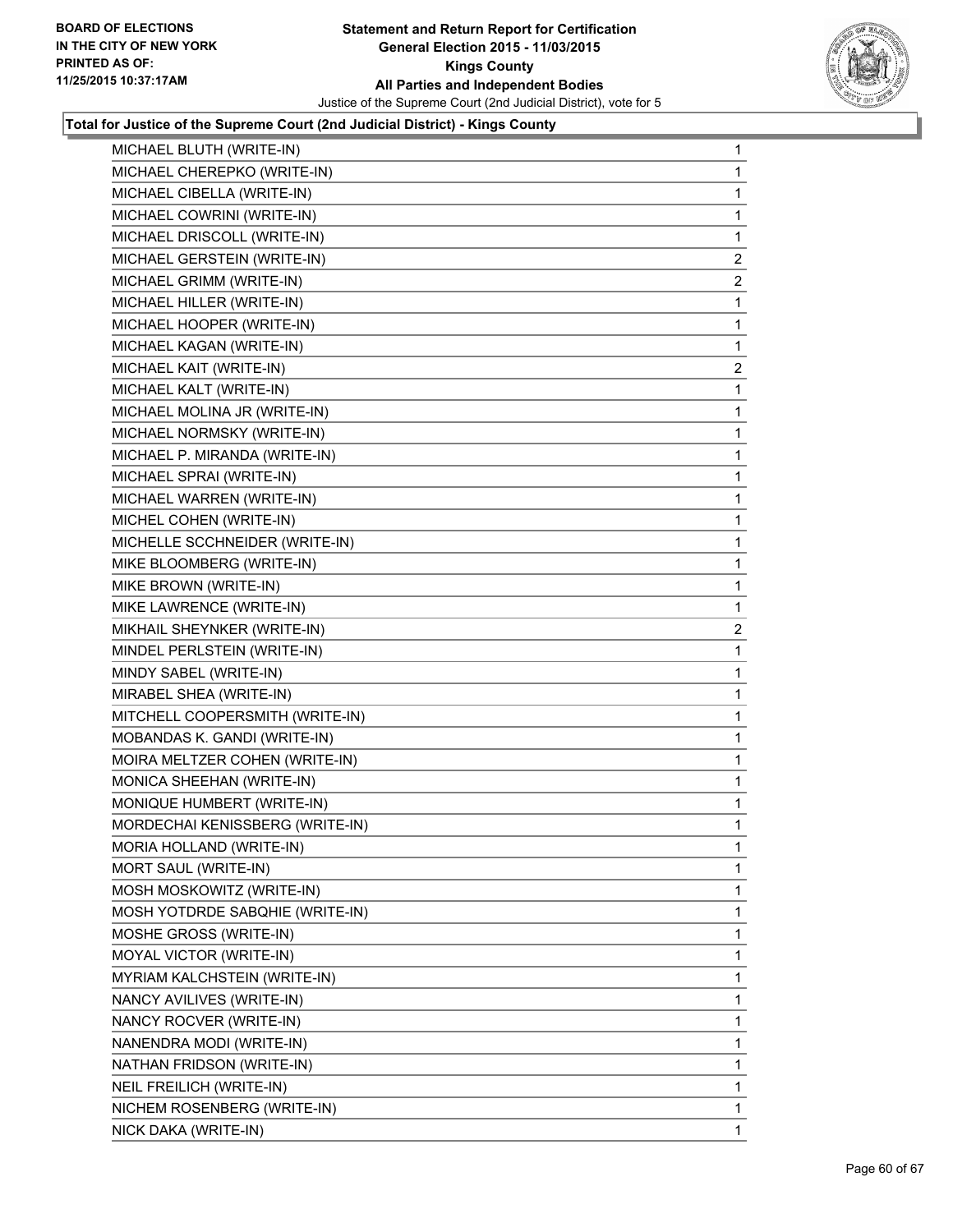**Total for Justice of the Supreme Court (2nd Judicial District) - Kings County**

| | |
|---|---|
| MICHAEL BLUTH (WRITE-IN) | 1 |
| MICHAEL CHEREPKO (WRITE-IN) | 1 |
| MICHAEL CIBELLA (WRITE-IN) | 1 |
| MICHAEL COWRINI (WRITE-IN) | 1 |
| MICHAEL DRISCOLL (WRITE-IN) | 1 |
| MICHAEL GERSTEIN (WRITE-IN) | 2 |
| MICHAEL GRIMM (WRITE-IN) | 2 |
| MICHAEL HILLER (WRITE-IN) | 1 |
| MICHAEL HOOPER (WRITE-IN) | 1 |
| MICHAEL KAGAN (WRITE-IN) | 1 |
| MICHAEL KAIT (WRITE-IN) | 2 |
| MICHAEL KALT (WRITE-IN) | 1 |
| MICHAEL MOLINA JR (WRITE-IN) | 1 |
| MICHAEL NORMSKY (WRITE-IN) | 1 |
| MICHAEL P. MIRANDA (WRITE-IN) | 1 |
| MICHAEL SPRAI (WRITE-IN) | 1 |
| MICHAEL WARREN (WRITE-IN) | 1 |
| MICHEL COHEN (WRITE-IN) | 1 |
| MICHELLE SCCHNEIDER (WRITE-IN) | 1 |
| MIKE BLOOMBERG (WRITE-IN) | 1 |
| MIKE BROWN (WRITE-IN) | 1 |
| MIKE LAWRENCE (WRITE-IN) | 1 |
| MIKHAIL SHEYNKER (WRITE-IN) | 2 |
| MINDEL PERLSTEIN (WRITE-IN) | 1 |
| MINDY SABEL (WRITE-IN) | 1 |
| MIRABEL SHEA (WRITE-IN) | 1 |
| MITCHELL COOPERSMITH (WRITE-IN) | 1 |
| MOBANDAS K. GANDI (WRITE-IN) | 1 |
| MOIRA MELTZER COHEN (WRITE-IN) | 1 |
| MONICA SHEEHAN (WRITE-IN) | 1 |
| MONIQUE HUMBERT (WRITE-IN) | 1 |
| MORDECHAI KENISSBERG (WRITE-IN) | 1 |
| MORIA HOLLAND (WRITE-IN) | 1 |
| MORT SAUL (WRITE-IN) | 1 |
| MOSH MOSKOWITZ (WRITE-IN) | 1 |
| MOSH YOTDRDE SABQHIE (WRITE-IN) | 1 |
| MOSHE GROSS (WRITE-IN) | 1 |
| MOYAL VICTOR (WRITE-IN) | 1 |
| MYRIAM KALCHSTEIN (WRITE-IN) | 1 |
| NANCY AVILIVES (WRITE-IN) | 1 |
| NANCY ROCVER (WRITE-IN) | 1 |
| NANENDRA MODI (WRITE-IN) | 1 |
| NATHAN FRIDSON (WRITE-IN) | 1 |
| NEIL FREILICH (WRITE-IN) | 1 |
| NICHEM ROSENBERG (WRITE-IN) | 1 |
| NICK DAKA (WRITE-IN) | 1 |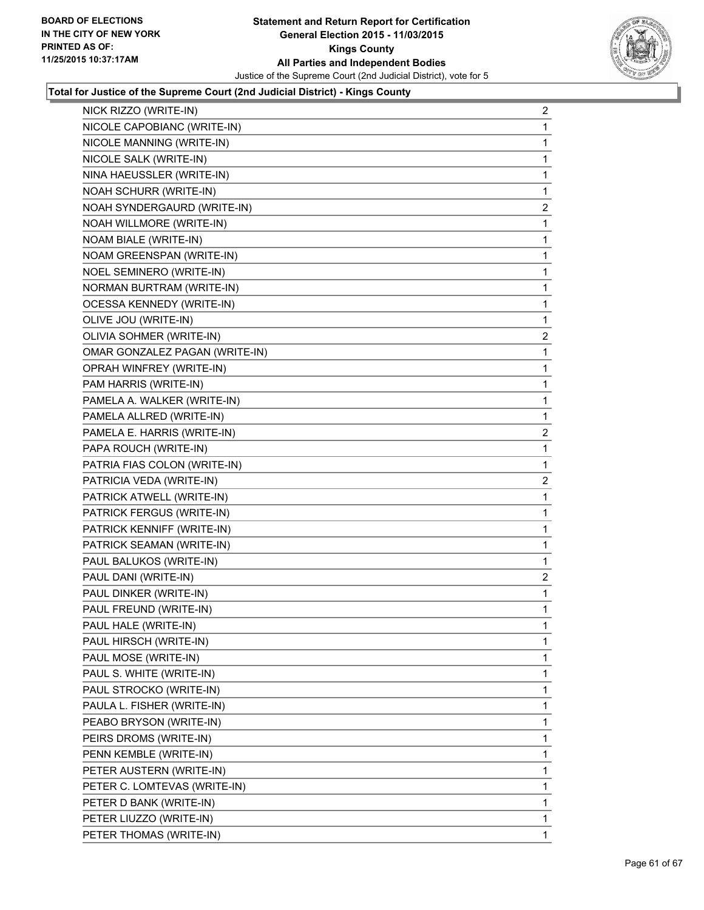**Statement and Return Report for Certification**
**General Election 2015 - 11/03/2015**
**Kings County**
**All Parties and Independent Bodies**
Justice of the Supreme Court (2nd Judicial District), vote for 5

BOARD OF ELECTIONS IN THE CITY OF NEW YORK PRINTED AS OF: 11/25/2015 10:37:17AM

### Total for Justice of the Supreme Court (2nd Judicial District) - Kings County

| Candidate | Votes |
|---|---|
| NICK RIZZO (WRITE-IN) | 2 |
| NICOLE CAPOBIANC (WRITE-IN) | 1 |
| NICOLE MANNING (WRITE-IN) | 1 |
| NICOLE SALK (WRITE-IN) | 1 |
| NINA HAEUSSLER (WRITE-IN) | 1 |
| NOAH SCHURR (WRITE-IN) | 1 |
| NOAH SYNDERGAURD (WRITE-IN) | 2 |
| NOAH WILLMORE (WRITE-IN) | 1 |
| NOAM BIALE (WRITE-IN) | 1 |
| NOAM GREENSPAN (WRITE-IN) | 1 |
| NOEL SEMINERO (WRITE-IN) | 1 |
| NORMAN BURTRAM (WRITE-IN) | 1 |
| OCESSA KENNEDY (WRITE-IN) | 1 |
| OLIVE JOU (WRITE-IN) | 1 |
| OLIVIA SOHMER (WRITE-IN) | 2 |
| OMAR GONZALEZ PAGAN (WRITE-IN) | 1 |
| OPRAH WINFREY (WRITE-IN) | 1 |
| PAM HARRIS (WRITE-IN) | 1 |
| PAMELA A. WALKER (WRITE-IN) | 1 |
| PAMELA ALLRED (WRITE-IN) | 1 |
| PAMELA E. HARRIS (WRITE-IN) | 2 |
| PAPA ROUCH (WRITE-IN) | 1 |
| PATRIA FIAS COLON (WRITE-IN) | 1 |
| PATRICIA VEDA (WRITE-IN) | 2 |
| PATRICK ATWELL (WRITE-IN) | 1 |
| PATRICK FERGUS (WRITE-IN) | 1 |
| PATRICK KENNIFF (WRITE-IN) | 1 |
| PATRICK SEAMAN (WRITE-IN) | 1 |
| PAUL BALUKOS (WRITE-IN) | 1 |
| PAUL DANI (WRITE-IN) | 2 |
| PAUL DINKER (WRITE-IN) | 1 |
| PAUL FREUND (WRITE-IN) | 1 |
| PAUL HALE (WRITE-IN) | 1 |
| PAUL HIRSCH (WRITE-IN) | 1 |
| PAUL MOSE (WRITE-IN) | 1 |
| PAUL S. WHITE (WRITE-IN) | 1 |
| PAUL STROCKO (WRITE-IN) | 1 |
| PAULA L. FISHER (WRITE-IN) | 1 |
| PEABO BRYSON (WRITE-IN) | 1 |
| PEIRS DROMS (WRITE-IN) | 1 |
| PENN KEMBLE (WRITE-IN) | 1 |
| PETER AUSTERN (WRITE-IN) | 1 |
| PETER C. LOMTEVAS (WRITE-IN) | 1 |
| PETER D BANK (WRITE-IN) | 1 |
| PETER LIUZZO (WRITE-IN) | 1 |
| PETER THOMAS (WRITE-IN) | 1 |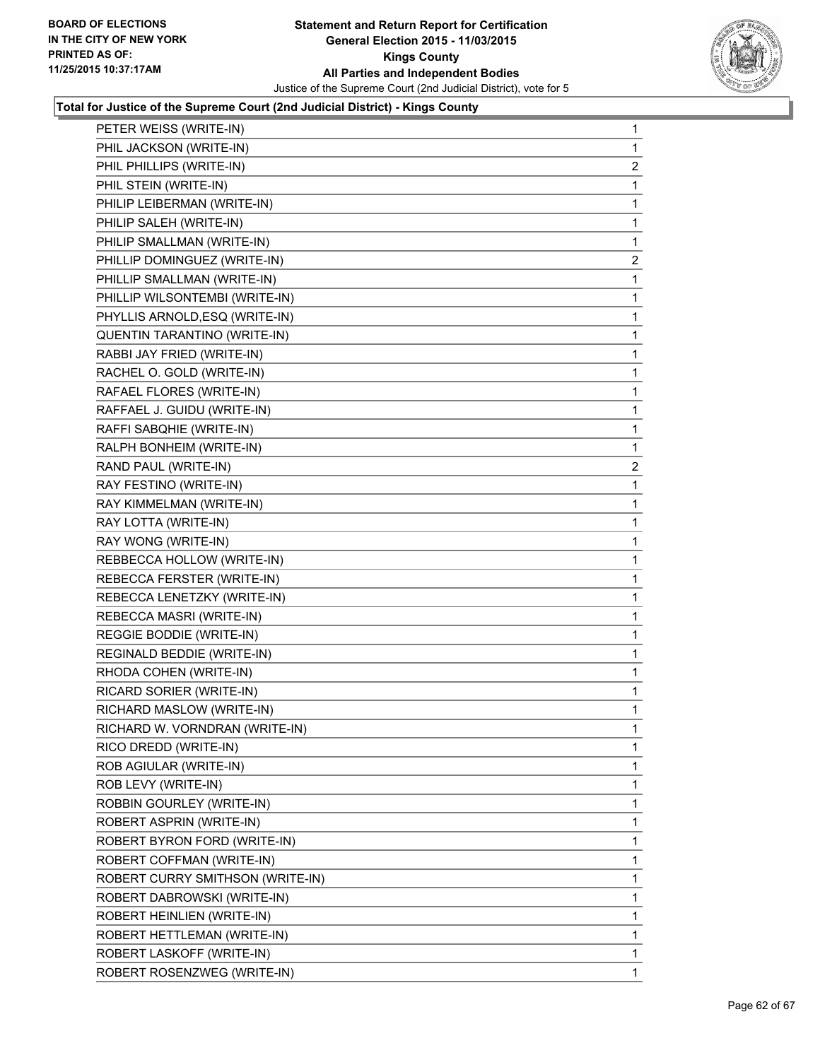**Total for Justice of the Supreme Court (2nd Judicial District) - Kings County**

| | |
|---|---|
| PETER WEISS (WRITE-IN) | 1 |
| PHIL JACKSON (WRITE-IN) | 1 |
| PHIL PHILLIPS (WRITE-IN) | 2 |
| PHIL STEIN (WRITE-IN) | 1 |
| PHILIP LEIBERMAN (WRITE-IN) | 1 |
| PHILIP SALEH (WRITE-IN) | 1 |
| PHILIP SMALLMAN (WRITE-IN) | 1 |
| PHILLIP DOMINGUEZ (WRITE-IN) | 2 |
| PHILLIP SMALLMAN (WRITE-IN) | 1 |
| PHILLIP WILSONTEMBI (WRITE-IN) | 1 |
| PHYLLIS ARNOLD,ESQ (WRITE-IN) | 1 |
| QUENTIN TARANTINO (WRITE-IN) | 1 |
| RABBI JAY FRIED (WRITE-IN) | 1 |
| RACHEL O. GOLD (WRITE-IN) | 1 |
| RAFAEL FLORES (WRITE-IN) | 1 |
| RAFFAEL J. GUIDU (WRITE-IN) | 1 |
| RAFFI SABQHIE (WRITE-IN) | 1 |
| RALPH BONHEIM (WRITE-IN) | 1 |
| RAND PAUL (WRITE-IN) | 2 |
| RAY FESTINO (WRITE-IN) | 1 |
| RAY KIMMELMAN (WRITE-IN) | 1 |
| RAY LOTTA (WRITE-IN) | 1 |
| RAY WONG (WRITE-IN) | 1 |
| REBBECCA HOLLOW (WRITE-IN) | 1 |
| REBECCA FERSTER (WRITE-IN) | 1 |
| REBECCA LENETZKY (WRITE-IN) | 1 |
| REBECCA MASRI (WRITE-IN) | 1 |
| REGGIE BODDIE (WRITE-IN) | 1 |
| REGINALD BEDDIE (WRITE-IN) | 1 |
| RHODA COHEN (WRITE-IN) | 1 |
| RICARD SORIER (WRITE-IN) | 1 |
| RICHARD MASLOW (WRITE-IN) | 1 |
| RICHARD W. VORNDRAN (WRITE-IN) | 1 |
| RICO DREDD (WRITE-IN) | 1 |
| ROB AGIULAR (WRITE-IN) | 1 |
| ROB LEVY (WRITE-IN) | 1 |
| ROBBIN GOURLEY (WRITE-IN) | 1 |
| ROBERT ASPRIN (WRITE-IN) | 1 |
| ROBERT BYRON FORD (WRITE-IN) | 1 |
| ROBERT COFFMAN (WRITE-IN) | 1 |
| ROBERT CURRY SMITHSON (WRITE-IN) | 1 |
| ROBERT DABROWSKI (WRITE-IN) | 1 |
| ROBERT HEINLIEN (WRITE-IN) | 1 |
| ROBERT HETTLEMAN (WRITE-IN) | 1 |
| ROBERT LASKOFF (WRITE-IN) | 1 |
| ROBERT ROSENZWEG (WRITE-IN) | 1 |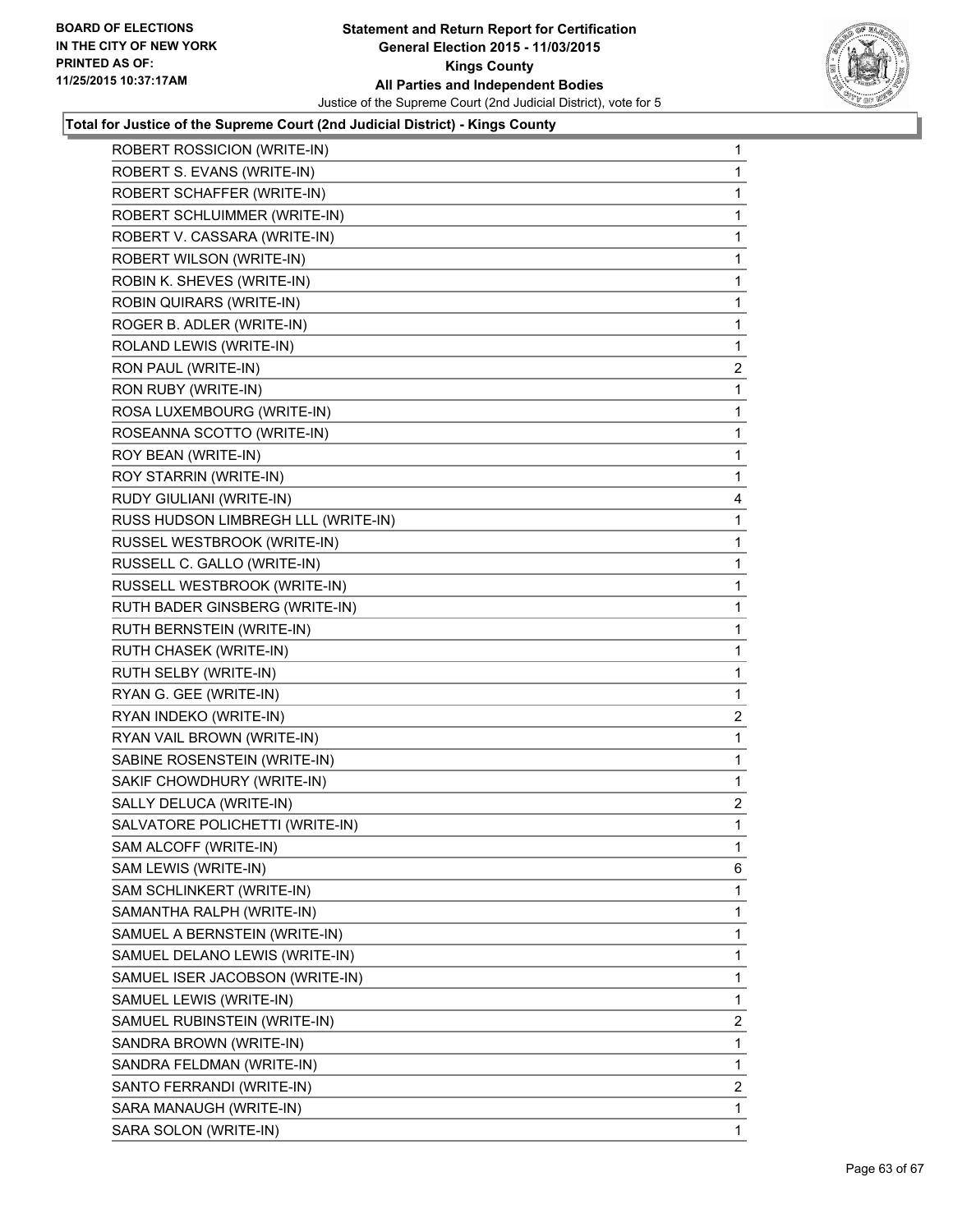**Total for Justice of the Supreme Court (2nd Judicial District) - Kings County**

| | |
|---|---|
| ROBERT ROSSICION (WRITE-IN) | 1 |
| ROBERT S. EVANS (WRITE-IN) | 1 |
| ROBERT SCHAFFER (WRITE-IN) | 1 |
| ROBERT SCHLUIMMER (WRITE-IN) | 1 |
| ROBERT V. CASSARA (WRITE-IN) | 1 |
| ROBERT WILSON (WRITE-IN) | 1 |
| ROBIN K. SHEVES (WRITE-IN) | 1 |
| ROBIN QUIRARS (WRITE-IN) | 1 |
| ROGER B. ADLER (WRITE-IN) | 1 |
| ROLAND LEWIS (WRITE-IN) | 1 |
| RON PAUL (WRITE-IN) | 2 |
| RON RUBY (WRITE-IN) | 1 |
| ROSA LUXEMBOURG (WRITE-IN) | 1 |
| ROSEANNA SCOTTO (WRITE-IN) | 1 |
| ROY BEAN (WRITE-IN) | 1 |
| ROY STARRIN (WRITE-IN) | 1 |
| RUDY GIULIANI (WRITE-IN) | 4 |
| RUSS HUDSON LIMBREGH LLL (WRITE-IN) | 1 |
| RUSSEL WESTBROOK (WRITE-IN) | 1 |
| RUSSELL C. GALLO (WRITE-IN) | 1 |
| RUSSELL WESTBROOK (WRITE-IN) | 1 |
| RUTH BADER GINSBERG (WRITE-IN) | 1 |
| RUTH BERNSTEIN (WRITE-IN) | 1 |
| RUTH CHASEK (WRITE-IN) | 1 |
| RUTH SELBY (WRITE-IN) | 1 |
| RYAN G. GEE (WRITE-IN) | 1 |
| RYAN INDEKO (WRITE-IN) | 2 |
| RYAN VAIL BROWN (WRITE-IN) | 1 |
| SABINE ROSENSTEIN (WRITE-IN) | 1 |
| SAKIF CHOWDHURY (WRITE-IN) | 1 |
| SALLY DELUCA (WRITE-IN) | 2 |
| SALVATORE POLICHETTI (WRITE-IN) | 1 |
| SAM ALCOFF (WRITE-IN) | 1 |
| SAM LEWIS (WRITE-IN) | 6 |
| SAM SCHLINKERT (WRITE-IN) | 1 |
| SAMANTHA RALPH (WRITE-IN) | 1 |
| SAMUEL A BERNSTEIN (WRITE-IN) | 1 |
| SAMUEL DELANO LEWIS (WRITE-IN) | 1 |
| SAMUEL ISER JACOBSON (WRITE-IN) | 1 |
| SAMUEL LEWIS (WRITE-IN) | 1 |
| SAMUEL RUBINSTEIN (WRITE-IN) | 2 |
| SANDRA BROWN (WRITE-IN) | 1 |
| SANDRA FELDMAN (WRITE-IN) | 1 |
| SANTO FERRANDI (WRITE-IN) | 2 |
| SARA MANAUGH (WRITE-IN) | 1 |
| SARA SOLON (WRITE-IN) | 1 |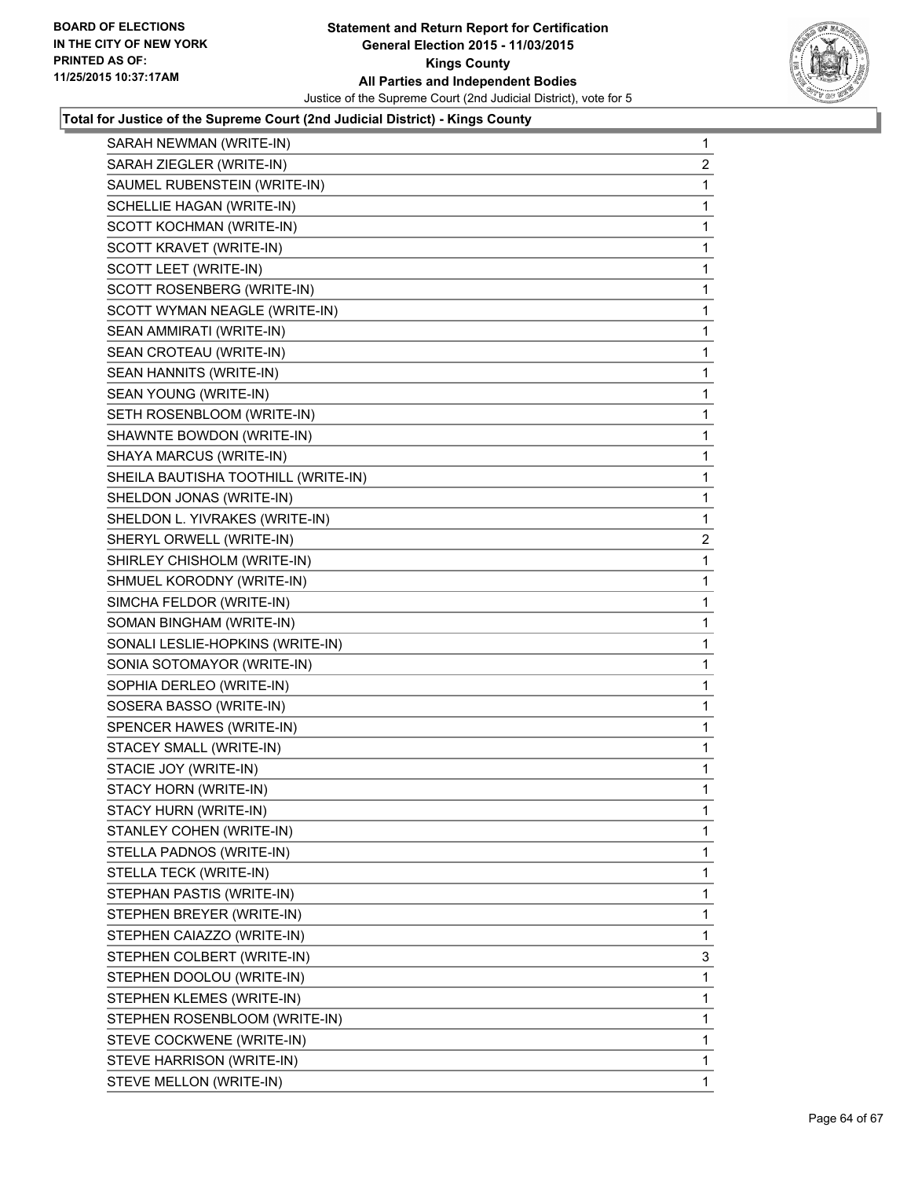**Total for Justice of the Supreme Court (2nd Judicial District) - Kings County**

| Candidate | Votes |
|---|---|
| SARAH NEWMAN (WRITE-IN) | 1 |
| SARAH ZIEGLER (WRITE-IN) | 2 |
| SAUMEL RUBENSTEIN (WRITE-IN) | 1 |
| SCHELLIE HAGAN (WRITE-IN) | 1 |
| SCOTT KOCHMAN (WRITE-IN) | 1 |
| SCOTT KRAVET (WRITE-IN) | 1 |
| SCOTT LEET (WRITE-IN) | 1 |
| SCOTT ROSENBERG (WRITE-IN) | 1 |
| SCOTT WYMAN NEAGLE (WRITE-IN) | 1 |
| SEAN AMMIRATI (WRITE-IN) | 1 |
| SEAN CROTEAU (WRITE-IN) | 1 |
| SEAN HANNITS (WRITE-IN) | 1 |
| SEAN YOUNG (WRITE-IN) | 1 |
| SETH ROSENBLOOM (WRITE-IN) | 1 |
| SHAWNTE BOWDON (WRITE-IN) | 1 |
| SHAYA MARCUS (WRITE-IN) | 1 |
| SHEILA BAUTISHA TOOTHILL (WRITE-IN) | 1 |
| SHELDON JONAS (WRITE-IN) | 1 |
| SHELDON L. YIVRAKES (WRITE-IN) | 1 |
| SHERYL ORWELL (WRITE-IN) | 2 |
| SHIRLEY CHISHOLM (WRITE-IN) | 1 |
| SHMUEL KORODNY (WRITE-IN) | 1 |
| SIMCHA FELDOR (WRITE-IN) | 1 |
| SOMAN BINGHAM (WRITE-IN) | 1 |
| SONALI LESLIE-HOPKINS (WRITE-IN) | 1 |
| SONIA SOTOMAYOR (WRITE-IN) | 1 |
| SOPHIA DERLEO (WRITE-IN) | 1 |
| SOSERA BASSO (WRITE-IN) | 1 |
| SPENCER HAWES (WRITE-IN) | 1 |
| STACEY SMALL (WRITE-IN) | 1 |
| STACIE JOY (WRITE-IN) | 1 |
| STACY HORN (WRITE-IN) | 1 |
| STACY HURN (WRITE-IN) | 1 |
| STANLEY COHEN (WRITE-IN) | 1 |
| STELLA PADNOS (WRITE-IN) | 1 |
| STELLA TECK (WRITE-IN) | 1 |
| STEPHAN PASTIS (WRITE-IN) | 1 |
| STEPHEN BREYER (WRITE-IN) | 1 |
| STEPHEN CAIAZZO (WRITE-IN) | 1 |
| STEPHEN COLBERT (WRITE-IN) | 3 |
| STEPHEN DOOLOU (WRITE-IN) | 1 |
| STEPHEN KLEMES (WRITE-IN) | 1 |
| STEPHEN ROSENBLOOM (WRITE-IN) | 1 |
| STEVE COCKWENE (WRITE-IN) | 1 |
| STEVE HARRISON (WRITE-IN) | 1 |
| STEVE MELLON (WRITE-IN) | 1 |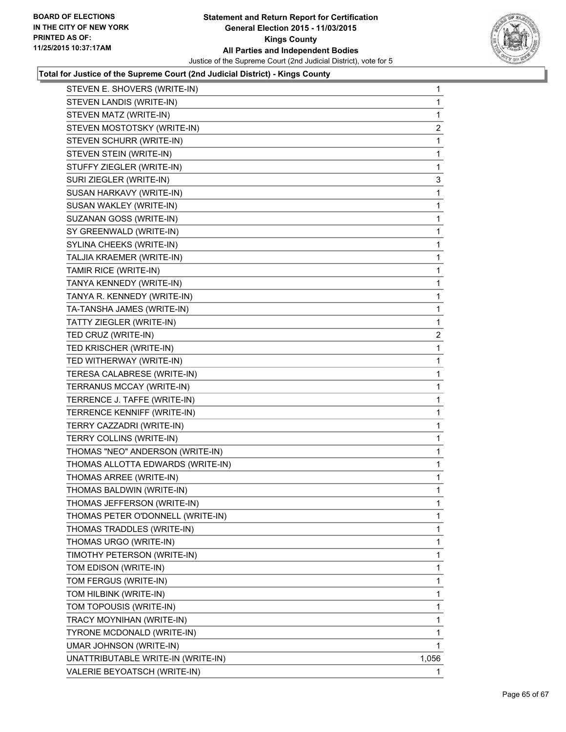**Total for Justice of the Supreme Court (2nd Judicial District) - Kings County**

| Candidate | Votes |
|---|---|
| STEVEN E. SHOVERS (WRITE-IN) | 1 |
| STEVEN LANDIS (WRITE-IN) | 1 |
| STEVEN MATZ (WRITE-IN) | 1 |
| STEVEN MOSTOTSKY (WRITE-IN) | 2 |
| STEVEN SCHURR (WRITE-IN) | 1 |
| STEVEN STEIN (WRITE-IN) | 1 |
| STUFFY ZIEGLER (WRITE-IN) | 1 |
| SURI ZIEGLER (WRITE-IN) | 3 |
| SUSAN HARKAVY (WRITE-IN) | 1 |
| SUSAN WAKLEY (WRITE-IN) | 1 |
| SUZANAN GOSS (WRITE-IN) | 1 |
| SY GREENWALD (WRITE-IN) | 1 |
| SYLINA CHEEKS (WRITE-IN) | 1 |
| TALJIA KRAEMER (WRITE-IN) | 1 |
| TAMIR RICE (WRITE-IN) | 1 |
| TANYA KENNEDY (WRITE-IN) | 1 |
| TANYA R. KENNEDY (WRITE-IN) | 1 |
| TA-TANSHA JAMES (WRITE-IN) | 1 |
| TATTY ZIEGLER (WRITE-IN) | 1 |
| TED CRUZ (WRITE-IN) | 2 |
| TED KRISCHER (WRITE-IN) | 1 |
| TED WITHERWAY (WRITE-IN) | 1 |
| TERESA CALABRESE (WRITE-IN) | 1 |
| TERRANUS MCCAY (WRITE-IN) | 1 |
| TERRENCE J. TAFFE (WRITE-IN) | 1 |
| TERRENCE KENNIFF (WRITE-IN) | 1 |
| TERRY CAZZADRI (WRITE-IN) | 1 |
| TERRY COLLINS (WRITE-IN) | 1 |
| THOMAS "NEO" ANDERSON (WRITE-IN) | 1 |
| THOMAS ALLOTTA EDWARDS (WRITE-IN) | 1 |
| THOMAS ARREE (WRITE-IN) | 1 |
| THOMAS BALDWIN (WRITE-IN) | 1 |
| THOMAS JEFFERSON (WRITE-IN) | 1 |
| THOMAS PETER O'DONNELL (WRITE-IN) | 1 |
| THOMAS TRADDLES (WRITE-IN) | 1 |
| THOMAS URGO (WRITE-IN) | 1 |
| TIMOTHY PETERSON (WRITE-IN) | 1 |
| TOM EDISON (WRITE-IN) | 1 |
| TOM FERGUS (WRITE-IN) | 1 |
| TOM HILBINK (WRITE-IN) | 1 |
| TOM TOPOUSIS (WRITE-IN) | 1 |
| TRACY MOYNIHAN (WRITE-IN) | 1 |
| TYRONE MCDONALD (WRITE-IN) | 1 |
| UMAR JOHNSON (WRITE-IN) | 1 |
| UNATTRIBUTABLE WRITE-IN (WRITE-IN) | 1,056 |
| VALERIE BEYOATSCH (WRITE-IN) | 1 |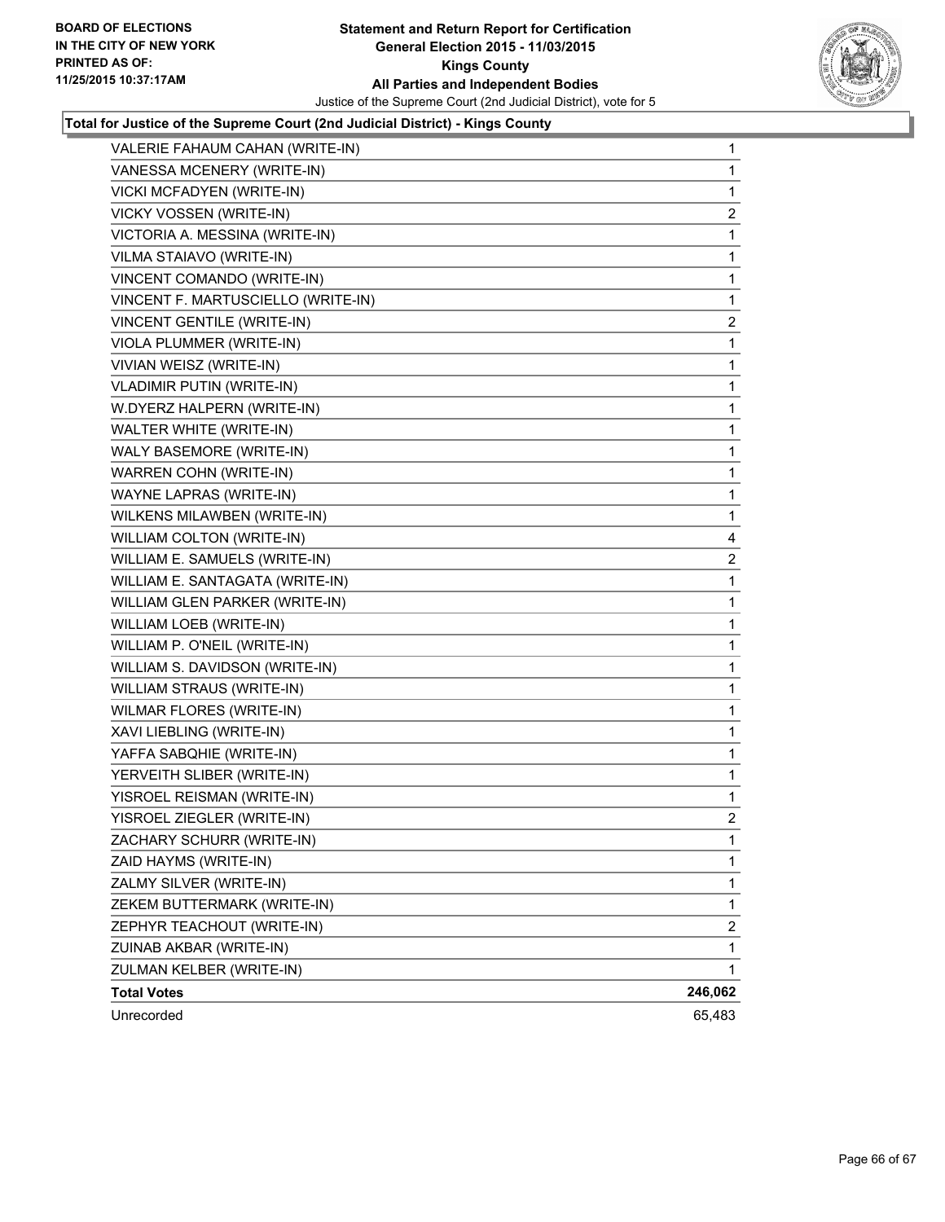**Statement and Return Report for Certification**
**General Election 2015 - 11/03/2015**
**Kings County**
**All Parties and Independent Bodies**
Justice of the Supreme Court (2nd Judicial District), vote for 5

BOARD OF ELECTIONS
IN THE CITY OF NEW YORK
PRINTED AS OF:
11/25/2015 10:37:17AM

**Total for Justice of the Supreme Court (2nd Judicial District) - Kings County**

| | |
|---|---|
| VALERIE FAHAUM CAHAN (WRITE-IN) | 1 |
| VANESSA MCENERY (WRITE-IN) | 1 |
| VICKI MCFADYEN (WRITE-IN) | 1 |
| VICKY VOSSEN (WRITE-IN) | 2 |
| VICTORIA A. MESSINA (WRITE-IN) | 1 |
| VILMA STAIAVO (WRITE-IN) | 1 |
| VINCENT COMANDO (WRITE-IN) | 1 |
| VINCENT F. MARTUSCIELLO (WRITE-IN) | 1 |
| VINCENT GENTILE (WRITE-IN) | 2 |
| VIOLA PLUMMER (WRITE-IN) | 1 |
| VIVIAN WEISZ (WRITE-IN) | 1 |
| VLADIMIR PUTIN (WRITE-IN) | 1 |
| W.DYERZ HALPERN (WRITE-IN) | 1 |
| WALTER WHITE (WRITE-IN) | 1 |
| WALY BASEMORE (WRITE-IN) | 1 |
| WARREN COHN (WRITE-IN) | 1 |
| WAYNE LAPRAS (WRITE-IN) | 1 |
| WILKENS MILAWBEN (WRITE-IN) | 1 |
| WILLIAM COLTON (WRITE-IN) | 4 |
| WILLIAM E. SAMUELS (WRITE-IN) | 2 |
| WILLIAM E. SANTAGATA (WRITE-IN) | 1 |
| WILLIAM GLEN PARKER (WRITE-IN) | 1 |
| WILLIAM LOEB (WRITE-IN) | 1 |
| WILLIAM P. O'NEIL (WRITE-IN) | 1 |
| WILLIAM S. DAVIDSON (WRITE-IN) | 1 |
| WILLIAM STRAUS (WRITE-IN) | 1 |
| WILMAR FLORES (WRITE-IN) | 1 |
| XAVI LIEBLING (WRITE-IN) | 1 |
| YAFFA SABQHIE (WRITE-IN) | 1 |
| YERVEITH SLIBER (WRITE-IN) | 1 |
| YISROEL REISMAN (WRITE-IN) | 1 |
| YISROEL ZIEGLER (WRITE-IN) | 2 |
| ZACHARY SCHURR (WRITE-IN) | 1 |
| ZAID HAYMS (WRITE-IN) | 1 |
| ZALMY SILVER (WRITE-IN) | 1 |
| ZEKEM BUTTERMARK (WRITE-IN) | 1 |
| ZEPHYR TEACHOUT (WRITE-IN) | 2 |
| ZUINAB AKBAR (WRITE-IN) | 1 |
| ZULMAN KELBER (WRITE-IN) | 1 |
| **Total Votes** | **246,062** |
| Unrecorded | 65,483 |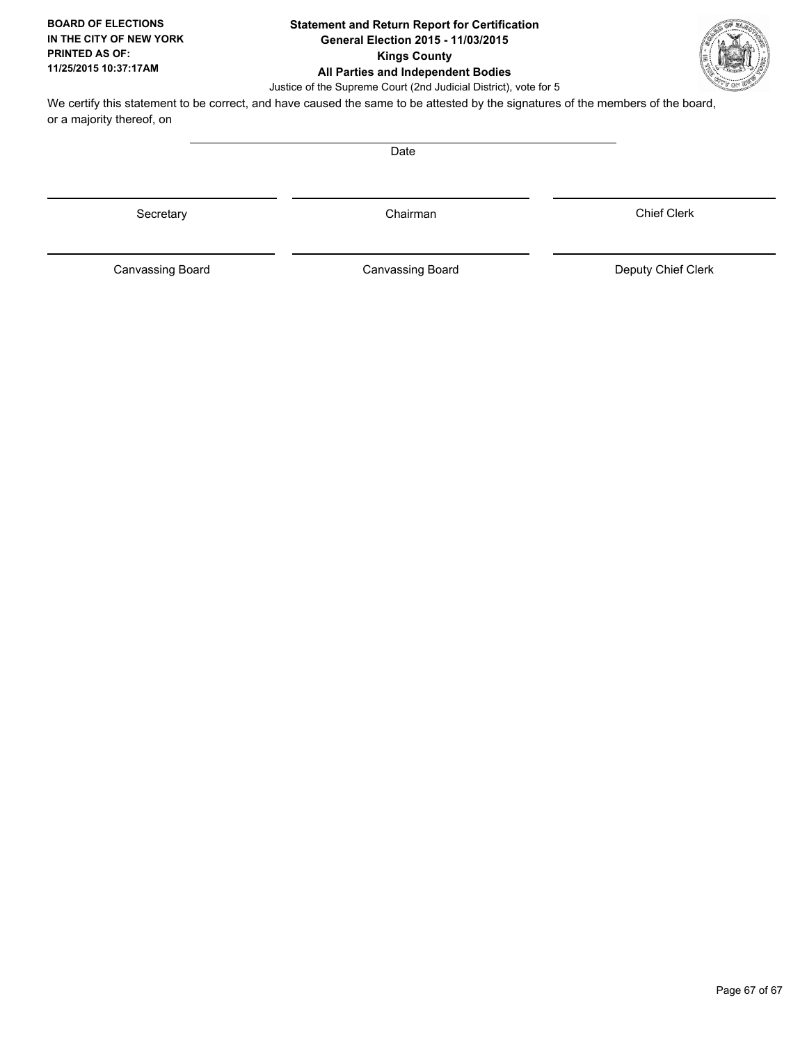**BOARD OF ELECTIONS IN THE CITY OF NEW YORK PRINTED AS OF: 11/25/2015 10:37:17AM**

**Statement and Return Report for Certification**
**General Election 2015 - 11/03/2015**
**Kings County**
**All Parties and Independent Bodies**
Justice of the Supreme Court (2nd Judicial District), vote for 5

We certify this statement to be correct, and have caused the same to be attested by the signatures of the members of the board, or a majority thereof, on

Date

| | | |
|---|---|---|
| Secretary | Chairman | Chief Clerk |
| Canvassing Board | Canvassing Board | Deputy Chief Clerk |